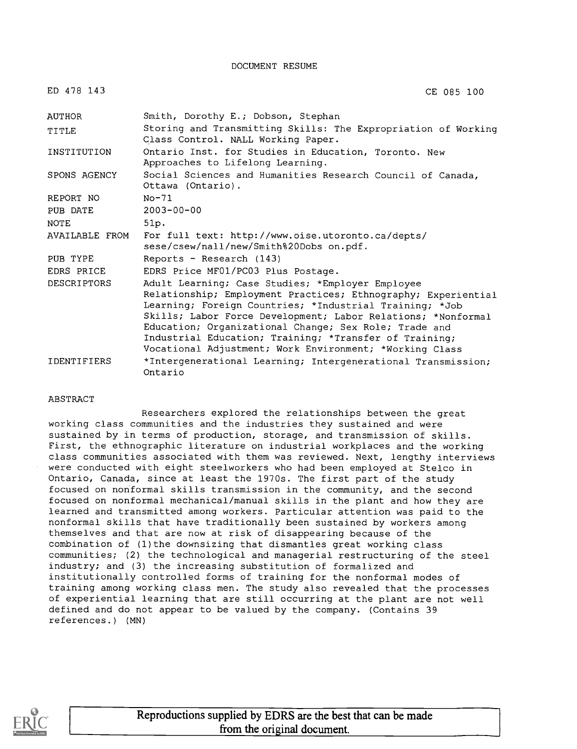DOCUMENT RESUME

| | |
|---|---|
| ED 478 143 | CE 085 100 |
| AUTHOR | Smith, Dorothy E.; Dobson, Stephan |
| TITLE | Storing and Transmitting Skills: The Expropriation of Working Class Control. NALL Working Paper. |
| INSTITUTION | Ontario Inst. for Studies in Education, Toronto. New Approaches to Lifelong Learning. |
| SPONS AGENCY | Social Sciences and Humanities Research Council of Canada, Ottawa (Ontario). |
| REPORT NO | No-71 |
| PUB DATE | 2003-00-00 |
| NOTE | 51p. |
| AVAILABLE FROM | For full text: http://www.oise.utoronto.ca/depts/sese/csew/nall/new/Smith%20Dobs on.pdf. |
| PUB TYPE | Reports - Research (143) |
| EDRS PRICE | EDRS Price MF01/PC03 Plus Postage. |
| DESCRIPTORS | Adult Learning; Case Studies; *Employer Employee Relationship; Employment Practices; Ethnography; Experiential Learning; Foreign Countries; *Industrial Training; *Job Skills; Labor Force Development; Labor Relations; *Nonformal Education; Organizational Change; Sex Role; Trade and Industrial Education; Training; *Transfer of Training; Vocational Adjustment; Work Environment; *Working Class |
| IDENTIFIERS | *Intergenerational Learning; Intergenerational Transmission; Ontario |

ABSTRACT

Researchers explored the relationships between the great working class communities and the industries they sustained and were sustained by in terms of production, storage, and transmission of skills. First, the ethnographic literature on industrial workplaces and the working class communities associated with them was reviewed. Next, lengthy interviews were conducted with eight steelworkers who had been employed at Stelco in Ontario, Canada, since at least the 1970s. The first part of the study focused on nonformal skills transmission in the community, and the second focused on nonformal mechanical/manual skills in the plant and how they are learned and transmitted among workers. Particular attention was paid to the nonformal skills that have traditionally been sustained by workers among themselves and that are now at risk of disappearing because of the combination of (1) the downsizing that dismantles great working class communities; (2) the technological and managerial restructuring of the steel industry; and (3) the increasing substitution of formalized and institutionally controlled forms of training for the nonformal modes of training among working class men. The study also revealed that the processes of experiential learning that are still occurring at the plant are not well defined and do not appear to be valued by the company. (Contains 39 references.) (MN)

Reproductions supplied by EDRS are the best that can be made from the original document.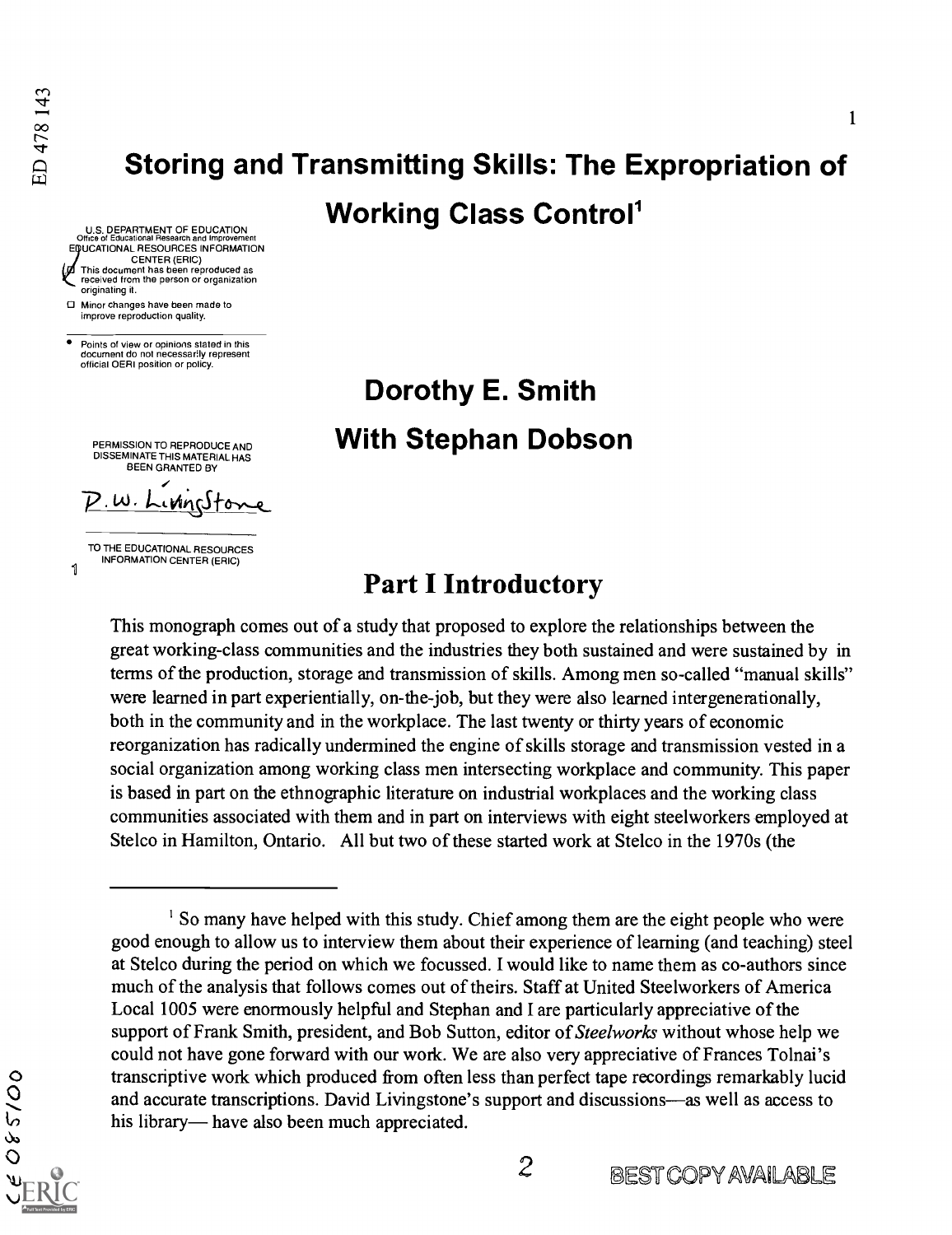# Storing and Transmitting Skills: The Expropriation of Working Class Control[1]

## Dorothy E. Smith
## With Stephan Dobson

## Part I Introductory

This monograph comes out of a study that proposed to explore the relationships between the great working-class communities and the industries they both sustained and were sustained by in terms of the production, storage and transmission of skills. Among men so-called "manual skills" were learned in part experientially, on-the-job, but they were also learned intergenerationally, both in the community and in the workplace. The last twenty or thirty years of economic reorganization has radically undermined the engine of skills storage and transmission vested in a social organization among working class men intersecting workplace and community. This paper is based in part on the ethnographic literature on industrial workplaces and the working class communities associated with them and in part on interviews with eight steelworkers employed at Stelco in Hamilton, Ontario. All but two of these started work at Stelco in the 1970s (the

[1] So many have helped with this study. Chief among them are the eight people who were good enough to allow us to interview them about their experience of learning (and teaching) steel at Stelco during the period on which we focussed. I would like to name them as co-authors since much of the analysis that follows comes out of theirs. Staff at United Steelworkers of America Local 1005 were enormously helpful and Stephan and I are particularly appreciative of the support of Frank Smith, president, and Bob Sutton, editor of *Steelworks* without whose help we could not have gone forward with our work. We are also very appreciative of Frances Tolnai's transcriptive work which produced from often less than perfect tape recordings remarkably lucid and accurate transcriptions. David Livingstone's support and discussions—as well as access to his library— have also been much appreciated.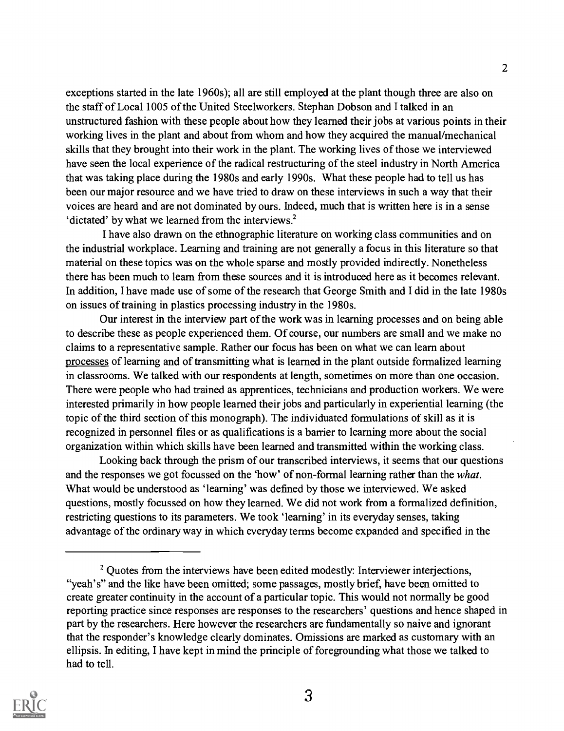exceptions started in the late 1960s); all are still employed at the plant though three are also on the staff of Local 1005 of the United Steelworkers. Stephan Dobson and I talked in an unstructured fashion with these people about how they learned their jobs at various points in their working lives in the plant and about from whom and how they acquired the manual/mechanical skills that they brought into their work in the plant. The working lives of those we interviewed have seen the local experience of the radical restructuring of the steel industry in North America that was taking place during the 1980s and early 1990s. What these people had to tell us has been our major resource and we have tried to draw on these interviews in such a way that their voices are heard and are not dominated by ours. Indeed, much that is written here is in a sense 'dictated' by what we learned from the interviews.[2]

I have also drawn on the ethnographic literature on working class communities and on the industrial workplace. Learning and training are not generally a focus in this literature so that material on these topics was on the whole sparse and mostly provided indirectly. Nonetheless there has been much to learn from these sources and it is introduced here as it becomes relevant. In addition, I have made use of some of the research that George Smith and I did in the late 1980s on issues of training in plastics processing industry in the 1980s.

Our interest in the interview part of the work was in learning processes and on being able to describe these as people experienced them. Of course, our numbers are small and we make no claims to a representative sample. Rather our focus has been on what we can learn about processes of learning and of transmitting what is learned in the plant outside formalized learning in classrooms. We talked with our respondents at length, sometimes on more than one occasion. There were people who had trained as apprentices, technicians and production workers. We were interested primarily in how people learned their jobs and particularly in experiential learning (the topic of the third section of this monograph). The individuated formulations of skill as it is recognized in personnel files or as qualifications is a barrier to learning more about the social organization within which skills have been learned and transmitted within the working class.

Looking back through the prism of our transcribed interviews, it seems that our questions and the responses we got focussed on the 'how' of non-formal learning rather than the *what*. What would be understood as 'learning' was defined by those we interviewed. We asked questions, mostly focussed on how they learned. We did not work from a formalized definition, restricting questions to its parameters. We took 'learning' in its everyday senses, taking advantage of the ordinary way in which everyday terms become expanded and specified in the

---

[2] Quotes from the interviews have been edited modestly: Interviewer interjections, "yeah's" and the like have been omitted; some passages, mostly brief, have been omitted to create greater continuity in the account of a particular topic. This would not normally be good reporting practice since responses are responses to the researchers' questions and hence shaped in part by the researchers. Here however the researchers are fundamentally so naive and ignorant that the responder's knowledge clearly dominates. Omissions are marked as customary with an ellipsis. In editing, I have kept in mind the principle of foregrounding what those we talked to had to tell.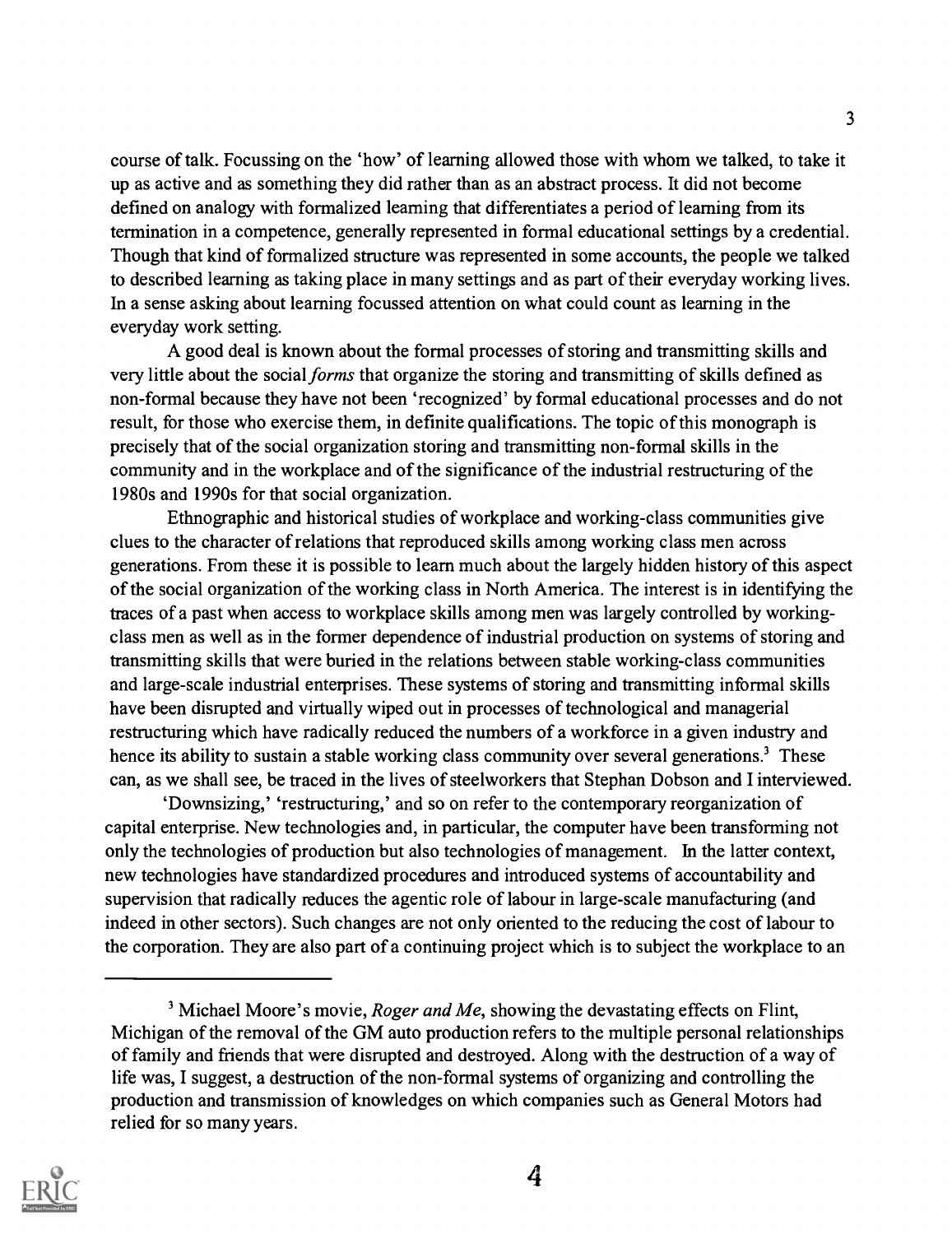course of talk. Focussing on the 'how' of learning allowed those with whom we talked, to take it up as active and as something they did rather than as an abstract process. It did not become defined on analogy with formalized learning that differentiates a period of learning from its termination in a competence, generally represented in formal educational settings by a credential. Though that kind of formalized structure was represented in some accounts, the people we talked to described learning as taking place in many settings and as part of their everyday working lives. In a sense asking about learning focussed attention on what could count as learning in the everyday work setting.

A good deal is known about the formal processes of storing and transmitting skills and very little about the social *forms* that organize the storing and transmitting of skills defined as non-formal because they have not been 'recognized' by formal educational processes and do not result, for those who exercise them, in definite qualifications. The topic of this monograph is precisely that of the social organization storing and transmitting non-formal skills in the community and in the workplace and of the significance of the industrial restructuring of the 1980s and 1990s for that social organization.

Ethnographic and historical studies of workplace and working-class communities give clues to the character of relations that reproduced skills among working class men across generations. From these it is possible to learn much about the largely hidden history of this aspect of the social organization of the working class in North America. The interest is in identifying the traces of a past when access to workplace skills among men was largely controlled by working-class men as well as in the former dependence of industrial production on systems of storing and transmitting skills that were buried in the relations between stable working-class communities and large-scale industrial enterprises. These systems of storing and transmitting informal skills have been disrupted and virtually wiped out in processes of technological and managerial restructuring which have radically reduced the numbers of a workforce in a given industry and hence its ability to sustain a stable working class community over several generations.[3] These can, as we shall see, be traced in the lives of steelworkers that Stephan Dobson and I interviewed.

'Downsizing,' 'restructuring,' and so on refer to the contemporary reorganization of capital enterprise. New technologies and, in particular, the computer have been transforming not only the technologies of production but also technologies of management. In the latter context, new technologies have standardized procedures and introduced systems of accountability and supervision that radically reduces the agentic role of labour in large-scale manufacturing (and indeed in other sectors). Such changes are not only oriented to the reducing the cost of labour to the corporation. They are also part of a continuing project which is to subject the workplace to an

---

[3] Michael Moore's movie, *Roger and Me*, showing the devastating effects on Flint, Michigan of the removal of the GM auto production refers to the multiple personal relationships of family and friends that were disrupted and destroyed. Along with the destruction of a way of life was, I suggest, a destruction of the non-formal systems of organizing and controlling the production and transmission of knowledges on which companies such as General Motors had relied for so many years.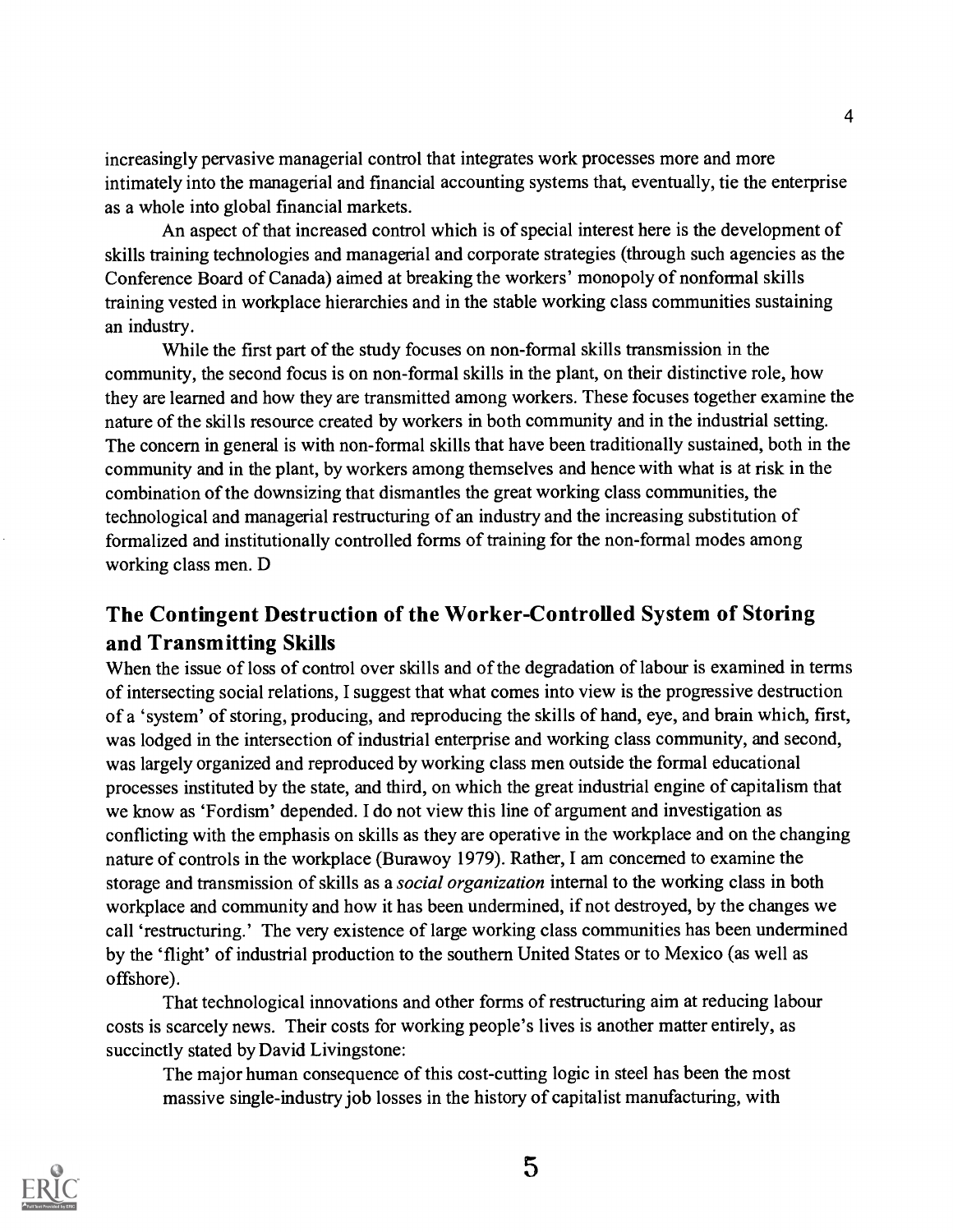increasingly pervasive managerial control that integrates work processes more and more intimately into the managerial and financial accounting systems that, eventually, tie the enterprise as a whole into global financial markets.

An aspect of that increased control which is of special interest here is the development of skills training technologies and managerial and corporate strategies (through such agencies as the Conference Board of Canada) aimed at breaking the workers' monopoly of nonformal skills training vested in workplace hierarchies and in the stable working class communities sustaining an industry.

While the first part of the study focuses on non-formal skills transmission in the community, the second focus is on non-formal skills in the plant, on their distinctive role, how they are learned and how they are transmitted among workers. These focuses together examine the nature of the skills resource created by workers in both community and in the industrial setting. The concern in general is with non-formal skills that have been traditionally sustained, both in the community and in the plant, by workers among themselves and hence with what is at risk in the combination of the downsizing that dismantles the great working class communities, the technological and managerial restructuring of an industry and the increasing substitution of formalized and institutionally controlled forms of training for the non-formal modes among working class men. D

## The Contingent Destruction of the Worker-Controlled System of Storing and Transmitting Skills

When the issue of loss of control over skills and of the degradation of labour is examined in terms of intersecting social relations, I suggest that what comes into view is the progressive destruction of a 'system' of storing, producing, and reproducing the skills of hand, eye, and brain which, first, was lodged in the intersection of industrial enterprise and working class community, and second, was largely organized and reproduced by working class men outside the formal educational processes instituted by the state, and third, on which the great industrial engine of capitalism that we know as 'Fordism' depended. I do not view this line of argument and investigation as conflicting with the emphasis on skills as they are operative in the workplace and on the changing nature of controls in the workplace (Burawoy 1979). Rather, I am concerned to examine the storage and transmission of skills as a *social organization* internal to the working class in both workplace and community and how it has been undermined, if not destroyed, by the changes we call 'restructuring.' The very existence of large working class communities has been undermined by the 'flight' of industrial production to the southern United States or to Mexico (as well as offshore).

That technological innovations and other forms of restructuring aim at reducing labour costs is scarcely news. Their costs for working people's lives is another matter entirely, as succinctly stated by David Livingstone:

> The major human consequence of this cost-cutting logic in steel has been the most massive single-industry job losses in the history of capitalist manufacturing, with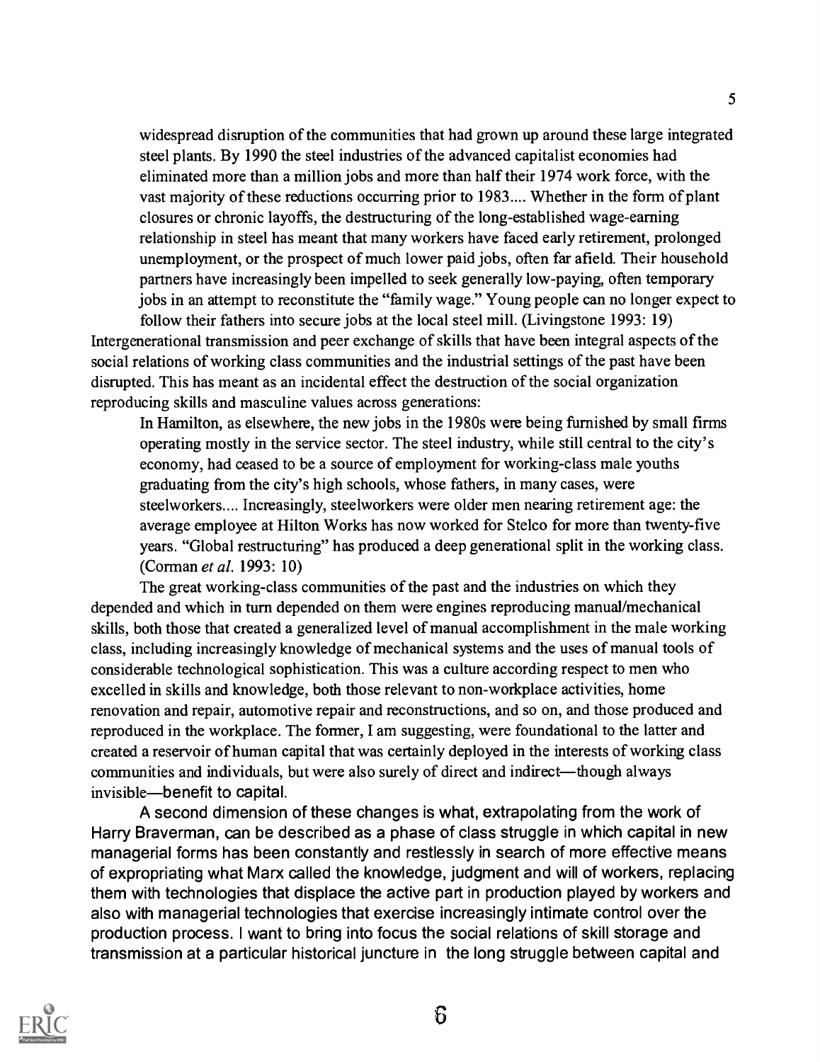> widespread disruption of the communities that had grown up around these large integrated steel plants. By 1990 the steel industries of the advanced capitalist economies had eliminated more than a million jobs and more than half their 1974 work force, with the vast majority of these reductions occurring prior to 1983.... Whether in the form of plant closures or chronic layoffs, the destructuring of the long-established wage-earning relationship in steel has meant that many workers have faced early retirement, prolonged unemployment, or the prospect of much lower paid jobs, often far afield. Their household partners have increasingly been impelled to seek generally low-paying, often temporary jobs in an attempt to reconstitute the "family wage." Young people can no longer expect to follow their fathers into secure jobs at the local steel mill. (Livingstone 1993: 19)

Intergenerational transmission and peer exchange of skills that have been integral aspects of the social relations of working class communities and the industrial settings of the past have been disrupted. This has meant as an incidental effect the destruction of the social organization reproducing skills and masculine values across generations:

> In Hamilton, as elsewhere, the new jobs in the 1980s were being furnished by small firms operating mostly in the service sector. The steel industry, while still central to the city's economy, had ceased to be a source of employment for working-class male youths graduating from the city's high schools, whose fathers, in many cases, were steelworkers.... Increasingly, steelworkers were older men nearing retirement age: the average employee at Hilton Works has now worked for Stelco for more than twenty-five years. "Global restructuring" has produced a deep generational split in the working class. (Corman *et al.* 1993: 10)

The great working-class communities of the past and the industries on which they depended and which in turn depended on them were engines reproducing manual/mechanical skills, both those that created a generalized level of manual accomplishment in the male working class, including increasingly knowledge of mechanical systems and the uses of manual tools of considerable technological sophistication. This was a culture according respect to men who excelled in skills and knowledge, both those relevant to non-workplace activities, home renovation and repair, automotive repair and reconstructions, and so on, and those produced and reproduced in the workplace. The former, I am suggesting, were foundational to the latter and created a reservoir of human capital that was certainly deployed in the interests of working class communities and individuals, but were also surely of direct and indirect—though always invisible—benefit to capital.

A second dimension of these changes is what, extrapolating from the work of Harry Braverman, can be described as a phase of class struggle in which capital in new managerial forms has been constantly and restlessly in search of more effective means of expropriating what Marx called the knowledge, judgment and will of workers, replacing them with technologies that displace the active part in production played by workers and also with managerial technologies that exercise increasingly intimate control over the production process. I want to bring into focus the social relations of skill storage and transmission at a particular historical juncture in the long struggle between capital and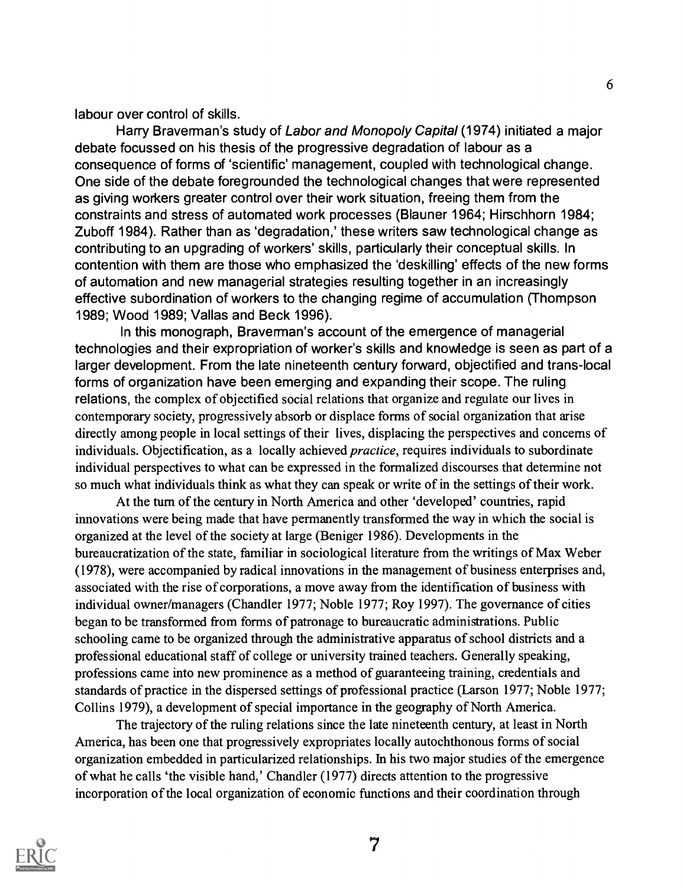labour over control of skills.

Harry Braverman's study of *Labor and Monopoly Capital* (1974) initiated a major debate focussed on his thesis of the progressive degradation of labour as a consequence of forms of 'scientific' management, coupled with technological change. One side of the debate foregrounded the technological changes that were represented as giving workers greater control over their work situation, freeing them from the constraints and stress of automated work processes (Blauner 1964; Hirschhorn 1984; Zuboff 1984). Rather than as 'degradation,' these writers saw technological change as contributing to an upgrading of workers' skills, particularly their conceptual skills. In contention with them are those who emphasized the 'deskilling' effects of the new forms of automation and new managerial strategies resulting together in an increasingly effective subordination of workers to the changing regime of accumulation (Thompson 1989; Wood 1989; Vallas and Beck 1996).

In this monograph, Braverman's account of the emergence of managerial technologies and their expropriation of worker's skills and knowledge is seen as part of a larger development. From the late nineteenth century forward, objectified and trans-local forms of organization have been emerging and expanding their scope. The ruling relations, the complex of objectified social relations that organize and regulate our lives in contemporary society, progressively absorb or displace forms of social organization that arise directly among people in local settings of their lives, displacing the perspectives and concerns of individuals. Objectification, as a locally achieved *practice*, requires individuals to subordinate individual perspectives to what can be expressed in the formalized discourses that determine not so much what individuals think as what they can speak or write of in the settings of their work.

At the turn of the century in North America and other 'developed' countries, rapid innovations were being made that have permanently transformed the way in which the social is organized at the level of the society at large (Beniger 1986). Developments in the bureaucratization of the state, familiar in sociological literature from the writings of Max Weber (1978), were accompanied by radical innovations in the management of business enterprises and, associated with the rise of corporations, a move away from the identification of business with individual owner/managers (Chandler 1977; Noble 1977; Roy 1997). The governance of cities began to be transformed from forms of patronage to bureaucratic administrations. Public schooling came to be organized through the administrative apparatus of school districts and a professional educational staff of college or university trained teachers. Generally speaking, professions came into new prominence as a method of guaranteeing training, credentials and standards of practice in the dispersed settings of professional practice (Larson 1977; Noble 1977; Collins 1979), a development of special importance in the geography of North America.

The trajectory of the ruling relations since the late nineteenth century, at least in North America, has been one that progressively expropriates locally autochthonous forms of social organization embedded in particularized relationships. In his two major studies of the emergence of what he calls 'the visible hand,' Chandler (1977) directs attention to the progressive incorporation of the local organization of economic functions and their coordination through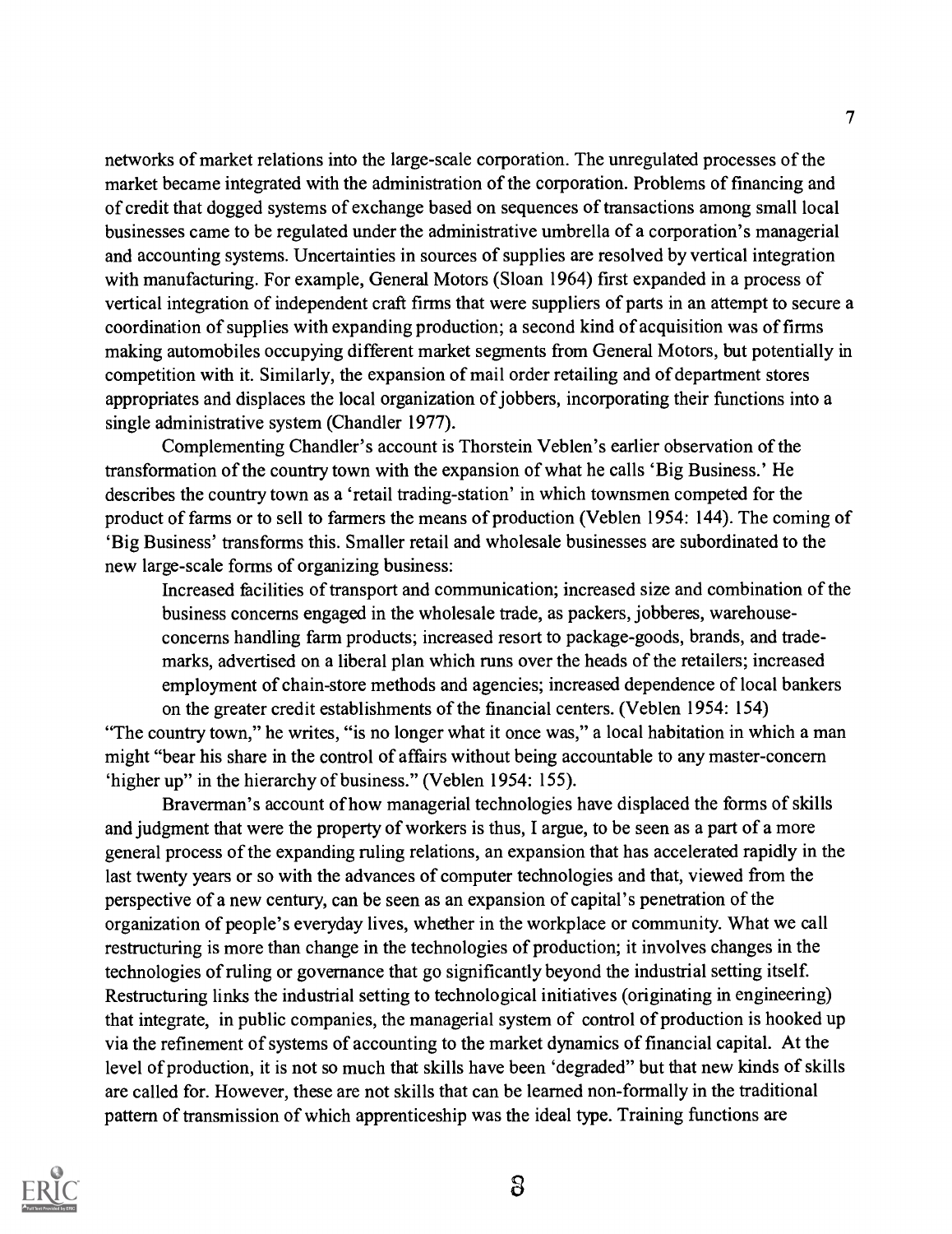networks of market relations into the large-scale corporation. The unregulated processes of the market became integrated with the administration of the corporation. Problems of financing and of credit that dogged systems of exchange based on sequences of transactions among small local businesses came to be regulated under the administrative umbrella of a corporation's managerial and accounting systems. Uncertainties in sources of supplies are resolved by vertical integration with manufacturing. For example, General Motors (Sloan 1964) first expanded in a process of vertical integration of independent craft firms that were suppliers of parts in an attempt to secure a coordination of supplies with expanding production; a second kind of acquisition was of firms making automobiles occupying different market segments from General Motors, but potentially in competition with it. Similarly, the expansion of mail order retailing and of department stores appropriates and displaces the local organization of jobbers, incorporating their functions into a single administrative system (Chandler 1977).

Complementing Chandler's account is Thorstein Veblen's earlier observation of the transformation of the country town with the expansion of what he calls 'Big Business.' He describes the country town as a 'retail trading-station' in which townsmen competed for the product of farms or to sell to farmers the means of production (Veblen 1954: 144). The coming of 'Big Business' transforms this. Smaller retail and wholesale businesses are subordinated to the new large-scale forms of organizing business:

> Increased facilities of transport and communication; increased size and combination of the business concerns engaged in the wholesale trade, as packers, jobberes, warehouse-concerns handling farm products; increased resort to package-goods, brands, and trade-marks, advertised on a liberal plan which runs over the heads of the retailers; increased employment of chain-store methods and agencies; increased dependence of local bankers on the greater credit establishments of the financial centers. (Veblen 1954: 154)

"The country town," he writes, "is no longer what it once was," a local habitation in which a man might "bear his share in the control of affairs without being accountable to any master-concern 'higher up" in the hierarchy of business." (Veblen 1954: 155).

Braverman's account of how managerial technologies have displaced the forms of skills and judgment that were the property of workers is thus, I argue, to be seen as a part of a more general process of the expanding ruling relations, an expansion that has accelerated rapidly in the last twenty years or so with the advances of computer technologies and that, viewed from the perspective of a new century, can be seen as an expansion of capital's penetration of the organization of people's everyday lives, whether in the workplace or community. What we call restructuring is more than change in the technologies of production; it involves changes in the technologies of ruling or governance that go significantly beyond the industrial setting itself. Restructuring links the industrial setting to technological initiatives (originating in engineering) that integrate, in public companies, the managerial system of control of production is hooked up via the refinement of systems of accounting to the market dynamics of financial capital. At the level of production, it is not so much that skills have been 'degraded" but that new kinds of skills are called for. However, these are not skills that can be learned non-formally in the traditional pattern of transmission of which apprenticeship was the ideal type. Training functions are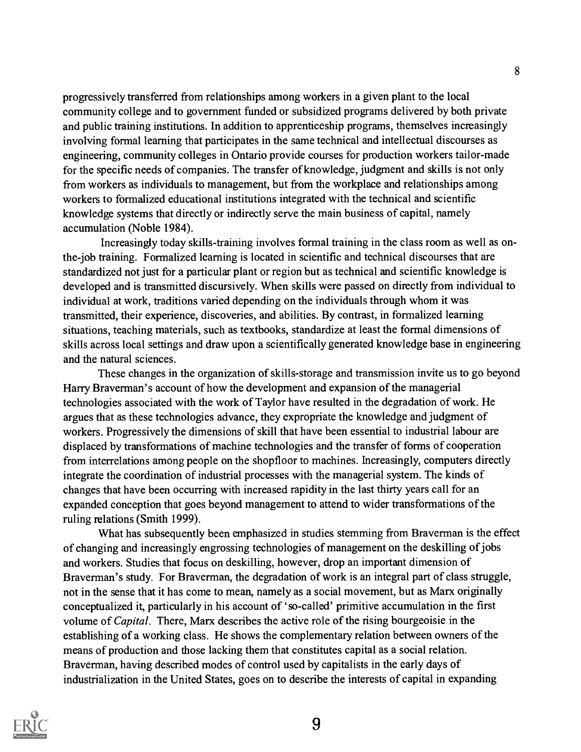progressively transferred from relationships among workers in a given plant to the local community college and to government funded or subsidized programs delivered by both private and public training institutions. In addition to apprenticeship programs, themselves increasingly involving formal learning that participates in the same technical and intellectual discourses as engineering, community colleges in Ontario provide courses for production workers tailor-made for the specific needs of companies. The transfer of knowledge, judgment and skills is not only from workers as individuals to management, but from the workplace and relationships among workers to formalized educational institutions integrated with the technical and scientific knowledge systems that directly or indirectly serve the main business of capital, namely accumulation (Noble 1984).

Increasingly today skills-training involves formal training in the class room as well as on-the-job training. Formalized learning is located in scientific and technical discourses that are standardized not just for a particular plant or region but as technical and scientific knowledge is developed and is transmitted discursively. When skills were passed on directly from individual to individual at work, traditions varied depending on the individuals through whom it was transmitted, their experience, discoveries, and abilities. By contrast, in formalized learning situations, teaching materials, such as textbooks, standardize at least the formal dimensions of skills across local settings and draw upon a scientifically generated knowledge base in engineering and the natural sciences.

These changes in the organization of skills-storage and transmission invite us to go beyond Harry Braverman's account of how the development and expansion of the managerial technologies associated with the work of Taylor have resulted in the degradation of work. He argues that as these technologies advance, they expropriate the knowledge and judgment of workers. Progressively the dimensions of skill that have been essential to industrial labour are displaced by transformations of machine technologies and the transfer of forms of cooperation from interrelations among people on the shopfloor to machines. Increasingly, computers directly integrate the coordination of industrial processes with the managerial system. The kinds of changes that have been occurring with increased rapidity in the last thirty years call for an expanded conception that goes beyond management to attend to wider transformations of the ruling relations (Smith 1999).

What has subsequently been emphasized in studies stemming from Braverman is the effect of changing and increasingly engrossing technologies of management on the deskilling of jobs and workers. Studies that focus on deskilling, however, drop an important dimension of Braverman's study. For Braverman, the degradation of work is an integral part of class struggle, not in the sense that it has come to mean, namely as a social movement, but as Marx originally conceptualized it, particularly in his account of 'so-called' primitive accumulation in the first volume of *Capital*. There, Marx describes the active role of the rising bourgeoisie in the establishing of a working class. He shows the complementary relation between owners of the means of production and those lacking them that constitutes capital as a social relation. Braverman, having described modes of control used by capitalists in the early days of industrialization in the United States, goes on to describe the interests of capital in expanding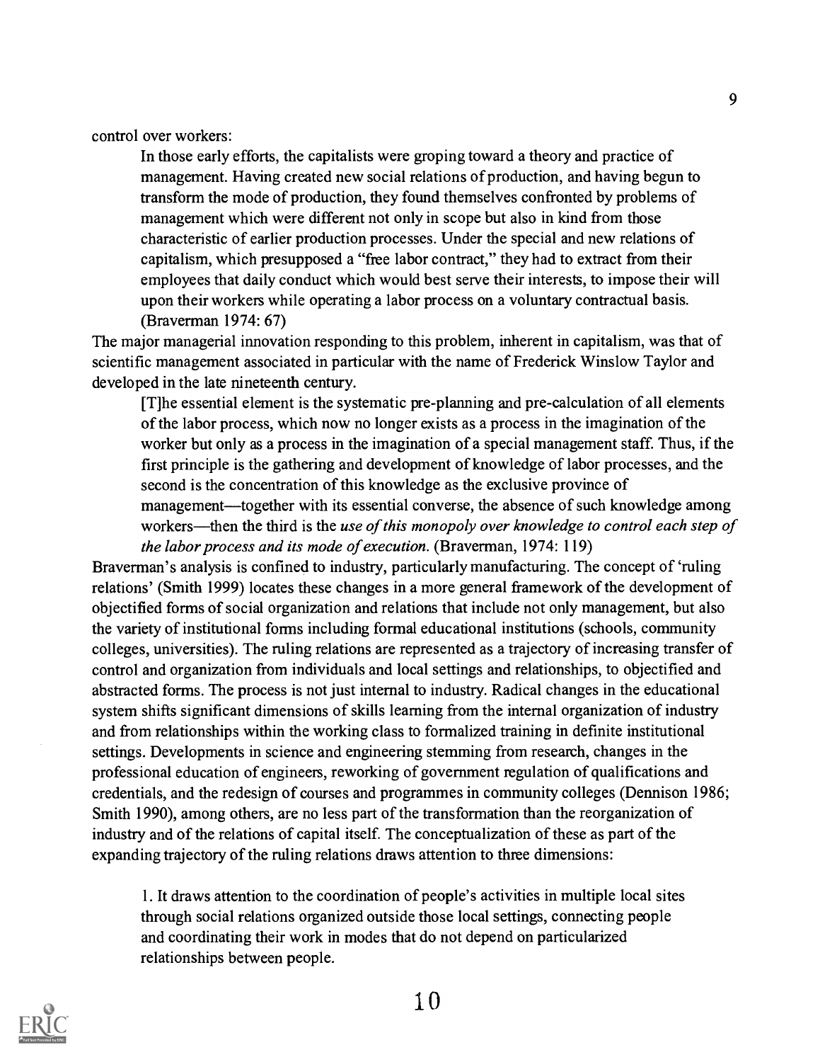control over workers:

> In those early efforts, the capitalists were groping toward a theory and practice of management. Having created new social relations of production, and having begun to transform the mode of production, they found themselves confronted by problems of management which were different not only in scope but also in kind from those characteristic of earlier production processes. Under the special and new relations of capitalism, which presupposed a "free labor contract," they had to extract from their employees that daily conduct which would best serve their interests, to impose their will upon their workers while operating a labor process on a voluntary contractual basis. (Braverman 1974: 67)

The major managerial innovation responding to this problem, inherent in capitalism, was that of scientific management associated in particular with the name of Frederick Winslow Taylor and developed in the late nineteenth century.

> [T]he essential element is the systematic pre-planning and pre-calculation of all elements of the labor process, which now no longer exists as a process in the imagination of the worker but only as a process in the imagination of a special management staff. Thus, if the first principle is the gathering and development of knowledge of labor processes, and the second is the concentration of this knowledge as the exclusive province of management—together with its essential converse, the absence of such knowledge among workers—then the third is the *use of this monopoly over knowledge to control each step of the labor process and its mode of execution.* (Braverman, 1974: 119)

Braverman's analysis is confined to industry, particularly manufacturing. The concept of 'ruling relations' (Smith 1999) locates these changes in a more general framework of the development of objectified forms of social organization and relations that include not only management, but also the variety of institutional forms including formal educational institutions (schools, community colleges, universities). The ruling relations are represented as a trajectory of increasing transfer of control and organization from individuals and local settings and relationships, to objectified and abstracted forms. The process is not just internal to industry. Radical changes in the educational system shifts significant dimensions of skills learning from the internal organization of industry and from relationships within the working class to formalized training in definite institutional settings. Developments in science and engineering stemming from research, changes in the professional education of engineers, reworking of government regulation of qualifications and credentials, and the redesign of courses and programmes in community colleges (Dennison 1986; Smith 1990), among others, are no less part of the transformation than the reorganization of industry and of the relations of capital itself. The conceptualization of these as part of the expanding trajectory of the ruling relations draws attention to three dimensions:

1. It draws attention to the coordination of people's activities in multiple local sites through social relations organized outside those local settings, connecting people and coordinating their work in modes that do not depend on particularized relationships between people.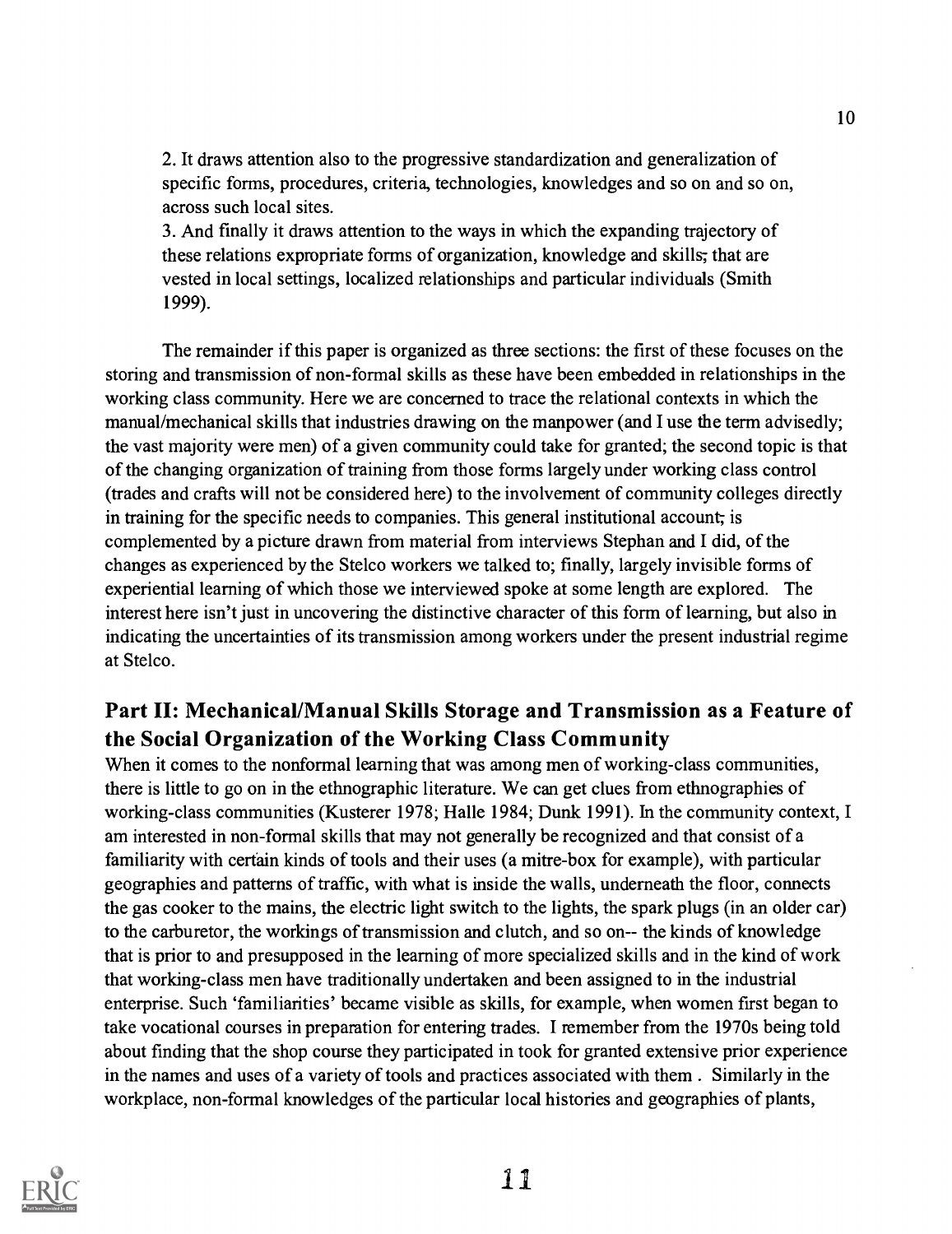2. It draws attention also to the progressive standardization and generalization of specific forms, procedures, criteria, technologies, knowledges and so on and so on, across such local sites.
3. And finally it draws attention to the ways in which the expanding trajectory of these relations expropriate forms of organization, knowledge and skills; that are vested in local settings, localized relationships and particular individuals (Smith 1999).

The remainder if this paper is organized as three sections: the first of these focuses on the storing and transmission of non-formal skills as these have been embedded in relationships in the working class community. Here we are concerned to trace the relational contexts in which the manual/mechanical skills that industries drawing on the manpower (and I use the term advisedly; the vast majority were men) of a given community could take for granted; the second topic is that of the changing organization of training from those forms largely under working class control (trades and crafts will not be considered here) to the involvement of community colleges directly in training for the specific needs to companies. This general institutional account; is complemented by a picture drawn from material from interviews Stephan and I did, of the changes as experienced by the Stelco workers we talked to; finally, largely invisible forms of experiential learning of which those we interviewed spoke at some length are explored. The interest here isn't just in uncovering the distinctive character of this form of learning, but also in indicating the uncertainties of its transmission among workers under the present industrial regime at Stelco.

## Part II: Mechanical/Manual Skills Storage and Transmission as a Feature of the Social Organization of the Working Class Community

When it comes to the nonformal learning that was among men of working-class communities, there is little to go on in the ethnographic literature. We can get clues from ethnographies of working-class communities (Kusterer 1978; Halle 1984; Dunk 1991). In the community context, I am interested in non-formal skills that may not generally be recognized and that consist of a familiarity with certain kinds of tools and their uses (a mitre-box for example), with particular geographies and patterns of traffic, with what is inside the walls, underneath the floor, connects the gas cooker to the mains, the electric light switch to the lights, the spark plugs (in an older car) to the carburetor, the workings of transmission and clutch, and so on-- the kinds of knowledge that is prior to and presupposed in the learning of more specialized skills and in the kind of work that working-class men have traditionally undertaken and been assigned to in the industrial enterprise. Such 'familiarities' became visible as skills, for example, when women first began to take vocational courses in preparation for entering trades. I remember from the 1970s being told about finding that the shop course they participated in took for granted extensive prior experience in the names and uses of a variety of tools and practices associated with them . Similarly in the workplace, non-formal knowledges of the particular local histories and geographies of plants,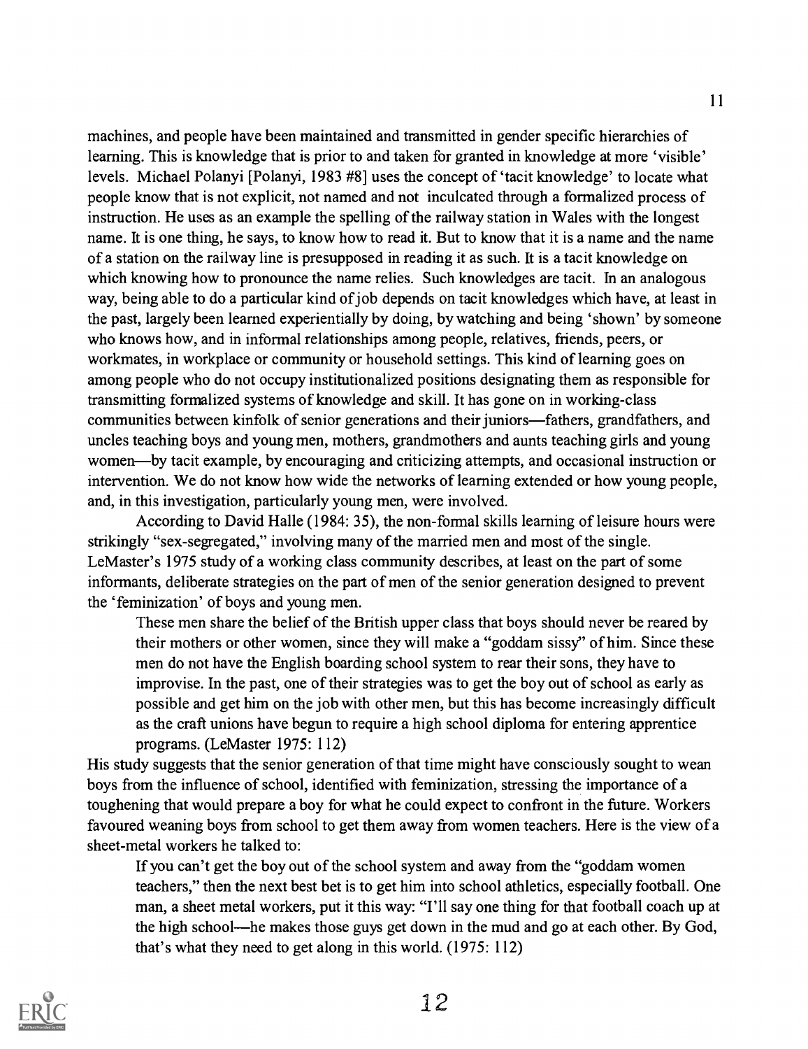machines, and people have been maintained and transmitted in gender specific hierarchies of learning. This is knowledge that is prior to and taken for granted in knowledge at more 'visible' levels. Michael Polanyi [Polanyi, 1983 #8] uses the concept of 'tacit knowledge' to locate what people know that is not explicit, not named and not inculcated through a formalized process of instruction. He uses as an example the spelling of the railway station in Wales with the longest name. It is one thing, he says, to know how to read it. But to know that it is a name and the name of a station on the railway line is presupposed in reading it as such. It is a tacit knowledge on which knowing how to pronounce the name relies. Such knowledges are tacit. In an analogous way, being able to do a particular kind of job depends on tacit knowledges which have, at least in the past, largely been learned experientially by doing, by watching and being 'shown' by someone who knows how, and in informal relationships among people, relatives, friends, peers, or workmates, in workplace or community or household settings. This kind of learning goes on among people who do not occupy institutionalized positions designating them as responsible for transmitting formalized systems of knowledge and skill. It has gone on in working-class communities between kinfolk of senior generations and their juniors—fathers, grandfathers, and uncles teaching boys and young men, mothers, grandmothers and aunts teaching girls and young women—by tacit example, by encouraging and criticizing attempts, and occasional instruction or intervention. We do not know how wide the networks of learning extended or how young people, and, in this investigation, particularly young men, were involved.

According to David Halle (1984: 35), the non-formal skills learning of leisure hours were strikingly "sex-segregated," involving many of the married men and most of the single. LeMaster's 1975 study of a working class community describes, at least on the part of some informants, deliberate strategies on the part of men of the senior generation designed to prevent the 'feminization' of boys and young men.

> These men share the belief of the British upper class that boys should never be reared by their mothers or other women, since they will make a "goddam sissy" of him. Since these men do not have the English boarding school system to rear their sons, they have to improvise. In the past, one of their strategies was to get the boy out of school as early as possible and get him on the job with other men, but this has become increasingly difficult as the craft unions have begun to require a high school diploma for entering apprentice programs. (LeMaster 1975: 112)

His study suggests that the senior generation of that time might have consciously sought to wean boys from the influence of school, identified with feminization, stressing the importance of a toughening that would prepare a boy for what he could expect to confront in the future. Workers favoured weaning boys from school to get them away from women teachers. Here is the view of a sheet-metal workers he talked to:

> If you can't get the boy out of the school system and away from the "goddam women teachers," then the next best bet is to get him into school athletics, especially football. One man, a sheet metal workers, put it this way: "I'll say one thing for that football coach up at the high school—he makes those guys get down in the mud and go at each other. By God, that's what they need to get along in this world. (1975: 112)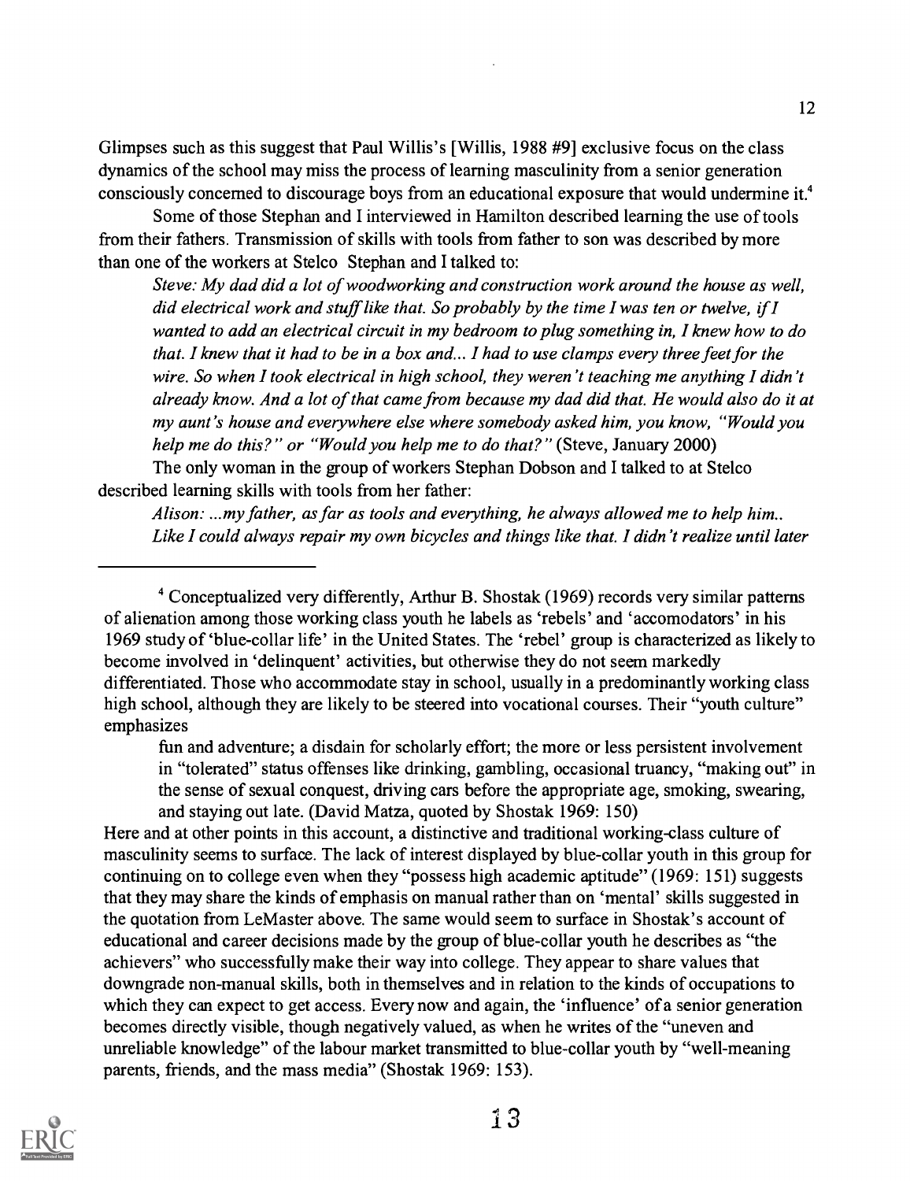Glimpses such as this suggest that Paul Willis's [Willis, 1988 #9] exclusive focus on the class dynamics of the school may miss the process of learning masculinity from a senior generation consciously concerned to discourage boys from an educational exposure that would undermine it.[4]

Some of those Stephan and I interviewed in Hamilton described learning the use of tools from their fathers. Transmission of skills with tools from father to son was described by more than one of the workers at Stelco Stephan and I talked to:

> *Steve: My dad did a lot of woodworking and construction work around the house as well, did electrical work and stuff like that. So probably by the time I was ten or twelve, if I wanted to add an electrical circuit in my bedroom to plug something in, I knew how to do that. I knew that it had to be in a box and... I had to use clamps every three feet for the wire. So when I took electrical in high school, they weren't teaching me anything I didn't already know. And a lot of that came from because my dad did that. He would also do it at my aunt's house and everywhere else where somebody asked him, you know, "Would you help me do this?" or "Would you help me to do that?"* (Steve, January 2000)

The only woman in the group of workers Stephan Dobson and I talked to at Stelco described learning skills with tools from her father:

> *Alison: ...my father, as far as tools and everything, he always allowed me to help him.. Like I could always repair my own bicycles and things like that. I didn't realize until later*

---

[4] Conceptualized very differently, Arthur B. Shostak (1969) records very similar patterns of alienation among those working class youth he labels as 'rebels' and 'accomodators' in his 1969 study of 'blue-collar life' in the United States. The 'rebel' group is characterized as likely to become involved in 'delinquent' activities, but otherwise they do not seem markedly differentiated. Those who accommodate stay in school, usually in a predominantly working class high school, although they are likely to be steered into vocational courses. Their "youth culture" emphasizes

> fun and adventure; a disdain for scholarly effort; the more or less persistent involvement in "tolerated" status offenses like drinking, gambling, occasional truancy, "making out" in the sense of sexual conquest, driving cars before the appropriate age, smoking, swearing, and staying out late. (David Matza, quoted by Shostak 1969: 150)

Here and at other points in this account, a distinctive and traditional working-class culture of masculinity seems to surface. The lack of interest displayed by blue-collar youth in this group for continuing on to college even when they "possess high academic aptitude" (1969: 151) suggests that they may share the kinds of emphasis on manual rather than on 'mental' skills suggested in the quotation from LeMaster above. The same would seem to surface in Shostak's account of educational and career decisions made by the group of blue-collar youth he describes as "the achievers" who successfully make their way into college. They appear to share values that downgrade non-manual skills, both in themselves and in relation to the kinds of occupations to which they can expect to get access. Every now and again, the 'influence' of a senior generation becomes directly visible, though negatively valued, as when he writes of the "uneven and unreliable knowledge" of the labour market transmitted to blue-collar youth by "well-meaning parents, friends, and the mass media" (Shostak 1969: 153).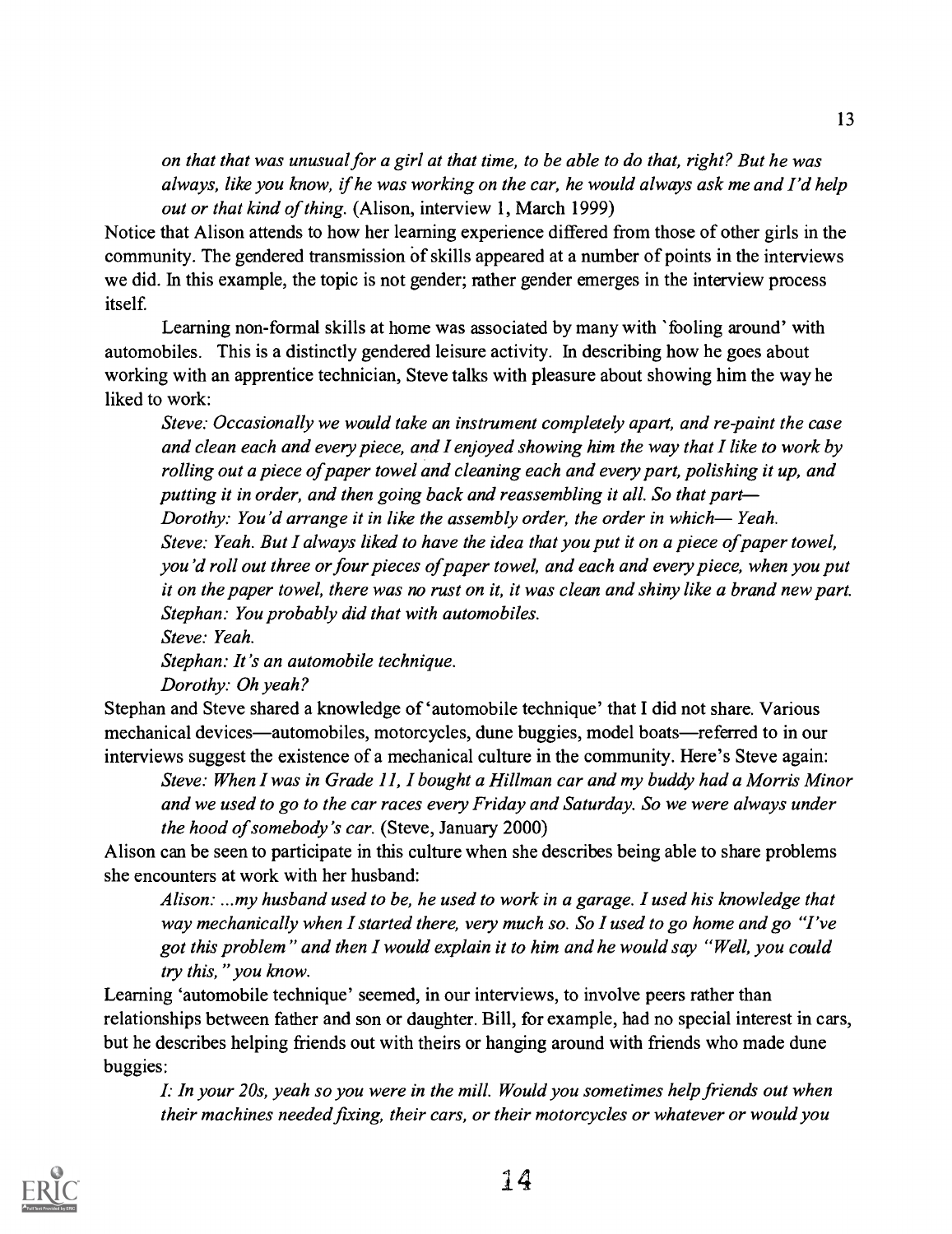*on that that was unusual for a girl at that time, to be able to do that, right? But he was always, like you know, if he was working on the car, he would always ask me and I'd help out or that kind of thing.* (Alison, interview 1, March 1999)

Notice that Alison attends to how her learning experience differed from those of other girls in the community. The gendered transmission of skills appeared at a number of points in the interviews we did. In this example, the topic is not gender; rather gender emerges in the interview process itself.

Learning non-formal skills at home was associated by many with 'fooling around' with automobiles. This is a distinctly gendered leisure activity. In describing how he goes about working with an apprentice technician, Steve talks with pleasure about showing him the way he liked to work:

*Steve: Occasionally we would take an instrument completely apart, and re-paint the case and clean each and every piece, and I enjoyed showing him the way that I like to work by rolling out a piece of paper towel and cleaning each and every part, polishing it up, and putting it in order, and then going back and reassembling it all. So that part—*

*Dorothy: You'd arrange it in like the assembly order, the order in which— Yeah.*

*Steve: Yeah. But I always liked to have the idea that you put it on a piece of paper towel, you'd roll out three or four pieces of paper towel, and each and every piece, when you put it on the paper towel, there was no rust on it, it was clean and shiny like a brand new part.*

*Stephan: You probably did that with automobiles.*

*Steve: Yeah.*

*Stephan: It's an automobile technique.*

*Dorothy: Oh yeah?*

Stephan and Steve shared a knowledge of 'automobile technique' that I did not share. Various mechanical devices—automobiles, motorcycles, dune buggies, model boats—referred to in our interviews suggest the existence of a mechanical culture in the community. Here's Steve again:

*Steve: When I was in Grade 11, I bought a Hillman car and my buddy had a Morris Minor and we used to go to the car races every Friday and Saturday. So we were always under the hood of somebody's car.* (Steve, January 2000)

Alison can be seen to participate in this culture when she describes being able to share problems she encounters at work with her husband:

*Alison: ...my husband used to be, he used to work in a garage. I used his knowledge that way mechanically when I started there, very much so. So I used to go home and go "I've got this problem" and then I would explain it to him and he would say "Well, you could try this," you know.*

Learning 'automobile technique' seemed, in our interviews, to involve peers rather than relationships between father and son or daughter. Bill, for example, had no special interest in cars, but he describes helping friends out with theirs or hanging around with friends who made dune buggies:

*I: In your 20s, yeah so you were in the mill. Would you sometimes help friends out when their machines needed fixing, their cars, or their motorcycles or whatever or would you*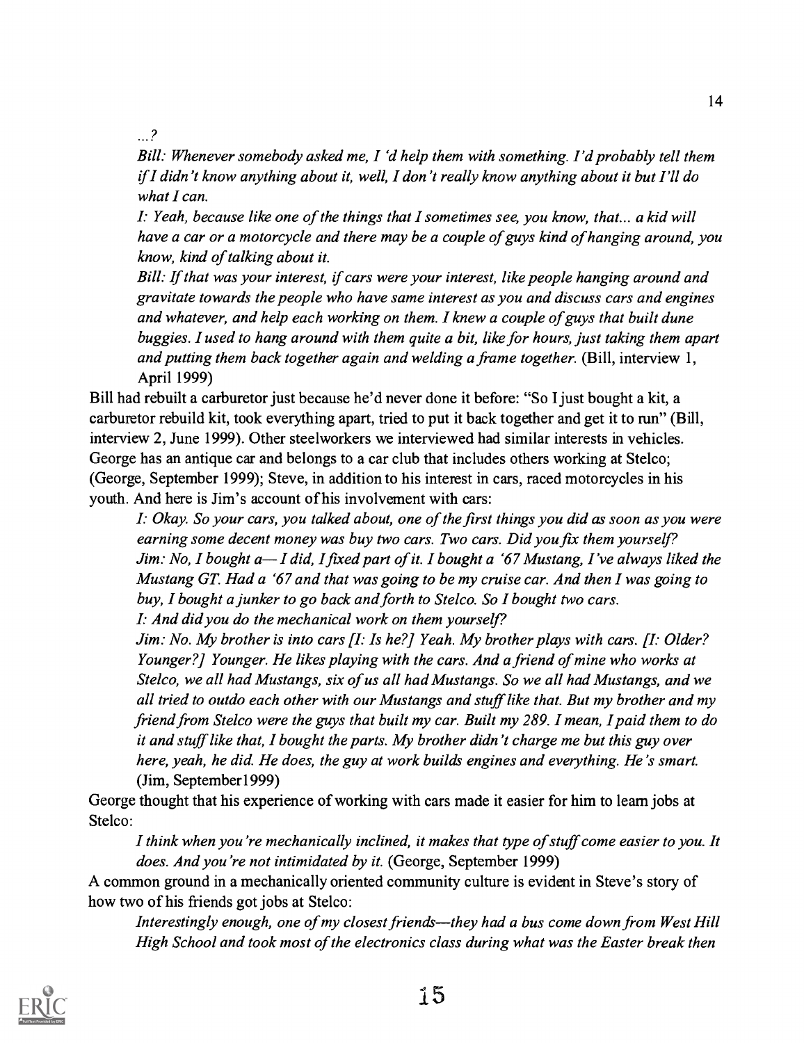*...?*

*Bill: Whenever somebody asked me, I 'd help them with something. I'd probably tell them if I didn't know anything about it, well, I don't really know anything about it but I'll do what I can.*

*I: Yeah, because like one of the things that I sometimes see, you know, that... a kid will have a car or a motorcycle and there may be a couple of guys kind of hanging around, you know, kind of talking about it.*

*Bill: If that was your interest, if cars were your interest, like people hanging around and gravitate towards the people who have same interest as you and discuss cars and engines and whatever, and help each working on them. I knew a couple of guys that built dune buggies. I used to hang around with them quite a bit, like for hours, just taking them apart and putting them back together again and welding a frame together.* (Bill, interview 1, April 1999)

Bill had rebuilt a carburetor just because he'd never done it before: "So I just bought a kit, a carburetor rebuild kit, took everything apart, tried to put it back together and get it to run" (Bill, interview 2, June 1999). Other steelworkers we interviewed had similar interests in vehicles. George has an antique car and belongs to a car club that includes others working at Stelco; (George, September 1999); Steve, in addition to his interest in cars, raced motorcycles in his youth. And here is Jim's account of his involvement with cars:

*I: Okay. So your cars, you talked about, one of the first things you did as soon as you were earning some decent money was buy two cars. Two cars. Did you fix them yourself?*

*Jim: No, I bought a— I did, I fixed part of it. I bought a '67 Mustang, I've always liked the Mustang GT. Had a '67 and that was going to be my cruise car. And then I was going to buy, I bought a junker to go back and forth to Stelco. So I bought two cars.*

*I: And did you do the mechanical work on them yourself?*

*Jim: No. My brother is into cars [I: Is he?] Yeah. My brother plays with cars. [I: Older? Younger?] Younger. He likes playing with the cars. And a friend of mine who works at Stelco, we all had Mustangs, six of us all had Mustangs. So we all had Mustangs, and we all tried to outdo each other with our Mustangs and stuff like that. But my brother and my friend from Stelco were the guys that built my car. Built my 289. I mean, I paid them to do it and stuff like that, I bought the parts. My brother didn't charge me but this guy over here, yeah, he did. He does, the guy at work builds engines and everything. He's smart.* (Jim, September1999)

George thought that his experience of working with cars made it easier for him to learn jobs at Stelco:

*I think when you're mechanically inclined, it makes that type of stuff come easier to you. It does. And you're not intimidated by it.* (George, September 1999)

A common ground in a mechanically oriented community culture is evident in Steve's story of how two of his friends got jobs at Stelco:

*Interestingly enough, one of my closest friends—they had a bus come down from West Hill High School and took most of the electronics class during what was the Easter break then*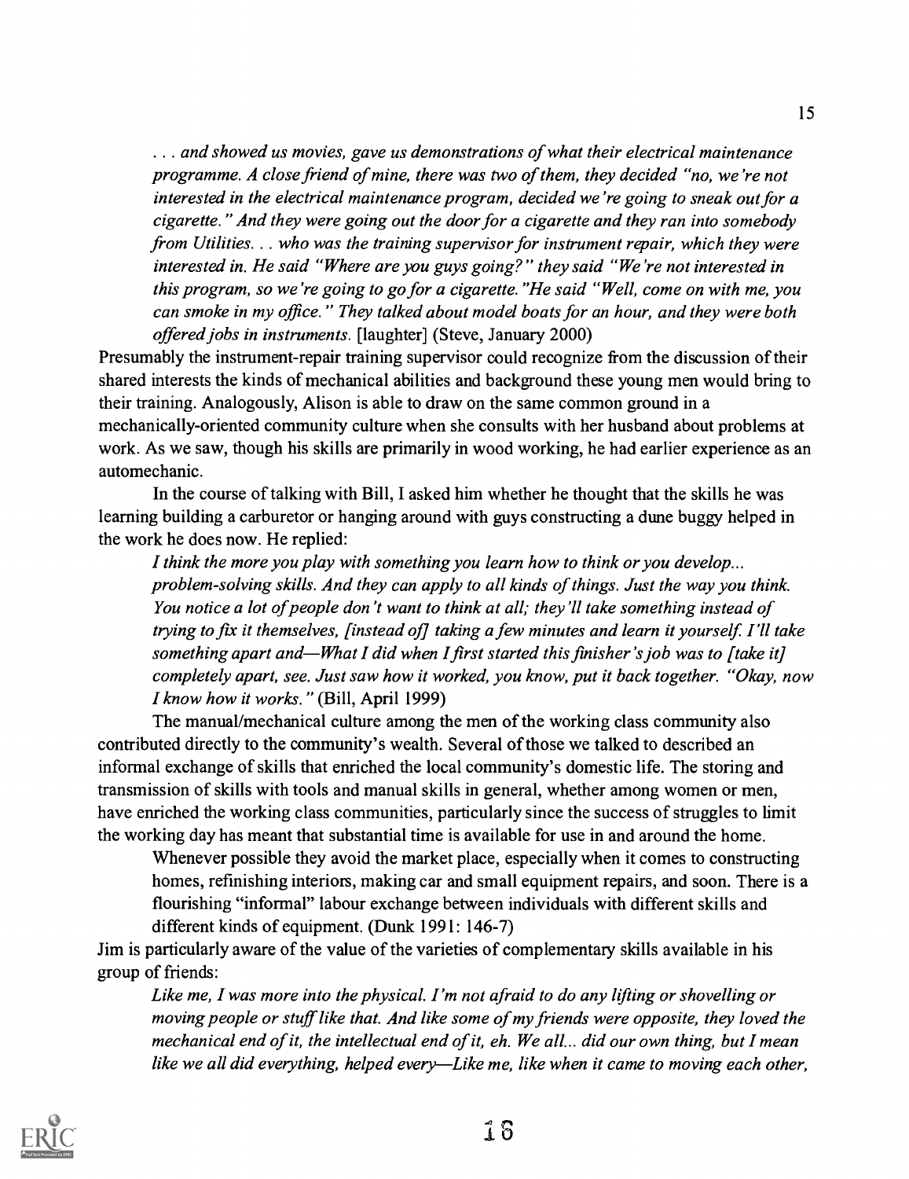*. . . and showed us movies, gave us demonstrations of what their electrical maintenance programme. A close friend of mine, there was two of them, they decided "no, we're not interested in the electrical maintenance program, decided we're going to sneak out for a cigarette." And they were going out the door for a cigarette and they ran into somebody from Utilities. . . who was the training supervisor for instrument repair, which they were interested in. He said "Where are you guys going?" they said "We're not interested in this program, so we're going to go for a cigarette."He said "Well, come on with me, you can smoke in my office." They talked about model boats for an hour, and they were both offered jobs in instruments.* [laughter] (Steve, January 2000)

Presumably the instrument-repair training supervisor could recognize from the discussion of their shared interests the kinds of mechanical abilities and background these young men would bring to their training. Analogously, Alison is able to draw on the same common ground in a mechanically-oriented community culture when she consults with her husband about problems at work. As we saw, though his skills are primarily in wood working, he had earlier experience as an automechanic.

In the course of talking with Bill, I asked him whether he thought that the skills he was learning building a carburetor or hanging around with guys constructing a dune buggy helped in the work he does now. He replied:

*I think the more you play with something you learn how to think or you develop... problem-solving skills. And they can apply to all kinds of things. Just the way you think. You notice a lot of people don't want to think at all; they'll take something instead of trying to fix it themselves, [instead of] taking a few minutes and learn it yourself. I'll take something apart and—What I did when I first started this finisher's job was to [take it] completely apart, see. Just saw how it worked, you know, put it back together. "Okay, now I know how it works."* (Bill, April 1999)

The manual/mechanical culture among the men of the working class community also contributed directly to the community's wealth. Several of those we talked to described an informal exchange of skills that enriched the local community's domestic life. The storing and transmission of skills with tools and manual skills in general, whether among women or men, have enriched the working class communities, particularly since the success of struggles to limit the working day has meant that substantial time is available for use in and around the home.

> Whenever possible they avoid the market place, especially when it comes to constructing homes, refinishing interiors, making car and small equipment repairs, and soon. There is a flourishing "informal" labour exchange between individuals with different skills and different kinds of equipment. (Dunk 1991: 146-7)

Jim is particularly aware of the value of the varieties of complementary skills available in his group of friends:

*Like me, I was more into the physical. I'm not afraid to do any lifting or shovelling or moving people or stuff like that. And like some of my friends were opposite, they loved the mechanical end of it, the intellectual end of it, eh. We all... did our own thing, but I mean like we all did everything, helped every—Like me, like when it came to moving each other,*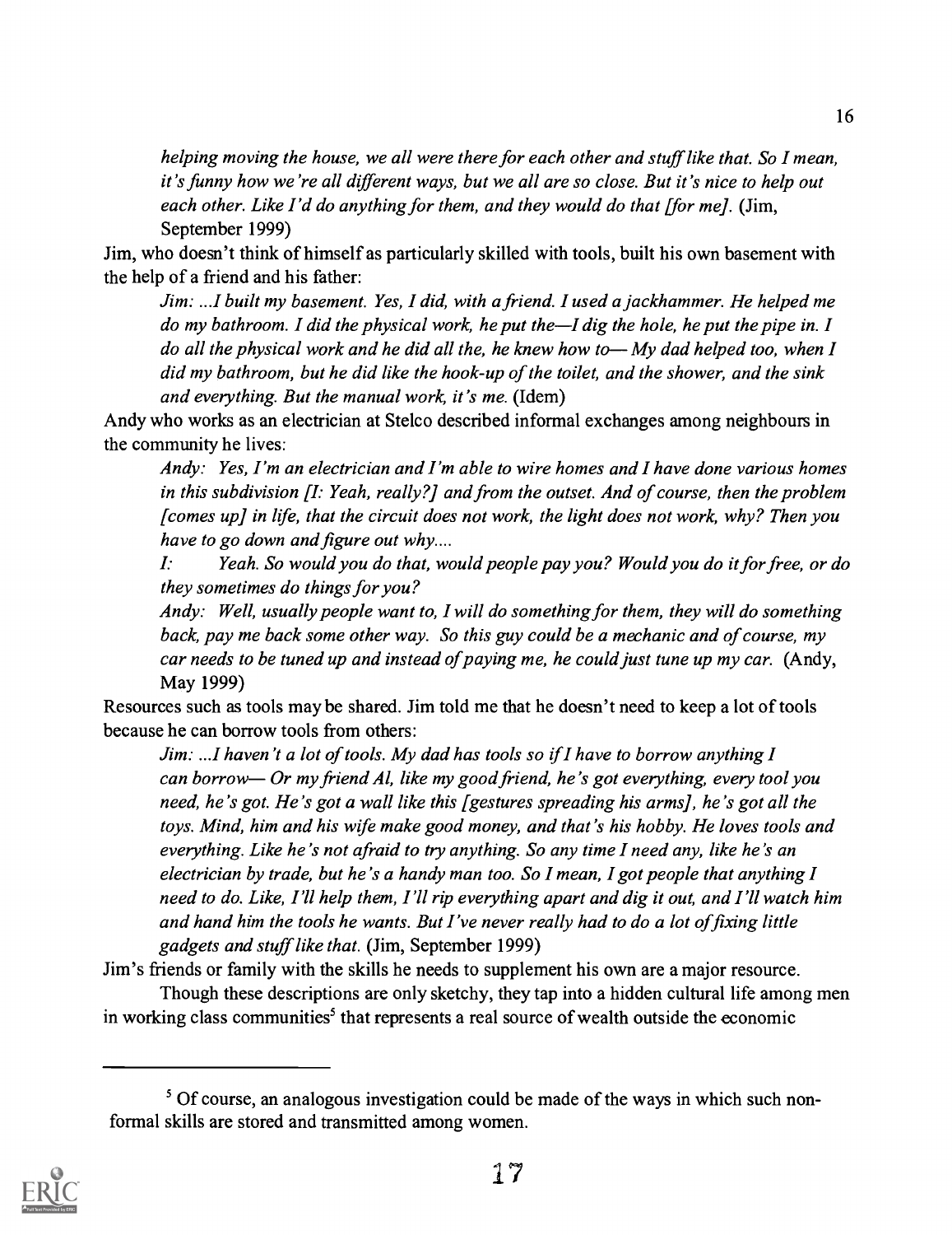*helping moving the house, we all were there for each other and stuff like that. So I mean, it's funny how we're all different ways, but we all are so close. But it's nice to help out each other. Like I'd do anything for them, and they would do that [for me].* (Jim, September 1999)

Jim, who doesn't think of himself as particularly skilled with tools, built his own basement with the help of a friend and his father:

> *Jim: ...I built my basement. Yes, I did, with a friend. I used a jackhammer. He helped me do my bathroom. I did the physical work, he put the—I dig the hole, he put the pipe in. I do all the physical work and he did all the, he knew how to— My dad helped too, when I did my bathroom, but he did like the hook-up of the toilet, and the shower, and the sink and everything. But the manual work, it's me.* (Idem)

Andy who works as an electrician at Stelco described informal exchanges among neighbours in the community he lives:

> *Andy: Yes, I'm an electrician and I'm able to wire homes and I have done various homes in this subdivision [I: Yeah, really?] and from the outset. And of course, then the problem [comes up] in life, that the circuit does not work, the light does not work, why? Then you have to go down and figure out why....*
>
> *I: Yeah. So would you do that, would people pay you? Would you do it for free, or do they sometimes do things for you?*
>
> *Andy: Well, usually people want to, I will do something for them, they will do something back, pay me back some other way. So this guy could be a mechanic and of course, my car needs to be tuned up and instead of paying me, he could just tune up my car.* (Andy, May 1999)

Resources such as tools may be shared. Jim told me that he doesn't need to keep a lot of tools because he can borrow tools from others:

> *Jim: ...I haven't a lot of tools. My dad has tools so if I have to borrow anything I can borrow— Or my friend Al, like my good friend, he's got everything, every tool you need, he's got. He's got a wall like this [gestures spreading his arms], he's got all the toys. Mind, him and his wife make good money, and that's his hobby. He loves tools and everything. Like he's not afraid to try anything. So any time I need any, like he's an electrician by trade, but he's a handy man too. So I mean, I got people that anything I need to do. Like, I'll help them, I'll rip everything apart and dig it out, and I'll watch him and hand him the tools he wants. But I've never really had to do a lot of fixing little gadgets and stuff like that.* (Jim, September 1999)

Jim's friends or family with the skills he needs to supplement his own are a major resource.

Though these descriptions are only sketchy, they tap into a hidden cultural life among men in working class communities[5] that represents a real source of wealth outside the economic

[5] Of course, an analogous investigation could be made of the ways in which such non-formal skills are stored and transmitted among women.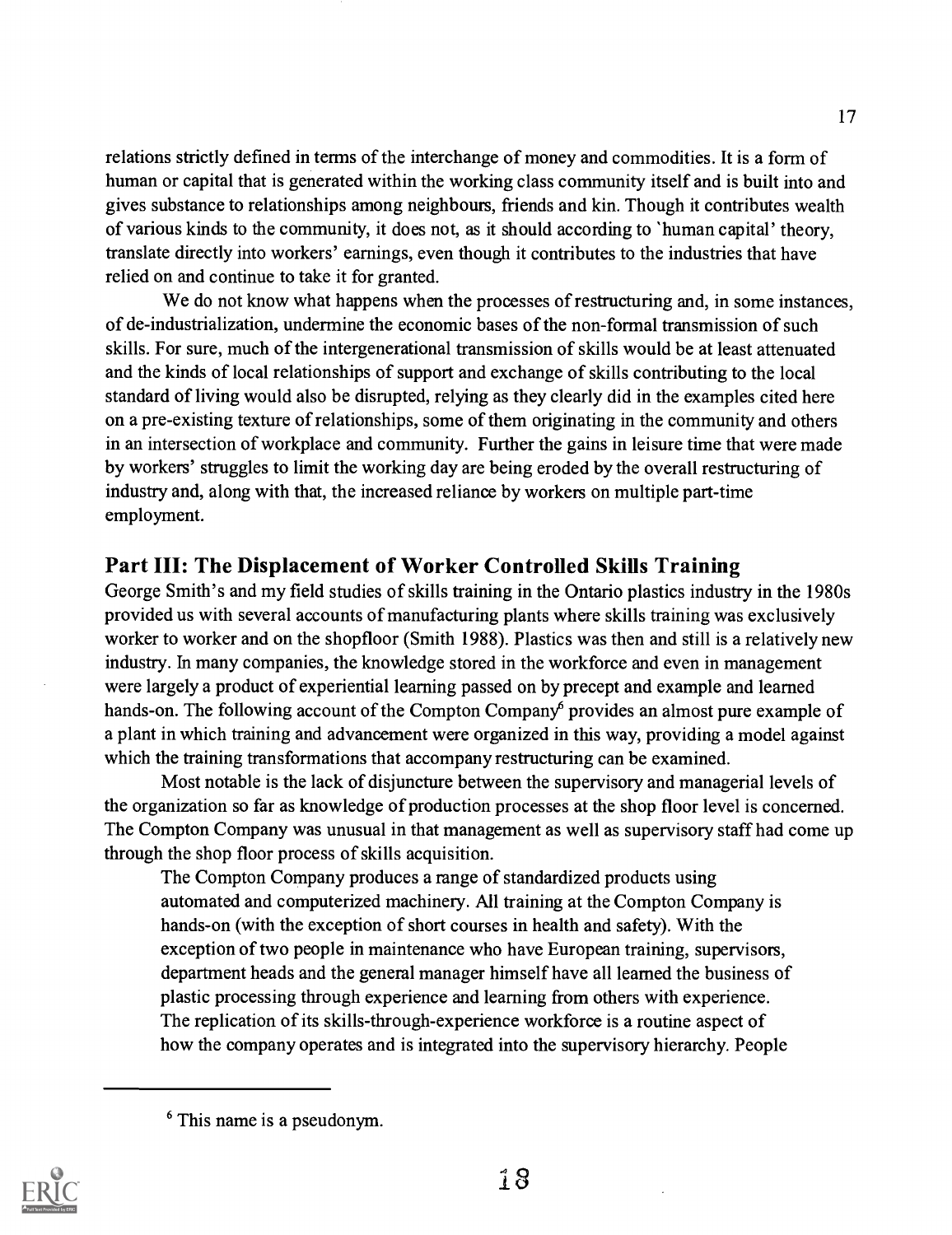relations strictly defined in terms of the interchange of money and commodities. It is a form of human or capital that is generated within the working class community itself and is built into and gives substance to relationships among neighbours, friends and kin. Though it contributes wealth of various kinds to the community, it does not, as it should according to 'human capital' theory, translate directly into workers' earnings, even though it contributes to the industries that have relied on and continue to take it for granted.

We do not know what happens when the processes of restructuring and, in some instances, of de-industrialization, undermine the economic bases of the non-formal transmission of such skills. For sure, much of the intergenerational transmission of skills would be at least attenuated and the kinds of local relationships of support and exchange of skills contributing to the local standard of living would also be disrupted, relying as they clearly did in the examples cited here on a pre-existing texture of relationships, some of them originating in the community and others in an intersection of workplace and community. Further the gains in leisure time that were made by workers' struggles to limit the working day are being eroded by the overall restructuring of industry and, along with that, the increased reliance by workers on multiple part-time employment.

## Part III: The Displacement of Worker Controlled Skills Training

George Smith's and my field studies of skills training in the Ontario plastics industry in the 1980s provided us with several accounts of manufacturing plants where skills training was exclusively worker to worker and on the shopfloor (Smith 1988). Plastics was then and still is a relatively new industry. In many companies, the knowledge stored in the workforce and even in management were largely a product of experiential learning passed on by precept and example and learned hands-on. The following account of the Compton Company[6] provides an almost pure example of a plant in which training and advancement were organized in this way, providing a model against which the training transformations that accompany restructuring can be examined.

Most notable is the lack of disjuncture between the supervisory and managerial levels of the organization so far as knowledge of production processes at the shop floor level is concerned. The Compton Company was unusual in that management as well as supervisory staff had come up through the shop floor process of skills acquisition.

> The Compton Company produces a range of standardized products using automated and computerized machinery. All training at the Compton Company is hands-on (with the exception of short courses in health and safety). With the exception of two people in maintenance who have European training, supervisors, department heads and the general manager himself have all learned the business of plastic processing through experience and learning from others with experience. The replication of its skills-through-experience workforce is a routine aspect of how the company operates and is integrated into the supervisory hierarchy. People

[6] This name is a pseudonym.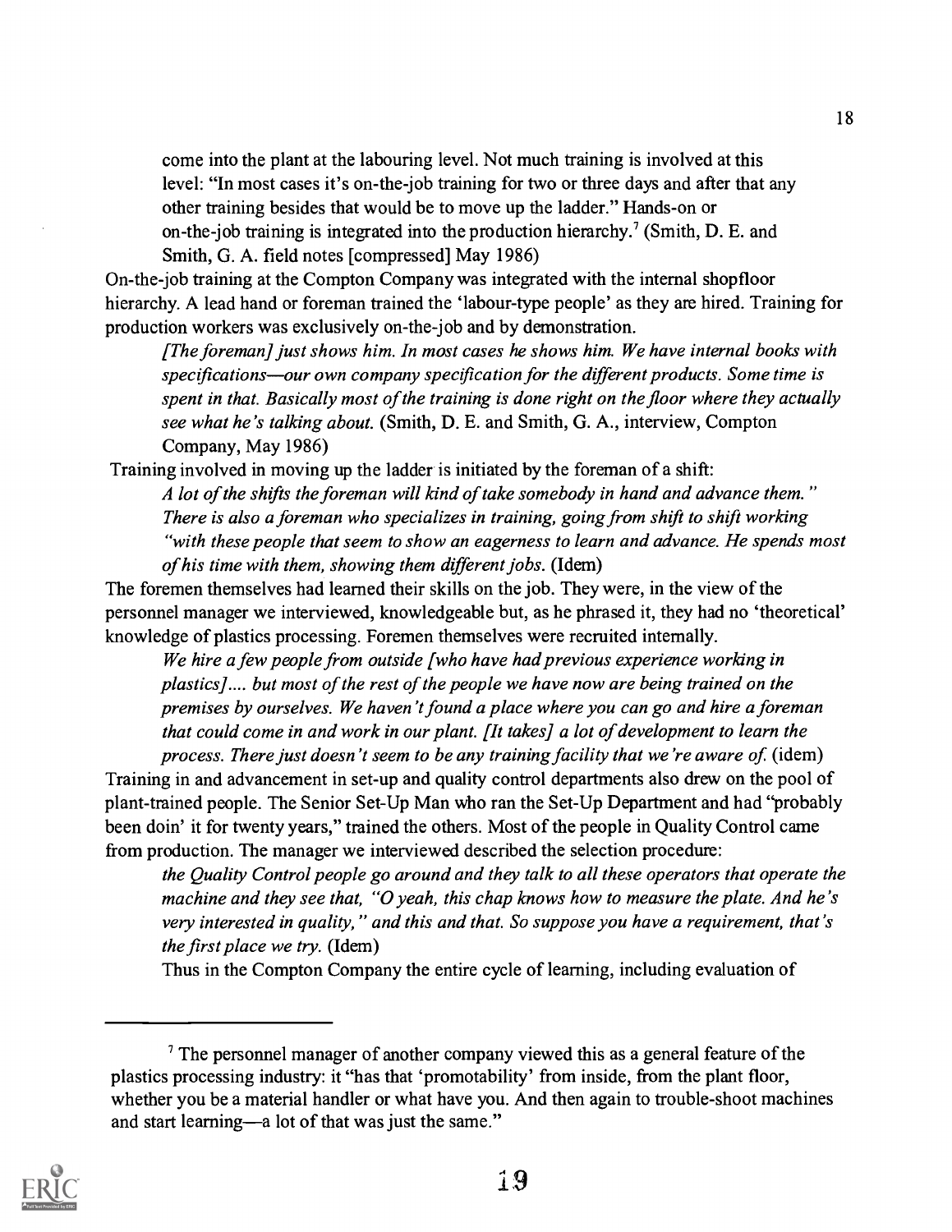come into the plant at the labouring level. Not much training is involved at this level: "In most cases it's on-the-job training for two or three days and after that any other training besides that would be to move up the ladder." Hands-on or on-the-job training is integrated into the production hierarchy.[7] (Smith, D. E. and Smith, G. A. field notes [compressed] May 1986)

On-the-job training at the Compton Company was integrated with the internal shopfloor hierarchy. A lead hand or foreman trained the 'labour-type people' as they are hired. Training for production workers was exclusively on-the-job and by demonstration.

> *[The foreman] just shows him. In most cases he shows him. We have internal books with specifications—our own company specification for the different products. Some time is spent in that. Basically most of the training is done right on the floor where they actually see what he's talking about.* (Smith, D. E. and Smith, G. A., interview, Compton Company, May 1986)

Training involved in moving up the ladder is initiated by the foreman of a shift:

> *A lot of the shifts the foreman will kind of take somebody in hand and advance them." There is also a foreman who specializes in training, going from shift to shift working "with these people that seem to show an eagerness to learn and advance. He spends most of his time with them, showing them different jobs.* (Idem)

The foremen themselves had learned their skills on the job. They were, in the view of the personnel manager we interviewed, knowledgeable but, as he phrased it, they had no 'theoretical' knowledge of plastics processing. Foremen themselves were recruited internally.

> *We hire a few people from outside [who have had previous experience working in plastics].... but most of the rest of the people we have now are being trained on the premises by ourselves. We haven't found a place where you can go and hire a foreman that could come in and work in our plant. [It takes] a lot of development to learn the process. There just doesn't seem to be any training facility that we're aware of.* (idem)

Training in and advancement in set-up and quality control departments also drew on the pool of plant-trained people. The Senior Set-Up Man who ran the Set-Up Department and had "probably been doin' it for twenty years," trained the others. Most of the people in Quality Control came from production. The manager we interviewed described the selection procedure:

> *the Quality Control people go around and they talk to all these operators that operate the machine and they see that, "O yeah, this chap knows how to measure the plate. And he's very interested in quality," and this and that. So suppose you have a requirement, that's the first place we try.* (Idem)

Thus in the Compton Company the entire cycle of learning, including evaluation of

---

[7] The personnel manager of another company viewed this as a general feature of the plastics processing industry: it "has that 'promotability' from inside, from the plant floor, whether you be a material handler or what have you. And then again to trouble-shoot machines and start learning—a lot of that was just the same."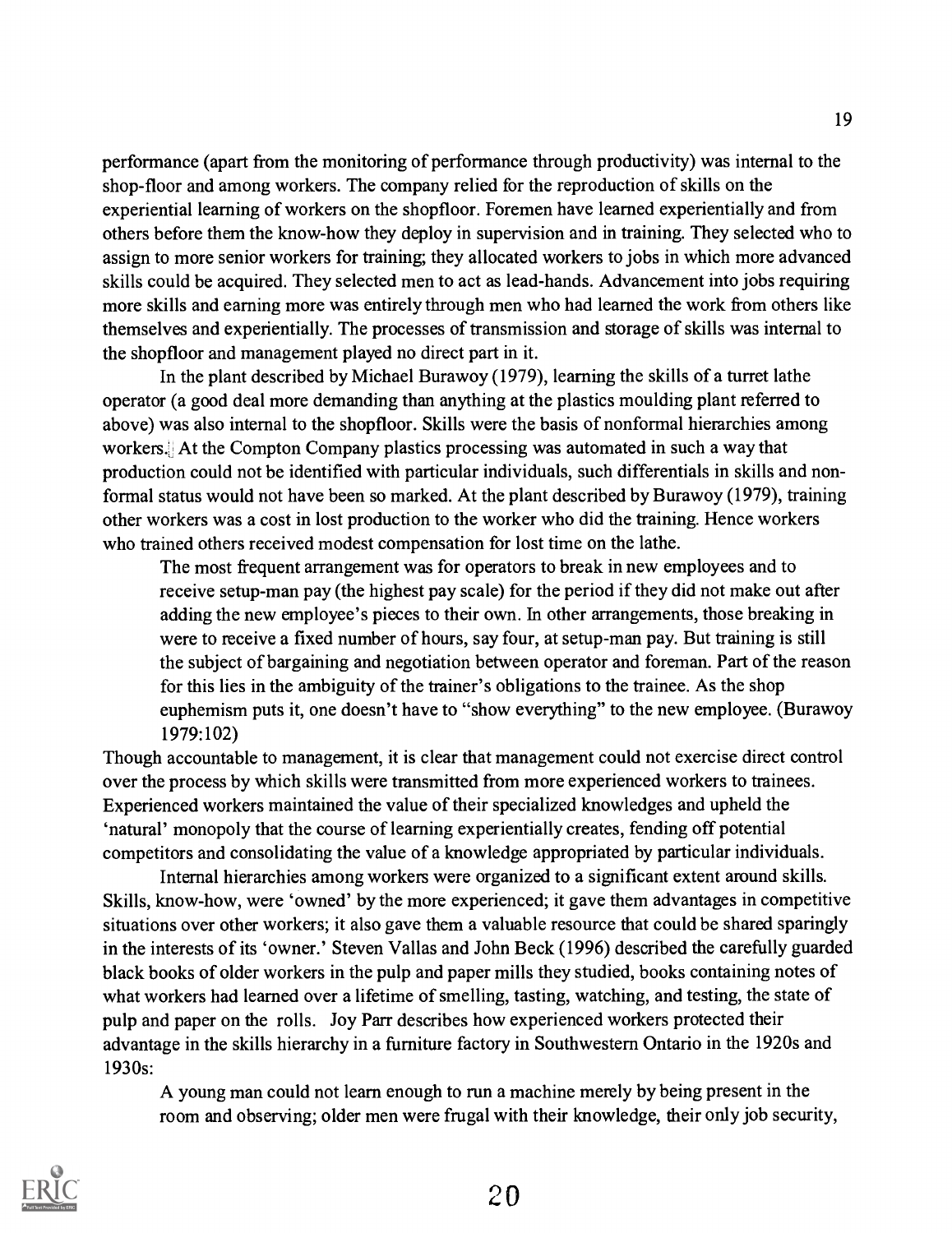performance (apart from the monitoring of performance through productivity) was internal to the shop-floor and among workers. The company relied for the reproduction of skills on the experiential learning of workers on the shopfloor. Foremen have learned experientially and from others before them the know-how they deploy in supervision and in training. They selected who to assign to more senior workers for training; they allocated workers to jobs in which more advanced skills could be acquired. They selected men to act as lead-hands. Advancement into jobs requiring more skills and earning more was entirely through men who had learned the work from others like themselves and experientially. The processes of transmission and storage of skills was internal to the shopfloor and management played no direct part in it.

In the plant described by Michael Burawoy (1979), learning the skills of a turret lathe operator (a good deal more demanding than anything at the plastics moulding plant referred to above) was also internal to the shopfloor. Skills were the basis of nonformal hierarchies among workers. At the Compton Company plastics processing was automated in such a way that production could not be identified with particular individuals, such differentials in skills and non-formal status would not have been so marked. At the plant described by Burawoy (1979), training other workers was a cost in lost production to the worker who did the training. Hence workers who trained others received modest compensation for lost time on the lathe.

> The most frequent arrangement was for operators to break in new employees and to receive setup-man pay (the highest pay scale) for the period if they did not make out after adding the new employee's pieces to their own. In other arrangements, those breaking in were to receive a fixed number of hours, say four, at setup-man pay. But training is still the subject of bargaining and negotiation between operator and foreman. Part of the reason for this lies in the ambiguity of the trainer's obligations to the trainee. As the shop euphemism puts it, one doesn't have to "show everything" to the new employee. (Burawoy 1979:102)

Though accountable to management, it is clear that management could not exercise direct control over the process by which skills were transmitted from more experienced workers to trainees. Experienced workers maintained the value of their specialized knowledges and upheld the 'natural' monopoly that the course of learning experientially creates, fending off potential competitors and consolidating the value of a knowledge appropriated by particular individuals.

Internal hierarchies among workers were organized to a significant extent around skills. Skills, know-how, were 'owned' by the more experienced; it gave them advantages in competitive situations over other workers; it also gave them a valuable resource that could be shared sparingly in the interests of its 'owner.' Steven Vallas and John Beck (1996) described the carefully guarded black books of older workers in the pulp and paper mills they studied, books containing notes of what workers had learned over a lifetime of smelling, tasting, watching, and testing, the state of pulp and paper on the rolls. Joy Parr describes how experienced workers protected their advantage in the skills hierarchy in a furniture factory in Southwestern Ontario in the 1920s and 1930s:

> A young man could not learn enough to run a machine merely by being present in the room and observing; older men were frugal with their knowledge, their only job security,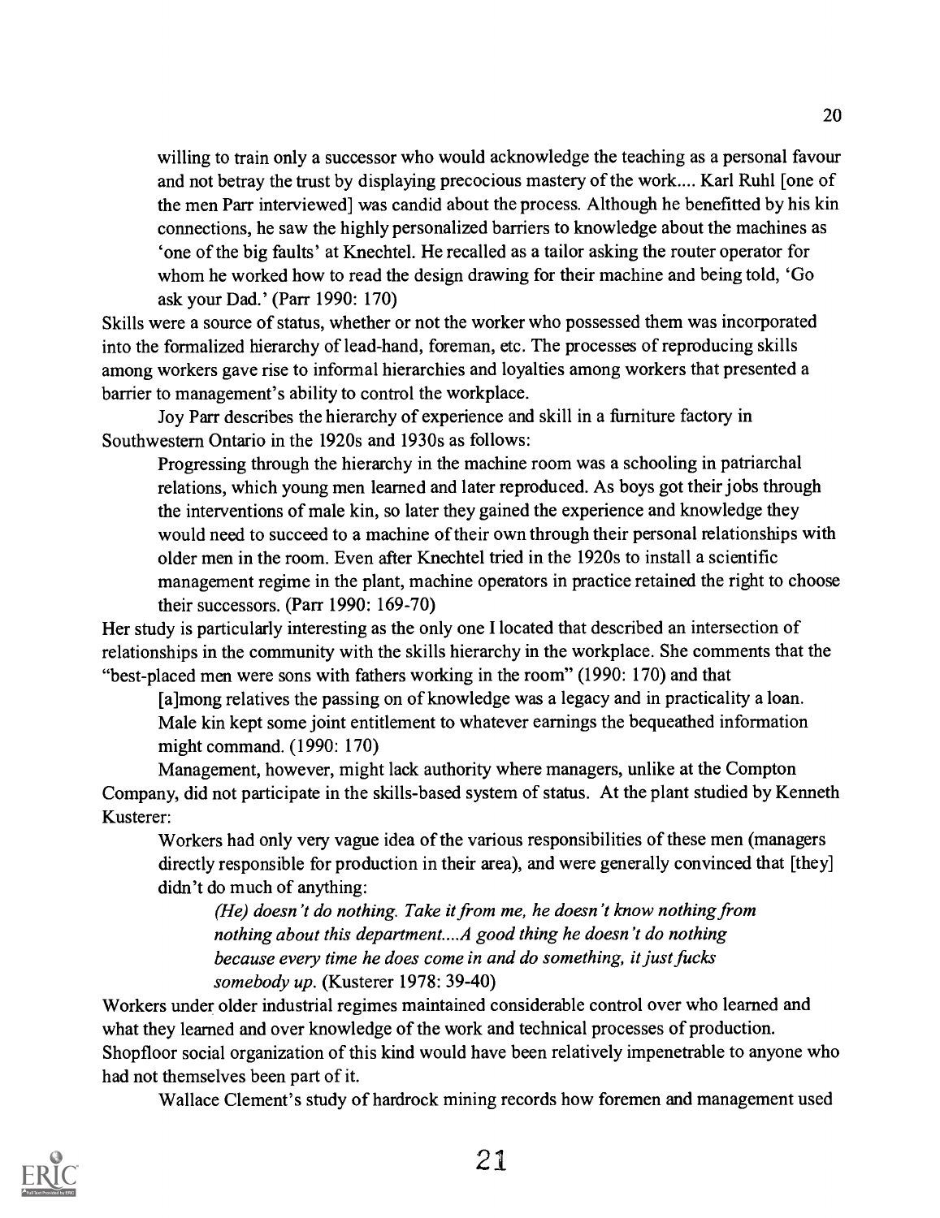> willing to train only a successor who would acknowledge the teaching as a personal favour and not betray the trust by displaying precocious mastery of the work.... Karl Ruhl [one of the men Parr interviewed] was candid about the process. Although he benefitted by his kin connections, he saw the highly personalized barriers to knowledge about the machines as 'one of the big faults' at Knechtel. He recalled as a tailor asking the router operator for whom he worked how to read the design drawing for their machine and being told, 'Go ask your Dad.' (Parr 1990: 170)

Skills were a source of status, whether or not the worker who possessed them was incorporated into the formalized hierarchy of lead-hand, foreman, etc. The processes of reproducing skills among workers gave rise to informal hierarchies and loyalties among workers that presented a barrier to management's ability to control the workplace.

Joy Parr describes the hierarchy of experience and skill in a furniture factory in Southwestern Ontario in the 1920s and 1930s as follows:

> Progressing through the hierarchy in the machine room was a schooling in patriarchal relations, which young men learned and later reproduced. As boys got their jobs through the interventions of male kin, so later they gained the experience and knowledge they would need to succeed to a machine of their own through their personal relationships with older men in the room. Even after Knechtel tried in the 1920s to install a scientific management regime in the plant, machine operators in practice retained the right to choose their successors. (Parr 1990: 169-70)

Her study is particularly interesting as the only one I located that described an intersection of relationships in the community with the skills hierarchy in the workplace. She comments that the "best-placed men were sons with fathers working in the room" (1990: 170) and that

> [a]mong relatives the passing on of knowledge was a legacy and in practicality a loan. Male kin kept some joint entitlement to whatever earnings the bequeathed information might command. (1990: 170)

Management, however, might lack authority where managers, unlike at the Compton Company, did not participate in the skills-based system of status. At the plant studied by Kenneth Kusterer:

> Workers had only very vague idea of the various responsibilities of these men (managers directly responsible for production in their area), and were generally convinced that [they] didn't do much of anything:
>
> > *(He) doesn't do nothing. Take it from me, he doesn't know nothing from nothing about this department....A good thing he doesn't do nothing because every time he does come in and do something, it just fucks somebody up.* (Kusterer 1978: 39-40)

Workers under older industrial regimes maintained considerable control over who learned and what they learned and over knowledge of the work and technical processes of production. Shopfloor social organization of this kind would have been relatively impenetrable to anyone who had not themselves been part of it.

Wallace Clement's study of hardrock mining records how foremen and management used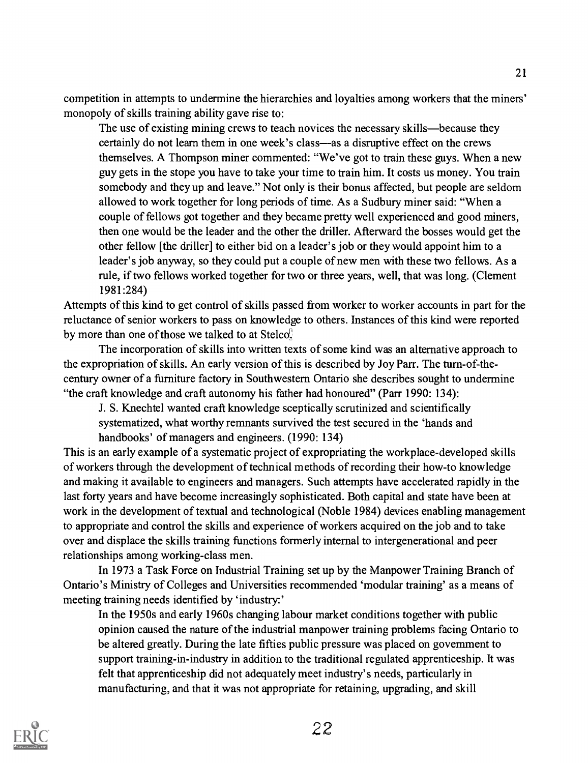competition in attempts to undermine the hierarchies and loyalties among workers that the miners' monopoly of skills training ability gave rise to:

> The use of existing mining crews to teach novices the necessary skills—because they certainly do not learn them in one week's class—as a disruptive effect on the crews themselves. A Thompson miner commented: "We've got to train these guys. When a new guy gets in the stope you have to take your time to train him. It costs us money. You train somebody and they up and leave." Not only is their bonus affected, but people are seldom allowed to work together for long periods of time. As a Sudbury miner said: "When a couple of fellows got together and they became pretty well experienced and good miners, then one would be the leader and the other the driller. Afterward the bosses would get the other fellow [the driller] to either bid on a leader's job or they would appoint him to a leader's job anyway, so they could put a couple of new men with these two fellows. As a rule, if two fellows worked together for two or three years, well, that was long. (Clement 1981:284)

Attempts of this kind to get control of skills passed from worker to worker accounts in part for the reluctance of senior workers to pass on knowledge to others. Instances of this kind were reported by more than one of those we talked to at Stelco.

The incorporation of skills into written texts of some kind was an alternative approach to the expropriation of skills. An early version of this is described by Joy Parr. The turn-of-the-century owner of a furniture factory in Southwestern Ontario she describes sought to undermine "the craft knowledge and craft autonomy his father had honoured" (Parr 1990: 134):

> J. S. Knechtel wanted craft knowledge sceptically scrutinized and scientifically systematized, what worthy remnants survived the test secured in the 'hands and handbooks' of managers and engineers. (1990: 134)

This is an early example of a systematic project of expropriating the workplace-developed skills of workers through the development of technical methods of recording their how-to knowledge and making it available to engineers and managers. Such attempts have accelerated rapidly in the last forty years and have become increasingly sophisticated. Both capital and state have been at work in the development of textual and technological (Noble 1984) devices enabling management to appropriate and control the skills and experience of workers acquired on the job and to take over and displace the skills training functions formerly internal to intergenerational and peer relationships among working-class men.

In 1973 a Task Force on Industrial Training set up by the Manpower Training Branch of Ontario's Ministry of Colleges and Universities recommended 'modular training' as a means of meeting training needs identified by 'industry:'

> In the 1950s and early 1960s changing labour market conditions together with public opinion caused the nature of the industrial manpower training problems facing Ontario to be altered greatly. During the late fifties public pressure was placed on government to support training-in-industry in addition to the traditional regulated apprenticeship. It was felt that apprenticeship did not adequately meet industry's needs, particularly in manufacturing, and that it was not appropriate for retaining, upgrading, and skill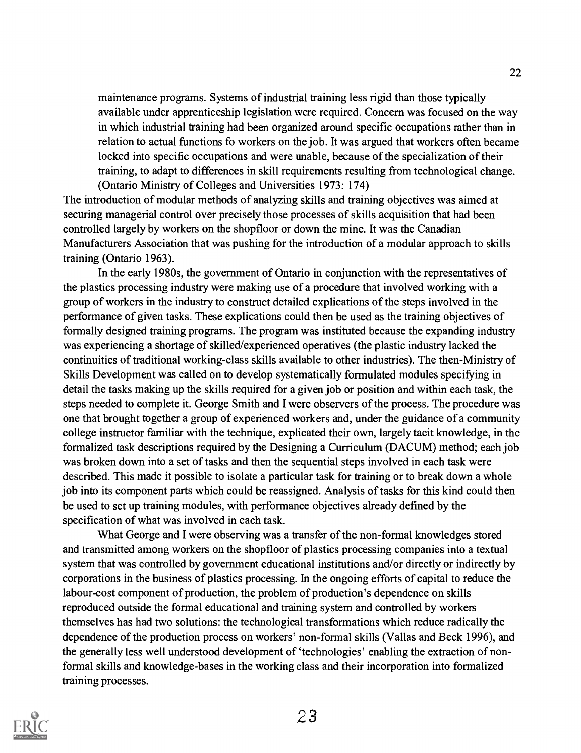> maintenance programs. Systems of industrial training less rigid than those typically available under apprenticeship legislation were required. Concern was focused on the way in which industrial training had been organized around specific occupations rather than in relation to actual functions fo workers on the job. It was argued that workers often became locked into specific occupations and were unable, because of the specialization of their training, to adapt to differences in skill requirements resulting from technological change. (Ontario Ministry of Colleges and Universities 1973: 174)

The introduction of modular methods of analyzing skills and training objectives was aimed at securing managerial control over precisely those processes of skills acquisition that had been controlled largely by workers on the shopfloor or down the mine. It was the Canadian Manufacturers Association that was pushing for the introduction of a modular approach to skills training (Ontario 1963).

In the early 1980s, the government of Ontario in conjunction with the representatives of the plastics processing industry were making use of a procedure that involved working with a group of workers in the industry to construct detailed explications of the steps involved in the performance of given tasks. These explications could then be used as the training objectives of formally designed training programs. The program was instituted because the expanding industry was experiencing a shortage of skilled/experienced operatives (the plastic industry lacked the continuities of traditional working-class skills available to other industries). The then-Ministry of Skills Development was called on to develop systematically formulated modules specifying in detail the tasks making up the skills required for a given job or position and within each task, the steps needed to complete it. George Smith and I were observers of the process. The procedure was one that brought together a group of experienced workers and, under the guidance of a community college instructor familiar with the technique, explicated their own, largely tacit knowledge, in the formalized task descriptions required by the Designing a Curriculum (DACUM) method; each job was broken down into a set of tasks and then the sequential steps involved in each task were described. This made it possible to isolate a particular task for training or to break down a whole job into its component parts which could be reassigned. Analysis of tasks for this kind could then be used to set up training modules, with performance objectives already defined by the specification of what was involved in each task.

What George and I were observing was a transfer of the non-formal knowledges stored and transmitted among workers on the shopfloor of plastics processing companies into a textual system that was controlled by government educational institutions and/or directly or indirectly by corporations in the business of plastics processing. In the ongoing efforts of capital to reduce the labour-cost component of production, the problem of production's dependence on skills reproduced outside the formal educational and training system and controlled by workers themselves has had two solutions: the technological transformations which reduce radically the dependence of the production process on workers' non-formal skills (Vallas and Beck 1996), and the generally less well understood development of 'technologies' enabling the extraction of non-formal skills and knowledge-bases in the working class and their incorporation into formalized training processes.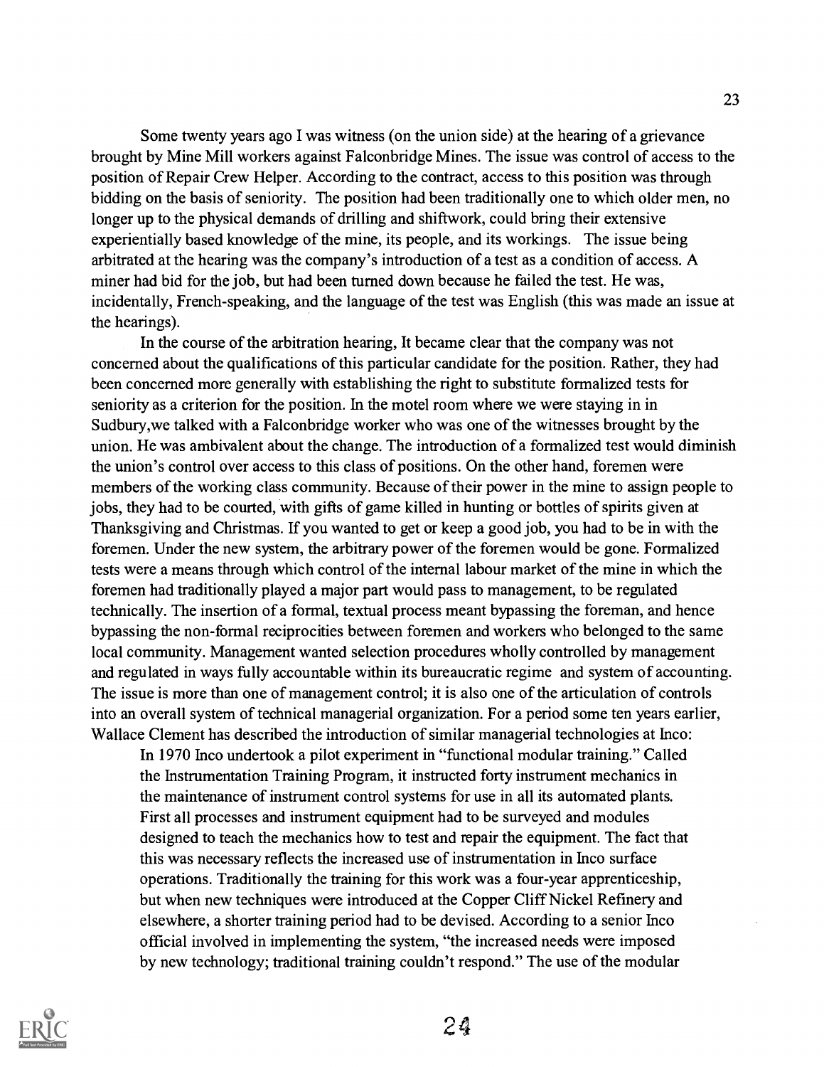Some twenty years ago I was witness (on the union side) at the hearing of a grievance brought by Mine Mill workers against Falconbridge Mines. The issue was control of access to the position of Repair Crew Helper. According to the contract, access to this position was through bidding on the basis of seniority. The position had been traditionally one to which older men, no longer up to the physical demands of drilling and shiftwork, could bring their extensive experientially based knowledge of the mine, its people, and its workings. The issue being arbitrated at the hearing was the company's introduction of a test as a condition of access. A miner had bid for the job, but had been turned down because he failed the test. He was, incidentally, French-speaking, and the language of the test was English (this was made an issue at the hearings).

In the course of the arbitration hearing, It became clear that the company was not concerned about the qualifications of this particular candidate for the position. Rather, they had been concerned more generally with establishing the right to substitute formalized tests for seniority as a criterion for the position. In the motel room where we were staying in in Sudbury,we talked with a Falconbridge worker who was one of the witnesses brought by the union. He was ambivalent about the change. The introduction of a formalized test would diminish the union's control over access to this class of positions. On the other hand, foremen were members of the working class community. Because of their power in the mine to assign people to jobs, they had to be courted, with gifts of game killed in hunting or bottles of spirits given at Thanksgiving and Christmas. If you wanted to get or keep a good job, you had to be in with the foremen. Under the new system, the arbitrary power of the foremen would be gone. Formalized tests were a means through which control of the internal labour market of the mine in which the foremen had traditionally played a major part would pass to management, to be regulated technically. The insertion of a formal, textual process meant bypassing the foreman, and hence bypassing the non-formal reciprocities between foremen and workers who belonged to the same local community. Management wanted selection procedures wholly controlled by management and regulated in ways fully accountable within its bureaucratic regime and system of accounting. The issue is more than one of management control; it is also one of the articulation of controls into an overall system of technical managerial organization. For a period some ten years earlier, Wallace Clement has described the introduction of similar managerial technologies at Inco:

> In 1970 Inco undertook a pilot experiment in "functional modular training." Called the Instrumentation Training Program, it instructed forty instrument mechanics in the maintenance of instrument control systems for use in all its automated plants. First all processes and instrument equipment had to be surveyed and modules designed to teach the mechanics how to test and repair the equipment. The fact that this was necessary reflects the increased use of instrumentation in Inco surface operations. Traditionally the training for this work was a four-year apprenticeship, but when new techniques were introduced at the Copper Cliff Nickel Refinery and elsewhere, a shorter training period had to be devised. According to a senior Inco official involved in implementing the system, "the increased needs were imposed by new technology; traditional training couldn't respond." The use of the modular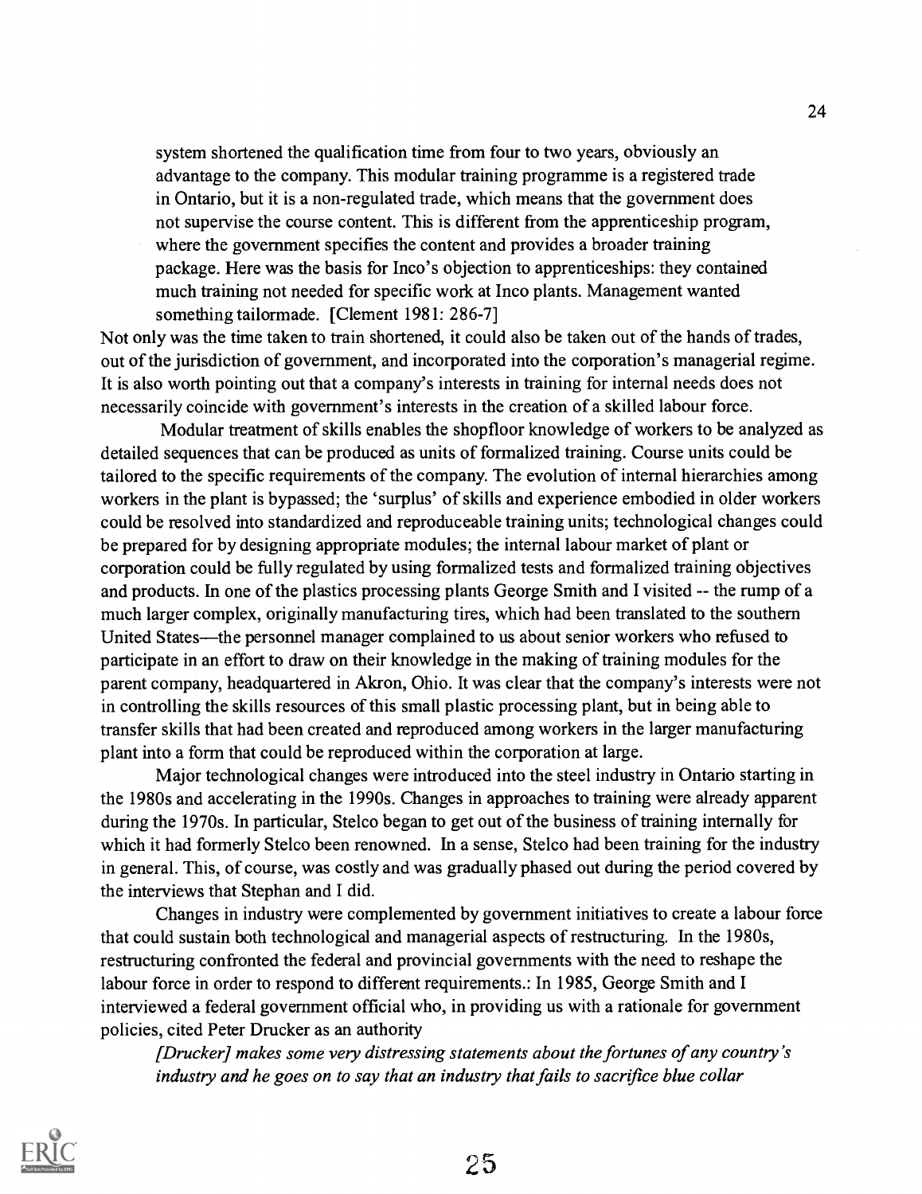> system shortened the qualification time from four to two years, obviously an advantage to the company. This modular training programme is a registered trade in Ontario, but it is a non-regulated trade, which means that the government does not supervise the course content. This is different from the apprenticeship program, where the government specifies the content and provides a broader training package. Here was the basis for Inco's objection to apprenticeships: they contained much training not needed for specific work at Inco plants. Management wanted something tailormade. [Clement 1981: 286-7]

Not only was the time taken to train shortened, it could also be taken out of the hands of trades, out of the jurisdiction of government, and incorporated into the corporation's managerial regime. It is also worth pointing out that a company's interests in training for internal needs does not necessarily coincide with government's interests in the creation of a skilled labour force.

Modular treatment of skills enables the shopfloor knowledge of workers to be analyzed as detailed sequences that can be produced as units of formalized training. Course units could be tailored to the specific requirements of the company. The evolution of internal hierarchies among workers in the plant is bypassed; the 'surplus' of skills and experience embodied in older workers could be resolved into standardized and reproduceable training units; technological changes could be prepared for by designing appropriate modules; the internal labour market of plant or corporation could be fully regulated by using formalized tests and formalized training objectives and products. In one of the plastics processing plants George Smith and I visited -- the rump of a much larger complex, originally manufacturing tires, which had been translated to the southern United States—the personnel manager complained to us about senior workers who refused to participate in an effort to draw on their knowledge in the making of training modules for the parent company, headquartered in Akron, Ohio. It was clear that the company's interests were not in controlling the skills resources of this small plastic processing plant, but in being able to transfer skills that had been created and reproduced among workers in the larger manufacturing plant into a form that could be reproduced within the corporation at large.

Major technological changes were introduced into the steel industry in Ontario starting in the 1980s and accelerating in the 1990s. Changes in approaches to training were already apparent during the 1970s. In particular, Stelco began to get out of the business of training internally for which it had formerly Stelco been renowned. In a sense, Stelco had been training for the industry in general. This, of course, was costly and was gradually phased out during the period covered by the interviews that Stephan and I did.

Changes in industry were complemented by government initiatives to create a labour force that could sustain both technological and managerial aspects of restructuring. In the 1980s, restructuring confronted the federal and provincial governments with the need to reshape the labour force in order to respond to different requirements.: In 1985, George Smith and I interviewed a federal government official who, in providing us with a rationale for government policies, cited Peter Drucker as an authority

> *[Drucker] makes some very distressing statements about the fortunes of any country's industry and he goes on to say that an industry that fails to sacrifice blue collar*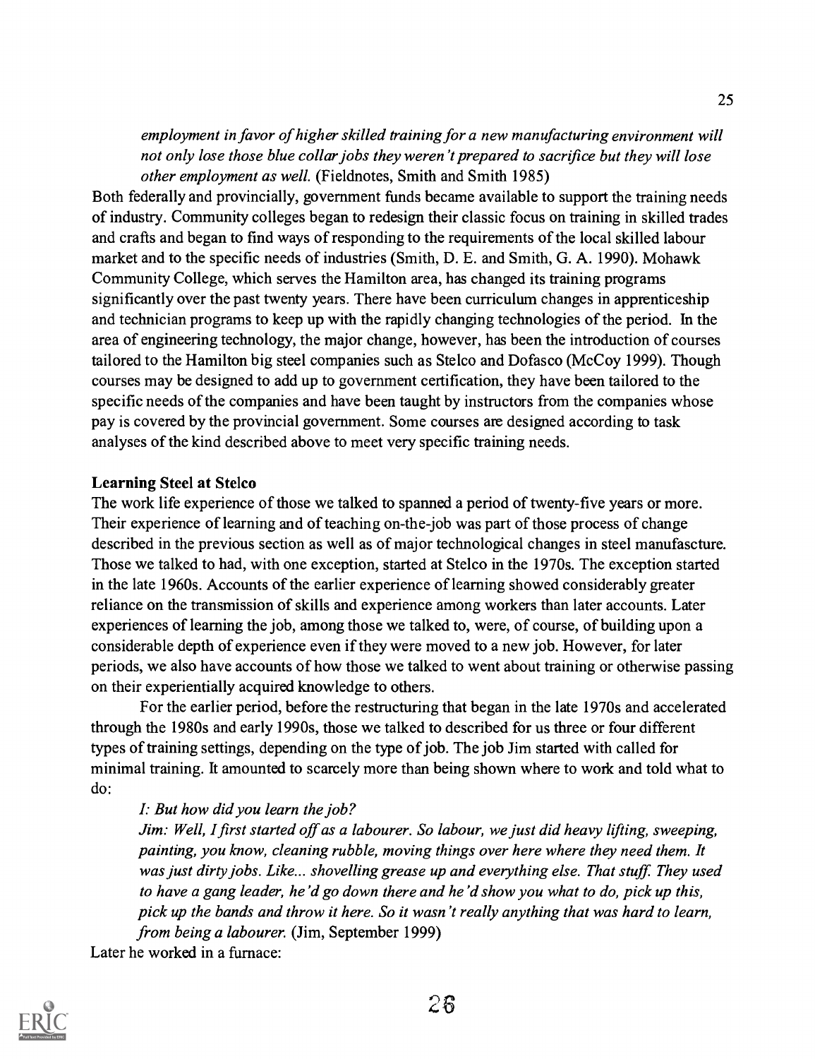*employment in favor of higher skilled training for a new manufacturing environment will not only lose those blue collar jobs they weren't prepared to sacrifice but they will lose other employment as well.* (Fieldnotes, Smith and Smith 1985)

Both federally and provincially, government funds became available to support the training needs of industry. Community colleges began to redesign their classic focus on training in skilled trades and crafts and began to find ways of responding to the requirements of the local skilled labour market and to the specific needs of industries (Smith, D. E. and Smith, G. A. 1990). Mohawk Community College, which serves the Hamilton area, has changed its training programs significantly over the past twenty years. There have been curriculum changes in apprenticeship and technician programs to keep up with the rapidly changing technologies of the period. In the area of engineering technology, the major change, however, has been the introduction of courses tailored to the Hamilton big steel companies such as Stelco and Dofasco (McCoy 1999). Though courses may be designed to add up to government certification, they have been tailored to the specific needs of the companies and have been taught by instructors from the companies whose pay is covered by the provincial government. Some courses are designed according to task analyses of the kind described above to meet very specific training needs.

**Learning Steel at Stelco**

The work life experience of those we talked to spanned a period of twenty-five years or more. Their experience of learning and of teaching on-the-job was part of those process of change described in the previous section as well as of major technological changes in steel manufascture. Those we talked to had, with one exception, started at Stelco in the 1970s. The exception started in the late 1960s. Accounts of the earlier experience of learning showed considerably greater reliance on the transmission of skills and experience among workers than later accounts. Later experiences of learning the job, among those we talked to, were, of course, of building upon a considerable depth of experience even if they were moved to a new job. However, for later periods, we also have accounts of how those we talked to went about training or otherwise passing on their experientially acquired knowledge to others.

For the earlier period, before the restructuring that began in the late 1970s and accelerated through the 1980s and early 1990s, those we talked to described for us three or four different types of training settings, depending on the type of job. The job Jim started with called for minimal training. It amounted to scarcely more than being shown where to work and told what to do:

> *I: But how did you learn the job?*
>
> *Jim: Well, I first started off as a labourer. So labour, we just did heavy lifting, sweeping, painting, you know, cleaning rubble, moving things over here where they need them. It was just dirty jobs. Like... shovelling grease up and everything else. That stuff. They used to have a gang leader, he'd go down there and he'd show you what to do, pick up this, pick up the bands and throw it here. So it wasn't really anything that was hard to learn, from being a labourer.* (Jim, September 1999)

Later he worked in a furnace: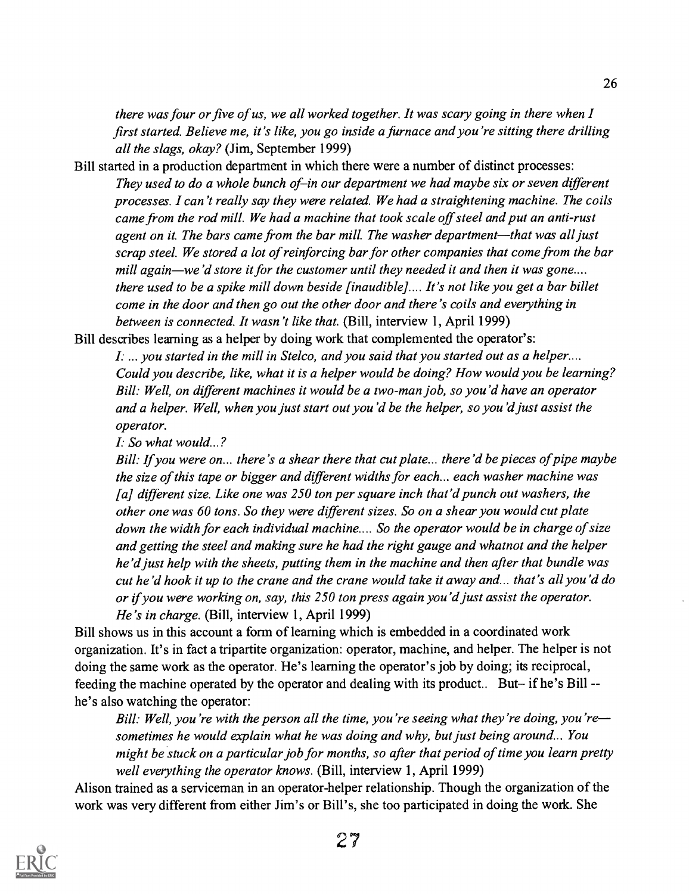*there was four or five of us, we all worked together. It was scary going in there when I first started. Believe me, it's like, you go inside a furnace and you're sitting there drilling all the slags, okay?* (Jim, September 1999)

Bill started in a production department in which there were a number of distinct processes:

> *They used to do a whole bunch of–in our department we had maybe six or seven different processes. I can't really say they were related. We had a straightening machine. The coils came from the rod mill. We had a machine that took scale off steel and put an anti-rust agent on it. The bars came from the bar mill. The washer department—that was all just scrap steel. We stored a lot of reinforcing bar for other companies that come from the bar mill again—we'd store it for the customer until they needed it and then it was gone.... there used to be a spike mill down beside [inaudible].... It's not like you get a bar billet come in the door and then go out the other door and there's coils and everything in between is connected. It wasn't like that.* (Bill, interview 1, April 1999)

Bill describes learning as a helper by doing work that complemented the operator's:

> *I: ... you started in the mill in Stelco, and you said that you started out as a helper.... Could you describe, like, what it is a helper would be doing? How would you be learning?*
>
> *Bill: Well, on different machines it would be a two-man job, so you'd have an operator and a helper. Well, when you just start out you'd be the helper, so you'd just assist the operator.*
>
> *I: So what would...?*
>
> *Bill: If you were on... there's a shear there that cut plate... there'd be pieces of pipe maybe the size of this tape or bigger and different widths for each... each washer machine was [a] different size. Like one was 250 ton per square inch that'd punch out washers, the other one was 60 tons. So they were different sizes. So on a shear you would cut plate down the width for each individual machine.... So the operator would be in charge of size and getting the steel and making sure he had the right gauge and whatnot and the helper he'd just help with the sheets, putting them in the machine and then after that bundle was cut he'd hook it up to the crane and the crane would take it away and... that's all you'd do or if you were working on, say, this 250 ton press again you'd just assist the operator. He's in charge.* (Bill, interview 1, April 1999)

Bill shows us in this account a form of learning which is embedded in a coordinated work organization. It's in fact a tripartite organization: operator, machine, and helper. The helper is not doing the same work as the operator. He's learning the operator's job by doing; its reciprocal, feeding the machine operated by the operator and dealing with its product.. But– if he's Bill -- he's also watching the operator:

> *Bill: Well, you're with the person all the time, you're seeing what they're doing, you're— sometimes he would explain what he was doing and why, but just being around... You might be stuck on a particular job for months, so after that period of time you learn pretty well everything the operator knows.* (Bill, interview 1, April 1999)

Alison trained as a serviceman in an operator-helper relationship. Though the organization of the work was very different from either Jim's or Bill's, she too participated in doing the work. She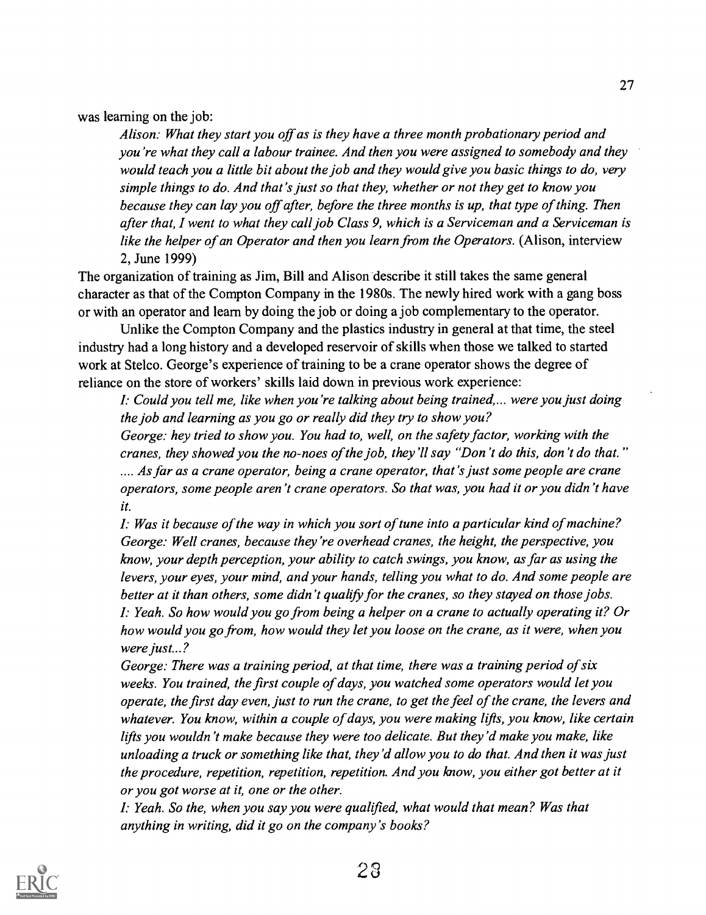was learning on the job:

> *Alison: What they start you off as is they have a three month probationary period and you're what they call a labour trainee. And then you were assigned to somebody and they would teach you a little bit about the job and they would give you basic things to do, very simple things to do. And that's just so that they, whether or not they get to know you because they can lay you off after, before the three months is up, that type of thing. Then after that, I went to what they call job Class 9, which is a Serviceman and a Serviceman is like the helper of an Operator and then you learn from the Operators.* (Alison, interview 2, June 1999)

The organization of training as Jim, Bill and Alison describe it still takes the same general character as that of the Compton Company in the 1980s. The newly hired work with a gang boss or with an operator and learn by doing the job or doing a job complementary to the operator.

Unlike the Compton Company and the plastics industry in general at that time, the steel industry had a long history and a developed reservoir of skills when those we talked to started work at Stelco. George's experience of training to be a crane operator shows the degree of reliance on the store of workers' skills laid down in previous work experience:

> *I: Could you tell me, like when you're talking about being trained,... were you just doing the job and learning as you go or really did they try to show you?*
>
> *George: hey tried to show you. You had to, well, on the safety factor, working with the cranes, they showed you the no-noes of the job, they'll say "Don't do this, don't do that." .... As far as a crane operator, being a crane operator, that's just some people are crane operators, some people aren't crane operators. So that was, you had it or you didn't have it.*
>
> *I: Was it because of the way in which you sort of tune into a particular kind of machine?*
>
> *George: Well cranes, because they're overhead cranes, the height, the perspective, you know, your depth perception, your ability to catch swings, you know, as far as using the levers, your eyes, your mind, and your hands, telling you what to do. And some people are better at it than others, some didn't qualify for the cranes, so they stayed on those jobs.*
>
> *I: Yeah. So how would you go from being a helper on a crane to actually operating it? Or how would you go from, how would they let you loose on the crane, as it were, when you were just...?*
>
> *George: There was a training period, at that time, there was a training period of six weeks. You trained, the first couple of days, you watched some operators would let you operate, the first day even, just to run the crane, to get the feel of the crane, the levers and whatever. You know, within a couple of days, you were making lifts, you know, like certain lifts you wouldn't make because they were too delicate. But they'd make you make, like unloading a truck or something like that, they'd allow you to do that. And then it was just the procedure, repetition, repetition, repetition. And you know, you either got better at it or you got worse at it, one or the other.*
>
> *I: Yeah. So the, when you say you were qualified, what would that mean? Was that anything in writing, did it go on the company's books?*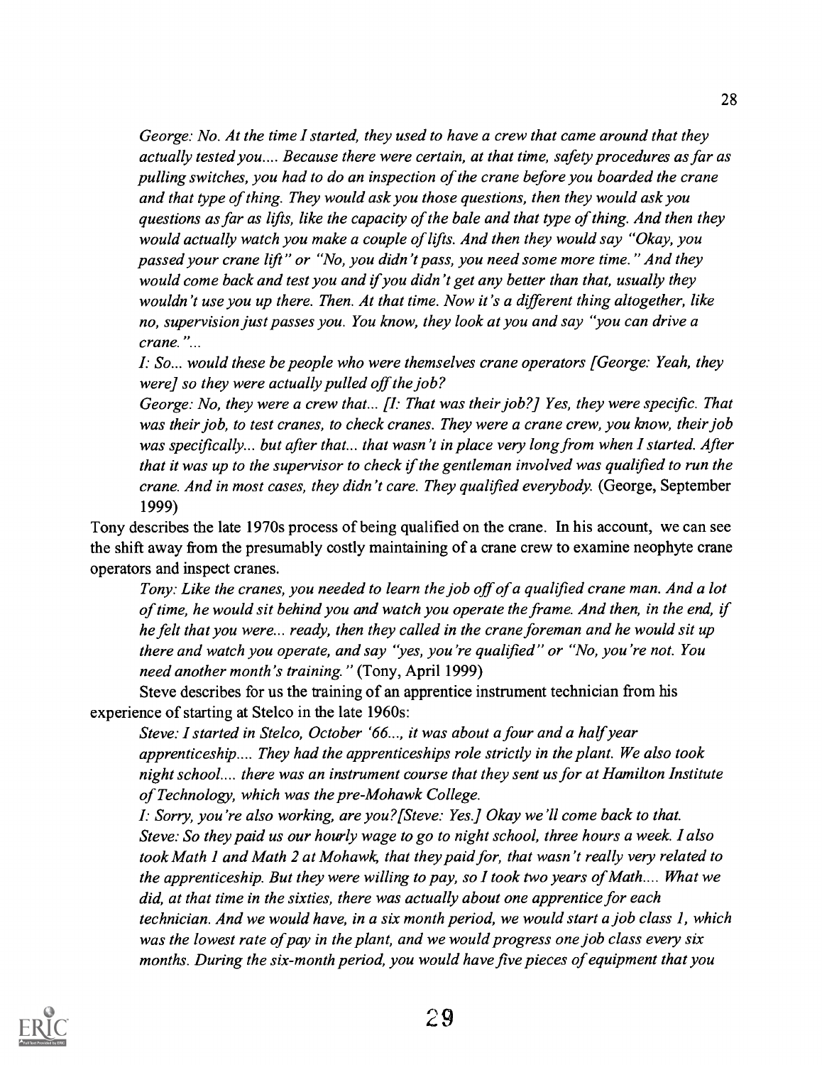*George: No. At the time I started, they used to have a crew that came around that they actually tested you.... Because there were certain, at that time, safety procedures as far as pulling switches, you had to do an inspection of the crane before you boarded the crane and that type of thing. They would ask you those questions, then they would ask you questions as far as lifts, like the capacity of the bale and that type of thing. And then they would actually watch you make a couple of lifts. And then they would say "Okay, you passed your crane lift" or "No, you didn't pass, you need some more time." And they would come back and test you and if you didn't get any better than that, usually they wouldn't use you up there. Then. At that time. Now it's a different thing altogether, like no, supervision just passes you. You know, they look at you and say "you can drive a crane."...*

*I: So... would these be people who were themselves crane operators [George: Yeah, they were] so they were actually pulled off the job?*

*George: No, they were a crew that... [I: That was their job?] Yes, they were specific. That was their job, to test cranes, to check cranes. They were a crane crew, you know, their job was specifically... but after that... that wasn't in place very long from when I started. After that it was up to the supervisor to check if the gentleman involved was qualified to run the crane. And in most cases, they didn't care. They qualified everybody.* (George, September 1999)

Tony describes the late 1970s process of being qualified on the crane. In his account, we can see the shift away from the presumably costly maintaining of a crane crew to examine neophyte crane operators and inspect cranes.

*Tony: Like the cranes, you needed to learn the job off of a qualified crane man. And a lot of time, he would sit behind you and watch you operate the frame. And then, in the end, if he felt that you were... ready, then they called in the crane foreman and he would sit up there and watch you operate, and say "yes, you're qualified" or "No, you're not. You need another month's training."* (Tony, April 1999)

Steve describes for us the training of an apprentice instrument technician from his experience of starting at Stelco in the late 1960s:

*Steve: I started in Stelco, October '66..., it was about a four and a half year apprenticeship.... They had the apprenticeships role strictly in the plant. We also took night school.... there was an instrument course that they sent us for at Hamilton Institute of Technology, which was the pre-Mohawk College.*

*I: Sorry, you're also working, are you? [Steve: Yes.] Okay we'll come back to that.*

*Steve: So they paid us our hourly wage to go to night school, three hours a week. I also took Math 1 and Math 2 at Mohawk, that they paid for, that wasn't really very related to the apprenticeship. But they were willing to pay, so I took two years of Math.... What we did, at that time in the sixties, there was actually about one apprentice for each technician. And we would have, in a six month period, we would start a job class 1, which was the lowest rate of pay in the plant, and we would progress one job class every six months. During the six-month period, you would have five pieces of equipment that you*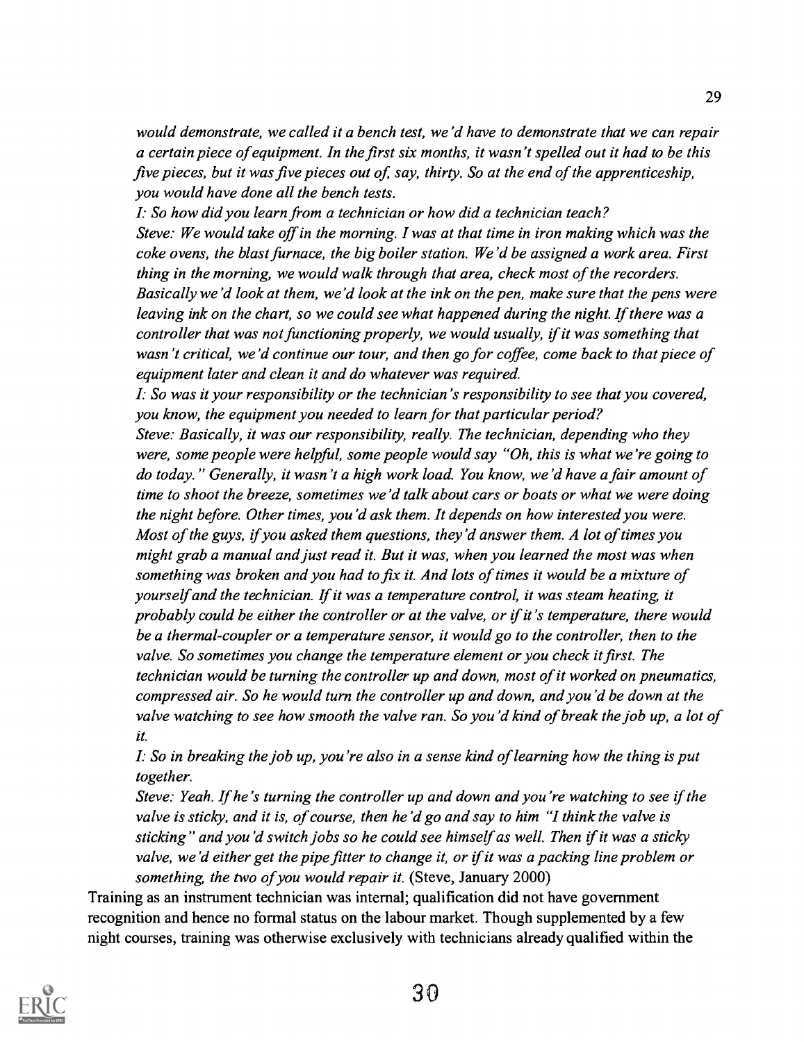*would demonstrate, we called it a bench test, we'd have to demonstrate that we can repair a certain piece of equipment. In the first six months, it wasn't spelled out it had to be this five pieces, but it was five pieces out of, say, thirty. So at the end of the apprenticeship, you would have done all the bench tests.*

*I: So how did you learn from a technician or how did a technician teach?*

*Steve: We would take off in the morning. I was at that time in iron making which was the coke ovens, the blast furnace, the big boiler station. We'd be assigned a work area. First thing in the morning, we would walk through that area, check most of the recorders. Basically we'd look at them, we'd look at the ink on the pen, make sure that the pens were leaving ink on the chart, so we could see what happened during the night. If there was a controller that was not functioning properly, we would usually, if it was something that wasn't critical, we'd continue our tour, and then go for coffee, come back to that piece of equipment later and clean it and do whatever was required.*

*I: So was it your responsibility or the technician's responsibility to see that you covered, you know, the equipment you needed to learn for that particular period?*

*Steve: Basically, it was our responsibility, really. The technician, depending who they were, some people were helpful, some people would say "Oh, this is what we're going to do today." Generally, it wasn't a high work load. You know, we'd have a fair amount of time to shoot the breeze, sometimes we'd talk about cars or boats or what we were doing the night before. Other times, you'd ask them. It depends on how interested you were. Most of the guys, if you asked them questions, they'd answer them. A lot of times you might grab a manual and just read it. But it was, when you learned the most was when something was broken and you had to fix it. And lots of times it would be a mixture of yourself and the technician. If it was a temperature control, it was steam heating, it probably could be either the controller or at the valve, or if it's temperature, there would be a thermal-coupler or a temperature sensor, it would go to the controller, then to the valve. So sometimes you change the temperature element or you check it first. The technician would be turning the controller up and down, most of it worked on pneumatics, compressed air. So he would turn the controller up and down, and you'd be down at the valve watching to see how smooth the valve ran. So you'd kind of break the job up, a lot of it.*

*I: So in breaking the job up, you're also in a sense kind of learning how the thing is put together.*

*Steve: Yeah. If he's turning the controller up and down and you're watching to see if the valve is sticky, and it is, of course, then he'd go and say to him "I think the valve is sticking" and you'd switch jobs so he could see himself as well. Then if it was a sticky valve, we'd either get the pipe fitter to change it, or if it was a packing line problem or something, the two of you would repair it.* (Steve, January 2000)

Training as an instrument technician was internal; qualification did not have government recognition and hence no formal status on the labour market. Though supplemented by a few night courses, training was otherwise exclusively with technicians already qualified within the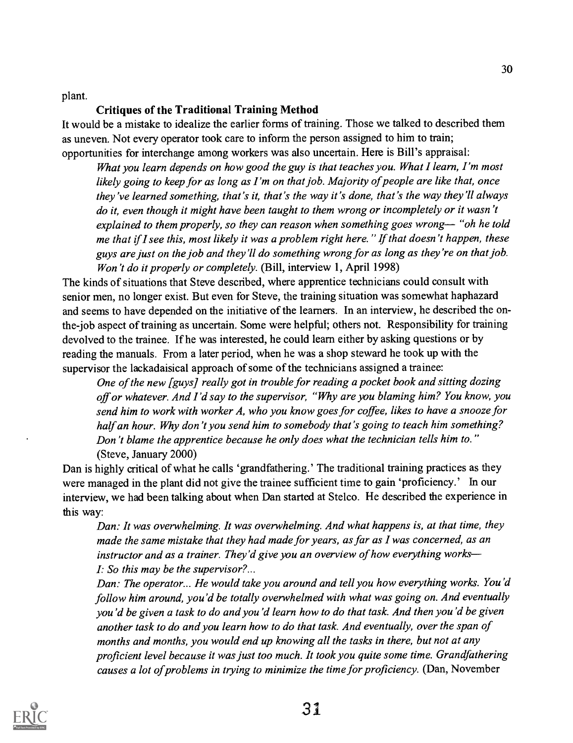plant.

### Critiques of the Traditional Training Method

It would be a mistake to idealize the earlier forms of training. Those we talked to described them as uneven. Not every operator took care to inform the person assigned to him to train; opportunities for interchange among workers was also uncertain. Here is Bill's appraisal:

> *What you learn depends on how good the guy is that teaches you. What I learn, I'm most likely going to keep for as long as I'm on that job. Majority of people are like that, once they've learned something, that's it, that's the way it's done, that's the way they'll always do it, even though it might have been taught to them wrong or incompletely or it wasn't explained to them properly, so they can reason when something goes wrong— "oh he told me that if I see this, most likely it was a problem right here." If that doesn't happen, these guys are just on the job and they'll do something wrong for as long as they're on that job. Won't do it properly or completely.* (Bill, interview 1, April 1998)

The kinds of situations that Steve described, where apprentice technicians could consult with senior men, no longer exist. But even for Steve, the training situation was somewhat haphazard and seems to have depended on the initiative of the learners. In an interview, he described the on-the-job aspect of training as uncertain. Some were helpful; others not. Responsibility for training devolved to the trainee. If he was interested, he could learn either by asking questions or by reading the manuals. From a later period, when he was a shop steward he took up with the supervisor the lackadaisical approach of some of the technicians assigned a trainee:

> *One of the new [guys] really got in trouble for reading a pocket book and sitting dozing off or whatever. And I'd say to the supervisor, "Why are you blaming him? You know, you send him to work with worker A, who you know goes for coffee, likes to have a snooze for half an hour. Why don't you send him to somebody that's going to teach him something? Don't blame the apprentice because he only does what the technician tells him to."* (Steve, January 2000)

Dan is highly critical of what he calls 'grandfathering.' The traditional training practices as they were managed in the plant did not give the trainee sufficient time to gain 'proficiency.' In our interview, we had been talking about when Dan started at Stelco. He described the experience in this way:

> *Dan: It was overwhelming. It was overwhelming. And what happens is, at that time, they made the same mistake that they had made for years, as far as I was concerned, as an instructor and as a trainer. They'd give you an overview of how everything works—*
>
> *I: So this may be the supervisor?...*
>
> *Dan: The operator... He would take you around and tell you how everything works. You'd follow him around, you'd be totally overwhelmed with what was going on. And eventually you'd be given a task to do and you'd learn how to do that task. And then you'd be given another task to do and you learn how to do that task. And eventually, over the span of months and months, you would end up knowing all the tasks in there, but not at any proficient level because it was just too much. It took you quite some time. Grandfathering causes a lot of problems in trying to minimize the time for proficiency.* (Dan, November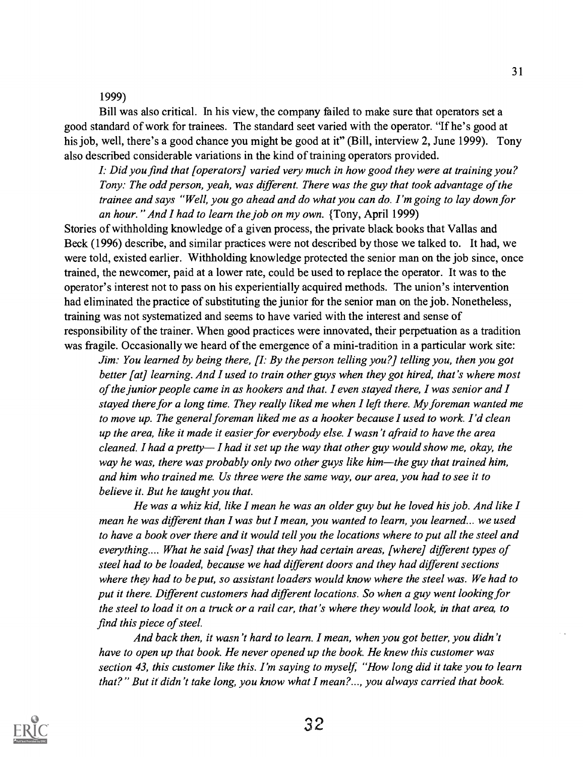1999)

Bill was also critical. In his view, the company failed to make sure that operators set a good standard of work for trainees. The standard seet varied with the operator. "If he's good at his job, well, there's a good chance you might be good at it" (Bill, interview 2, June 1999). Tony also described considerable variations in the kind of training operators provided.

*I: Did you find that [operators] varied very much in how good they were at training you?*
*Tony: The odd person, yeah, was different. There was the guy that took advantage of the trainee and says "Well, you go ahead and do what you can do. I'm going to lay down for an hour." And I had to learn the job on my own.* {Tony, April 1999)

Stories of withholding knowledge of a given process, the private black books that Vallas and Beck (1996) describe, and similar practices were not described by those we talked to. It had, we were told, existed earlier. Withholding knowledge protected the senior man on the job since, once trained, the newcomer, paid at a lower rate, could be used to replace the operator. It was to the operator's interest not to pass on his experientially acquired methods. The union's intervention had eliminated the practice of substituting the junior for the senior man on the job. Nonetheless, training was not systematized and seems to have varied with the interest and sense of responsibility of the trainer. When good practices were innovated, their perpetuation as a tradition was fragile. Occasionally we heard of the emergence of a mini-tradition in a particular work site:

*Jim: You learned by being there, [I: By the person telling you?] telling you, then you got better [at] learning. And I used to train other guys when they got hired, that's where most of the junior people came in as hookers and that. I even stayed there, I was senior and I stayed there for a long time. They really liked me when I left there. My foreman wanted me to move up. The general foreman liked me as a hooker because I used to work. I'd clean up the area, like it made it easier for everybody else. I wasn't afraid to have the area cleaned. I had a pretty— I had it set up the way that other guy would show me, okay, the way he was, there was probably only two other guys like him—the guy that trained him, and him who trained me. Us three were the same way, our area, you had to see it to believe it. But he taught you that.*

*He was a whiz kid, like I mean he was an older guy but he loved his job. And like I mean he was different than I was but I mean, you wanted to learn, you learned... we used to have a book over there and it would tell you the locations where to put all the steel and everything.... What he said [was] that they had certain areas, [where] different types of steel had to be loaded, because we had different doors and they had different sections where they had to be put, so assistant loaders would know where the steel was. We had to put it there. Different customers had different locations. So when a guy went looking for the steel to load it on a truck or a rail car, that's where they would look, in that area, to find this piece of steel.*

*And back then, it wasn't hard to learn. I mean, when you got better, you didn't have to open up that book. He never opened up the book. He knew this customer was section 43, this customer like this. I'm saying to myself, "How long did it take you to learn that?" But it didn't take long, you know what I mean?..., you always carried that book.*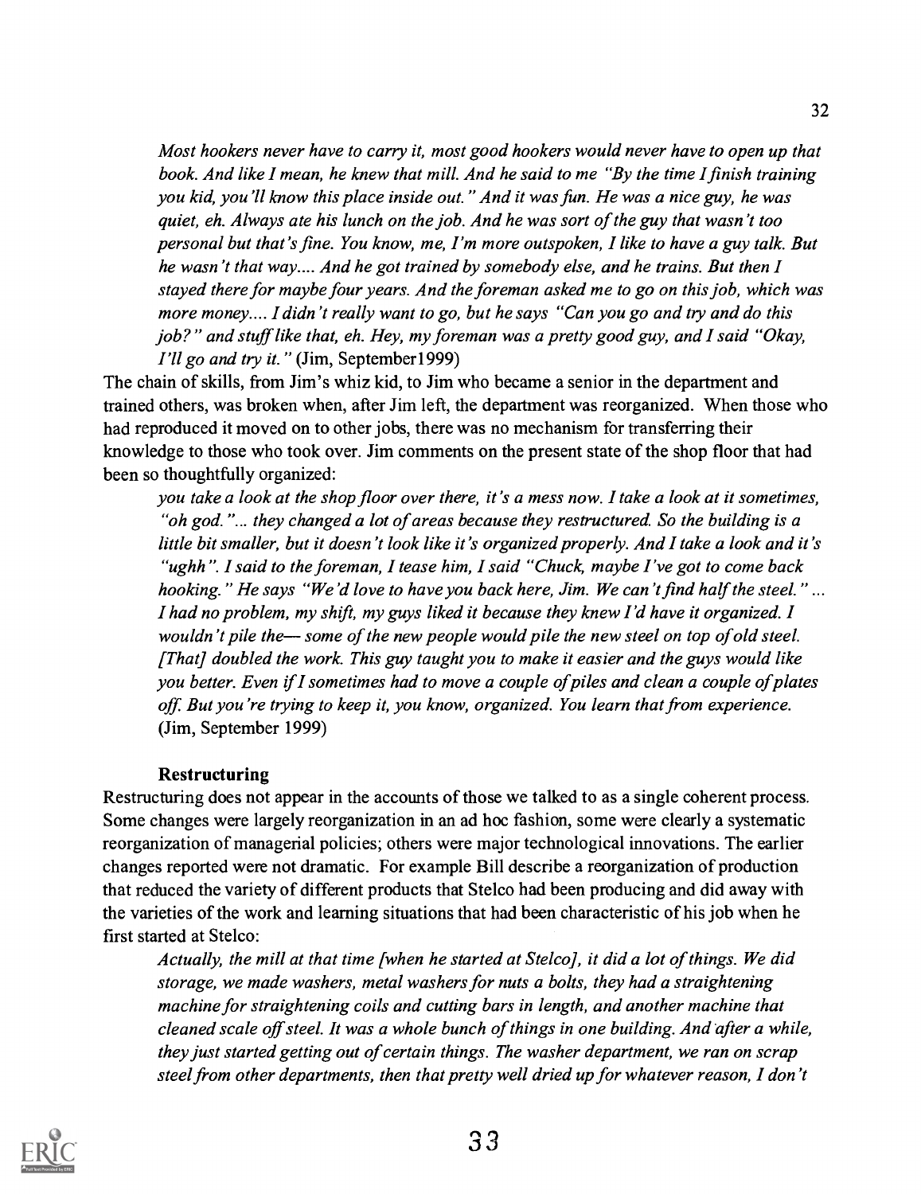*Most hookers never have to carry it, most good hookers would never have to open up that book. And like I mean, he knew that mill. And he said to me "By the time I finish training you kid, you'll know this place inside out." And it was fun. He was a nice guy, he was quiet, eh. Always ate his lunch on the job. And he was sort of the guy that wasn't too personal but that's fine. You know, me, I'm more outspoken, I like to have a guy talk. But he wasn't that way.... And he got trained by somebody else, and he trains. But then I stayed there for maybe four years. And the foreman asked me to go on this job, which was more money.... I didn't really want to go, but he says "Can you go and try and do this job?" and stuff like that, eh. Hey, my foreman was a pretty good guy, and I said "Okay, I'll go and try it."* (Jim, September1999)

The chain of skills, from Jim's whiz kid, to Jim who became a senior in the department and trained others, was broken when, after Jim left, the department was reorganized. When those who had reproduced it moved on to other jobs, there was no mechanism for transferring their knowledge to those who took over. Jim comments on the present state of the shop floor that had been so thoughtfully organized:

*you take a look at the shop floor over there, it's a mess now. I take a look at it sometimes, "oh god."... they changed a lot of areas because they restructured. So the building is a little bit smaller, but it doesn't look like it's organized properly. And I take a look and it's "ughh". I said to the foreman, I tease him, I said "Chuck, maybe I've got to come back hooking." He says "We'd love to have you back here, Jim. We can't find half the steel." ... I had no problem, my shift, my guys liked it because they knew I'd have it organized. I wouldn't pile the— some of the new people would pile the new steel on top of old steel. [That] doubled the work. This guy taught you to make it easier and the guys would like you better. Even if I sometimes had to move a couple of piles and clean a couple of plates off. But you're trying to keep it, you know, organized. You learn that from experience.* (Jim, September 1999)

### Restructuring

Restructuring does not appear in the accounts of those we talked to as a single coherent process. Some changes were largely reorganization in an ad hoc fashion, some were clearly a systematic reorganization of managerial policies; others were major technological innovations. The earlier changes reported were not dramatic. For example Bill describe a reorganization of production that reduced the variety of different products that Stelco had been producing and did away with the varieties of the work and learning situations that had been characteristic of his job when he first started at Stelco:

*Actually, the mill at that time [when he started at Stelco], it did a lot of things. We did storage, we made washers, metal washers for nuts a bolts, they had a straightening machine for straightening coils and cutting bars in length, and another machine that cleaned scale off steel. It was a whole bunch of things in one building. And after a while, they just started getting out of certain things. The washer department, we ran on scrap steel from other departments, then that pretty well dried up for whatever reason, I don't*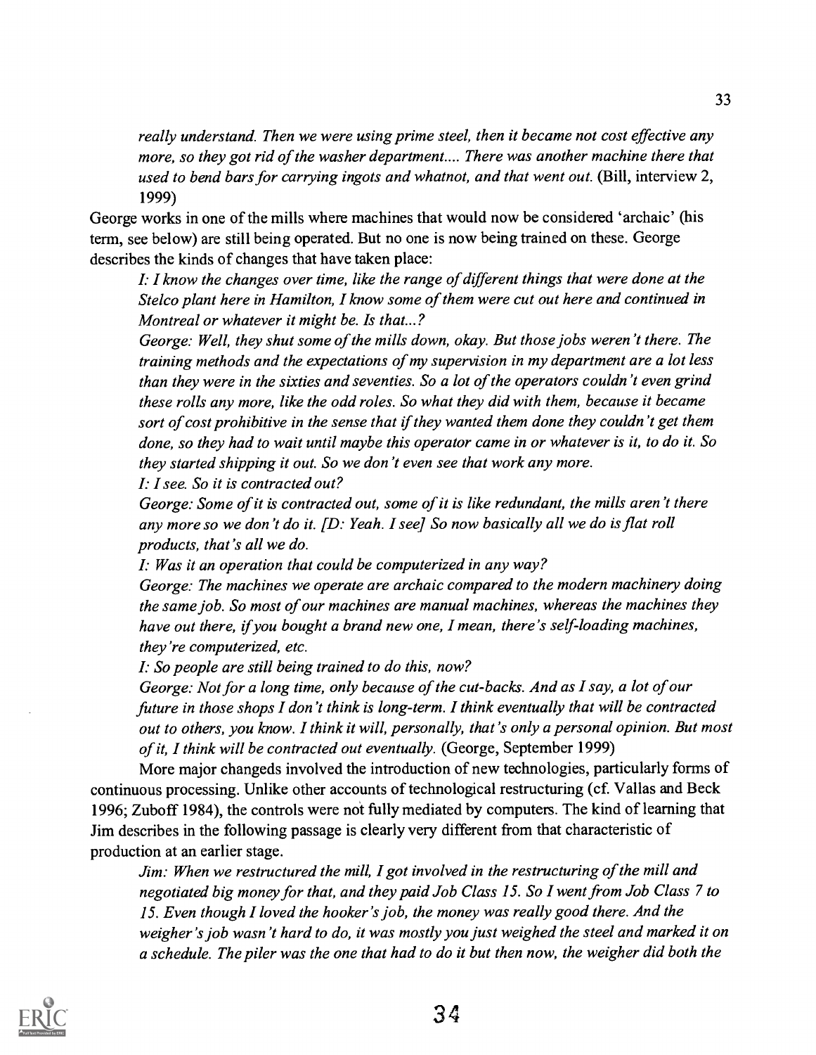*really understand. Then we were using prime steel, then it became not cost effective any more, so they got rid of the washer department.... There was another machine there that used to bend bars for carrying ingots and whatnot, and that went out.* (Bill, interview 2, 1999)

George works in one of the mills where machines that would now be considered 'archaic' (his term, see below) are still being operated. But no one is now being trained on these. George describes the kinds of changes that have taken place:

*I: I know the changes over time, like the range of different things that were done at the Stelco plant here in Hamilton, I know some of them were cut out here and continued in Montreal or whatever it might be. Is that...?*

*George: Well, they shut some of the mills down, okay. But those jobs weren't there. The training methods and the expectations of my supervision in my department are a lot less than they were in the sixties and seventies. So a lot of the operators couldn't even grind these rolls any more, like the odd roles. So what they did with them, because it became sort of cost prohibitive in the sense that if they wanted them done they couldn't get them done, so they had to wait until maybe this operator came in or whatever is it, to do it. So they started shipping it out. So we don't even see that work any more.*

*I: I see. So it is contracted out?*

*George: Some of it is contracted out, some of it is like redundant, the mills aren't there any more so we don't do it. [D: Yeah. I see] So now basically all we do is flat roll products, that's all we do.*

*I: Was it an operation that could be computerized in any way?*

*George: The machines we operate are archaic compared to the modern machinery doing the same job. So most of our machines are manual machines, whereas the machines they have out there, if you bought a brand new one, I mean, there's self-loading machines, they're computerized, etc.*

*I: So people are still being trained to do this, now?*

*George: Not for a long time, only because of the cut-backs. And as I say, a lot of our future in those shops I don't think is long-term. I think eventually that will be contracted out to others, you know. I think it will, personally, that's only a personal opinion. But most of it, I think will be contracted out eventually.* (George, September 1999)

More major changeds involved the introduction of new technologies, particularly forms of continuous processing. Unlike other accounts of technological restructuring (cf. Vallas and Beck 1996; Zuboff 1984), the controls were not fully mediated by computers. The kind of learning that Jim describes in the following passage is clearly very different from that characteristic of production at an earlier stage.

*Jim: When we restructured the mill, I got involved in the restructuring of the mill and negotiated big money for that, and they paid Job Class 15. So I went from Job Class 7 to 15. Even though I loved the hooker's job, the money was really good there. And the weigher's job wasn't hard to do, it was mostly you just weighed the steel and marked it on a schedule. The piler was the one that had to do it but then now, the weigher did both the*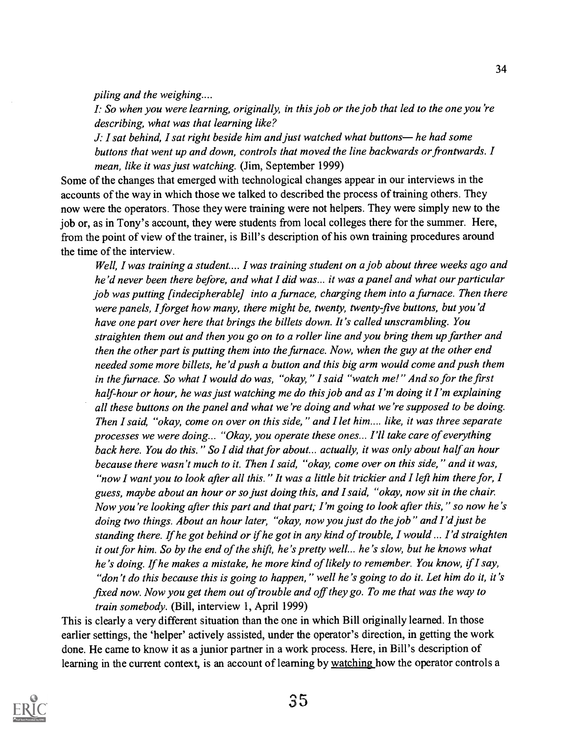*piling and the weighing....*

*I: So when you were learning, originally, in this job or the job that led to the one you're describing, what was that learning like?*

*J: I sat behind, I sat right beside him and just watched what buttons— he had some buttons that went up and down, controls that moved the line backwards or frontwards. I mean, like it was just watching.* (Jim, September 1999)

Some of the changes that emerged with technological changes appear in our interviews in the accounts of the way in which those we talked to described the process of training others. They now were the operators. Those they were training were not helpers. They were simply new to the job or, as in Tony's account, they were students from local colleges there for the summer. Here, from the point of view of the trainer, is Bill's description of his own training procedures around the time of the interview.

*Well, I was training a student.... I was training student on a job about three weeks ago and he'd never been there before, and what I did was... it was a panel and what our particular job was putting [indecipherable] into a furnace, charging them into a furnace. Then there were panels, I forget how many, there might be, twenty, twenty-five buttons, but you'd have one part over here that brings the billets down. It's called unscrambling. You straighten them out and then you go on to a roller line and you bring them up farther and then the other part is putting them into the furnace. Now, when the guy at the other end needed some more billets, he'd push a button and this big arm would come and push them in the furnace. So what I would do was, "okay," I said "watch me!" And so for the first half-hour or hour, he was just watching me do this job and as I'm doing it I'm explaining all these buttons on the panel and what we're doing and what we're supposed to be doing. Then I said, "okay, come on over on this side," and I let him.... like, it was three separate processes we were doing... "Okay, you operate these ones... I'll take care of everything back here. You do this." So I did that for about... actually, it was only about half an hour because there wasn't much to it. Then I said, "okay, come over on this side," and it was, "now I want you to look after all this." It was a little bit trickier and I left him there for, I guess, maybe about an hour or so just doing this, and I said, "okay, now sit in the chair. Now you're looking after this part and that part; I'm going to look after this," so now he's doing two things. About an hour later, "okay, now you just do the job" and I'd just be standing there. If he got behind or if he got in any kind of trouble, I would ... I'd straighten it out for him. So by the end of the shift, he's pretty well... he's slow, but he knows what he's doing. If he makes a mistake, he more kind of likely to remember. You know, if I say, "don't do this because this is going to happen," well he's going to do it. Let him do it, it's fixed now. Now you get them out of trouble and off they go. To me that was the way to train somebody.* (Bill, interview 1, April 1999)

This is clearly a very different situation than the one in which Bill originally learned. In those earlier settings, the 'helper' actively assisted, under the operator's direction, in getting the work done. He came to know it as a junior partner in a work process. Here, in Bill's description of learning in the current context, is an account of learning by <u>watching</u> how the operator controls a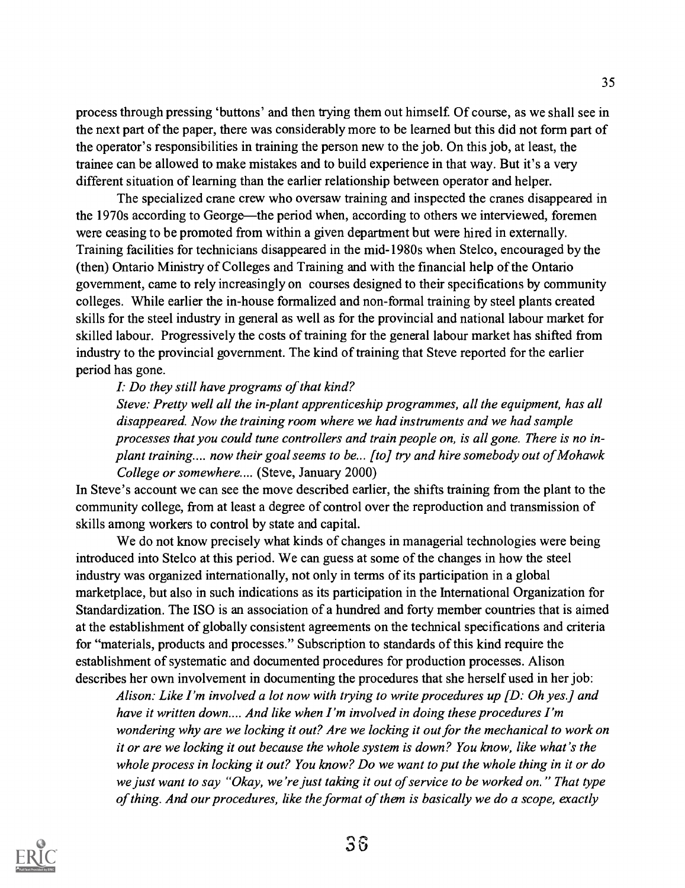process through pressing 'buttons' and then trying them out himself. Of course, as we shall see in the next part of the paper, there was considerably more to be learned but this did not form part of the operator's responsibilities in training the person new to the job. On this job, at least, the trainee can be allowed to make mistakes and to build experience in that way. But it's a very different situation of learning than the earlier relationship between operator and helper.

The specialized crane crew who oversaw training and inspected the cranes disappeared in the 1970s according to George—the period when, according to others we interviewed, foremen were ceasing to be promoted from within a given department but were hired in externally. Training facilities for technicians disappeared in the mid-1980s when Stelco, encouraged by the (then) Ontario Ministry of Colleges and Training and with the financial help of the Ontario government, came to rely increasingly on courses designed to their specifications by community colleges. While earlier the in-house formalized and non-formal training by steel plants created skills for the steel industry in general as well as for the provincial and national labour market for skilled labour. Progressively the costs of training for the general labour market has shifted from industry to the provincial government. The kind of training that Steve reported for the earlier period has gone.

> *I: Do they still have programs of that kind?*
> *Steve: Pretty well all the in-plant apprenticeship programmes, all the equipment, has all disappeared. Now the training room where we had instruments and we had sample processes that you could tune controllers and train people on, is all gone. There is no in-plant training.... now their goal seems to be... [to] try and hire somebody out of Mohawk College or somewhere....* (Steve, January 2000)

In Steve's account we can see the move described earlier, the shifts training from the plant to the community college, from at least a degree of control over the reproduction and transmission of skills among workers to control by state and capital.

We do not know precisely what kinds of changes in managerial technologies were being introduced into Stelco at this period. We can guess at some of the changes in how the steel industry was organized internationally, not only in terms of its participation in a global marketplace, but also in such indications as its participation in the International Organization for Standardization. The ISO is an association of a hundred and forty member countries that is aimed at the establishment of globally consistent agreements on the technical specifications and criteria for "materials, products and processes." Subscription to standards of this kind require the establishment of systematic and documented procedures for production processes. Alison describes her own involvement in documenting the procedures that she herself used in her job:

> *Alison: Like I'm involved a lot now with trying to write procedures up [D: Oh yes.] and have it written down.... And like when I'm involved in doing these procedures I'm wondering why are we locking it out? Are we locking it out for the mechanical to work on it or are we locking it out because the whole system is down? You know, like what's the whole process in locking it out? You know? Do we want to put the whole thing in it or do we just want to say "Okay, we're just taking it out of service to be worked on." That type of thing. And our procedures, like the format of them is basically we do a scope, exactly*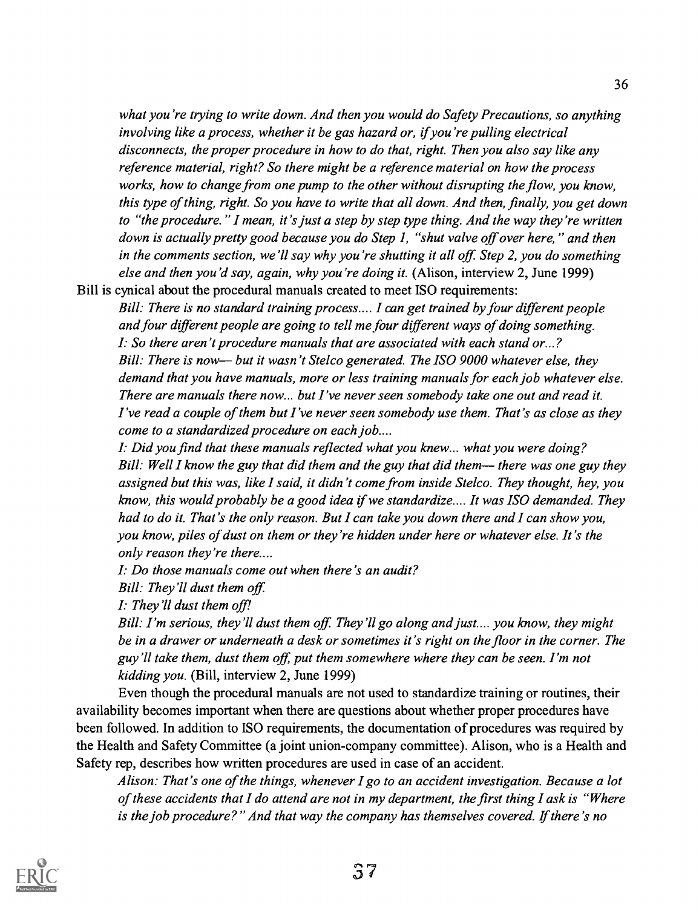*what you're trying to write down. And then you would do Safety Precautions, so anything involving like a process, whether it be gas hazard or, if you're pulling electrical disconnects, the proper procedure in how to do that, right. Then you also say like any reference material, right? So there might be a reference material on how the process works, how to change from one pump to the other without disrupting the flow, you know, this type of thing, right. So you have to write that all down. And then, finally, you get down to "the procedure." I mean, it's just a step by step type thing. And the way they're written down is actually pretty good because you do Step 1, "shut valve off over here," and then in the comments section, we'll say why you're shutting it all off. Step 2, you do something else and then you'd say, again, why you're doing it.* (Alison, interview 2, June 1999)

Bill is cynical about the procedural manuals created to meet ISO requirements:

*Bill: There is no standard training process.... I can get trained by four different people and four different people are going to tell me four different ways of doing something.*

*I: So there aren't procedure manuals that are associated with each stand or...?*

*Bill: There is now— but it wasn't Stelco generated. The ISO 9000 whatever else, they demand that you have manuals, more or less training manuals for each job whatever else. There are manuals there now... but I've never seen somebody take one out and read it. I've read a couple of them but I've never seen somebody use them. That's as close as they come to a standardized procedure on each job....*

*I: Did you find that these manuals reflected what you knew... what you were doing?*

*Bill: Well I know the guy that did them and the guy that did them— there was one guy they assigned but this was, like I said, it didn't come from inside Stelco. They thought, hey, you know, this would probably be a good idea if we standardize.... It was ISO demanded. They had to do it. That's the only reason. But I can take you down there and I can show you, you know, piles of dust on them or they're hidden under here or whatever else. It's the only reason they're there....*

*I: Do those manuals come out when there's an audit?*

*Bill: They'll dust them off.*

*I: They'll dust them off!*

*Bill: I'm serious, they'll dust them off. They'll go along and just.... you know, they might be in a drawer or underneath a desk or sometimes it's right on the floor in the corner. The guy'll take them, dust them off, put them somewhere where they can be seen. I'm not kidding you.* (Bill, interview 2, June 1999)

Even though the procedural manuals are not used to standardize training or routines, their availability becomes important when there are questions about whether proper procedures have been followed. In addition to ISO requirements, the documentation of procedures was required by the Health and Safety Committee (a joint union-company committee). Alison, who is a Health and Safety rep, describes how written procedures are used in case of an accident.

*Alison: That's one of the things, whenever I go to an accident investigation. Because a lot of these accidents that I do attend are not in my department, the first thing I ask is "Where is the job procedure?" And that way the company has themselves covered. If there's no*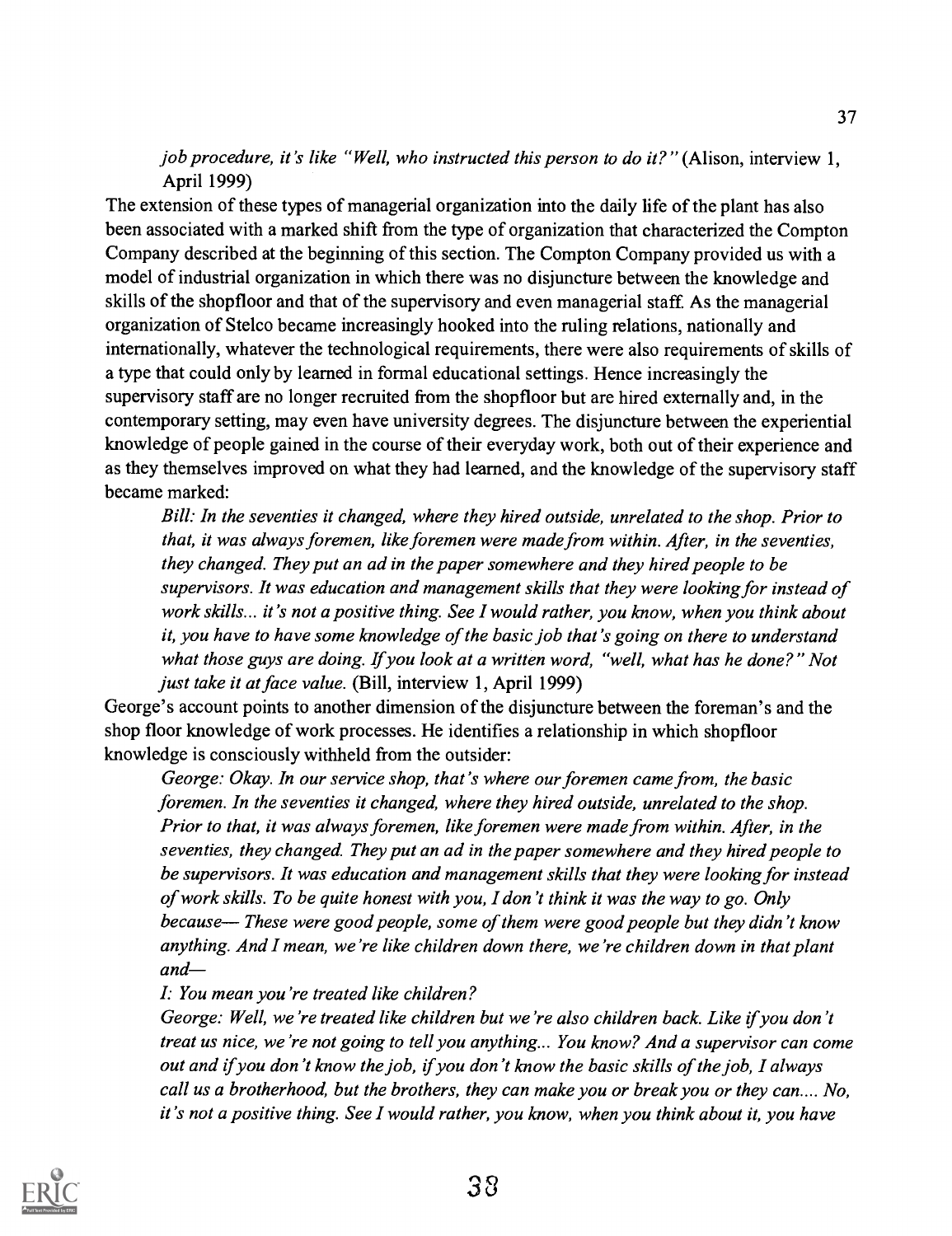*job procedure, it's like "Well, who instructed this person to do it?"* (Alison, interview 1, April 1999)

The extension of these types of managerial organization into the daily life of the plant has also been associated with a marked shift from the type of organization that characterized the Compton Company described at the beginning of this section. The Compton Company provided us with a model of industrial organization in which there was no disjuncture between the knowledge and skills of the shopfloor and that of the supervisory and even managerial staff. As the managerial organization of Stelco became increasingly hooked into the ruling relations, nationally and internationally, whatever the technological requirements, there were also requirements of skills of a type that could only by learned in formal educational settings. Hence increasingly the supervisory staff are no longer recruited from the shopfloor but are hired externally and, in the contemporary setting, may even have university degrees. The disjuncture between the experiential knowledge of people gained in the course of their everyday work, both out of their experience and as they themselves improved on what they had learned, and the knowledge of the supervisory staff became marked:

> *Bill: In the seventies it changed, where they hired outside, unrelated to the shop. Prior to that, it was always foremen, like foremen were made from within. After, in the seventies, they changed. They put an ad in the paper somewhere and they hired people to be supervisors. It was education and management skills that they were looking for instead of work skills... it's not a positive thing. See I would rather, you know, when you think about it, you have to have some knowledge of the basic job that's going on there to understand what those guys are doing. If you look at a written word, "well, what has he done?" Not just take it at face value.* (Bill, interview 1, April 1999)

George's account points to another dimension of the disjuncture between the foreman's and the shop floor knowledge of work processes. He identifies a relationship in which shopfloor knowledge is consciously withheld from the outsider:

> *George: Okay. In our service shop, that's where our foremen came from, the basic foremen. In the seventies it changed, where they hired outside, unrelated to the shop. Prior to that, it was always foremen, like foremen were made from within. After, in the seventies, they changed. They put an ad in the paper somewhere and they hired people to be supervisors. It was education and management skills that they were looking for instead of work skills. To be quite honest with you, I don't think it was the way to go. Only because— These were good people, some of them were good people but they didn't know anything. And I mean, we're like children down there, we're children down in that plant and—*
>
> *I: You mean you're treated like children?*
>
> *George: Well, we're treated like children but we're also children back. Like if you don't treat us nice, we're not going to tell you anything... You know? And a supervisor can come out and if you don't know the job, if you don't know the basic skills of the job, I always call us a brotherhood, but the brothers, they can make you or break you or they can.... No, it's not a positive thing. See I would rather, you know, when you think about it, you have*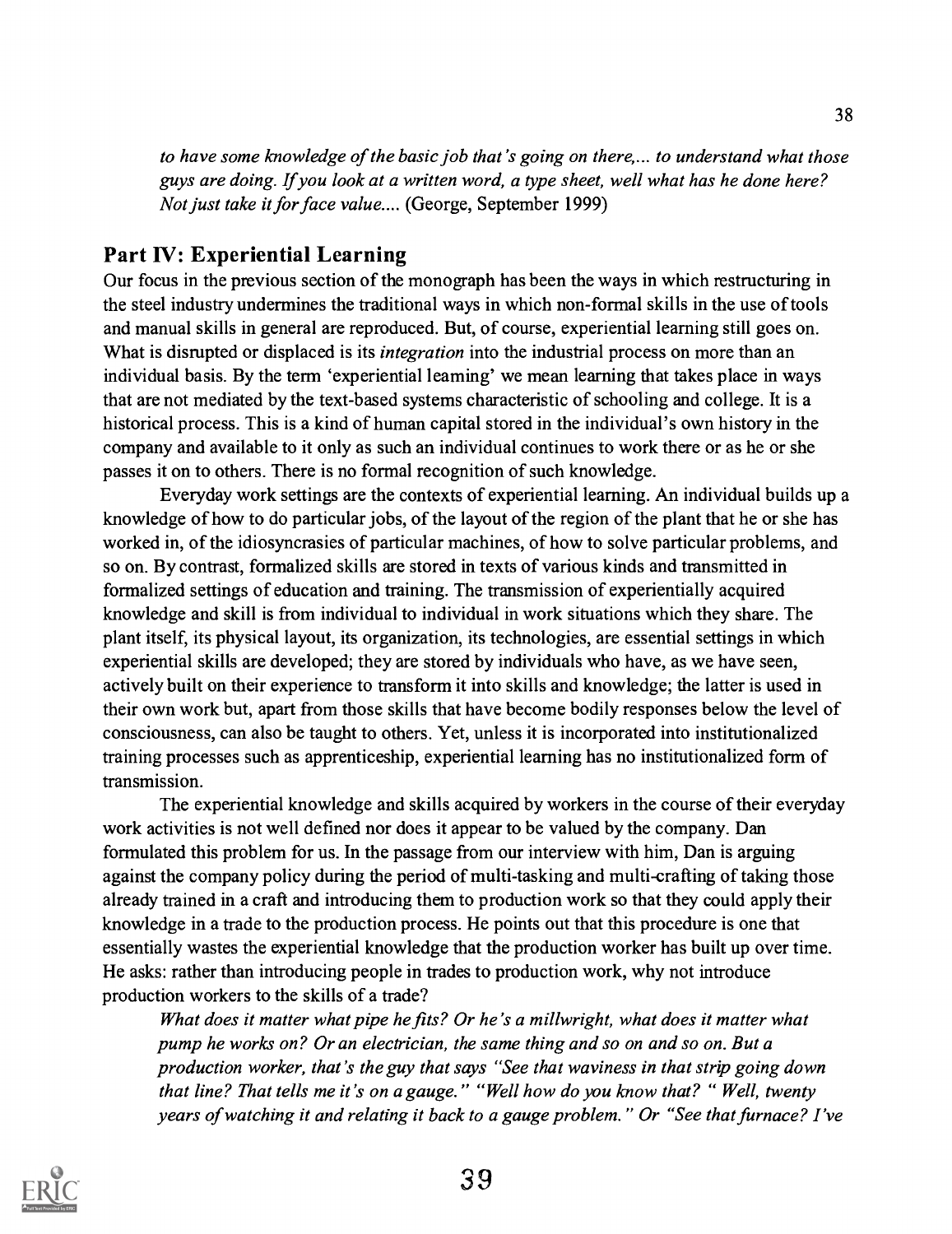*to have some knowledge of the basic job that's going on there,... to understand what those guys are doing. If you look at a written word, a type sheet, well what has he done here? Not just take it for face value....* (George, September 1999)

## Part IV: Experiential Learning

Our focus in the previous section of the monograph has been the ways in which restructuring in the steel industry undermines the traditional ways in which non-formal skills in the use of tools and manual skills in general are reproduced. But, of course, experiential learning still goes on. What is disrupted or displaced is its *integration* into the industrial process on more than an individual basis. By the term 'experiential learning' we mean learning that takes place in ways that are not mediated by the text-based systems characteristic of schooling and college. It is a historical process. This is a kind of human capital stored in the individual's own history in the company and available to it only as such an individual continues to work there or as he or she passes it on to others. There is no formal recognition of such knowledge.

Everyday work settings are the contexts of experiential learning. An individual builds up a knowledge of how to do particular jobs, of the layout of the region of the plant that he or she has worked in, of the idiosyncrasies of particular machines, of how to solve particular problems, and so on. By contrast, formalized skills are stored in texts of various kinds and transmitted in formalized settings of education and training. The transmission of experientially acquired knowledge and skill is from individual to individual in work situations which they share. The plant itself, its physical layout, its organization, its technologies, are essential settings in which experiential skills are developed; they are stored by individuals who have, as we have seen, actively built on their experience to transform it into skills and knowledge; the latter is used in their own work but, apart from those skills that have become bodily responses below the level of consciousness, can also be taught to others. Yet, unless it is incorporated into institutionalized training processes such as apprenticeship, experiential learning has no institutionalized form of transmission.

The experiential knowledge and skills acquired by workers in the course of their everyday work activities is not well defined nor does it appear to be valued by the company. Dan formulated this problem for us. In the passage from our interview with him, Dan is arguing against the company policy during the period of multi-tasking and multi-crafting of taking those already trained in a craft and introducing them to production work so that they could apply their knowledge in a trade to the production process. He points out that this procedure is one that essentially wastes the experiential knowledge that the production worker has built up over time. He asks: rather than introducing people in trades to production work, why not introduce production workers to the skills of a trade?

*What does it matter what pipe he fits? Or he's a millwright, what does it matter what pump he works on? Or an electrician, the same thing and so on and so on. But a production worker, that's the guy that says "See that waviness in that strip going down that line? That tells me it's on a gauge." "Well how do you know that? " Well, twenty years of watching it and relating it back to a gauge problem." Or "See that furnace? I've*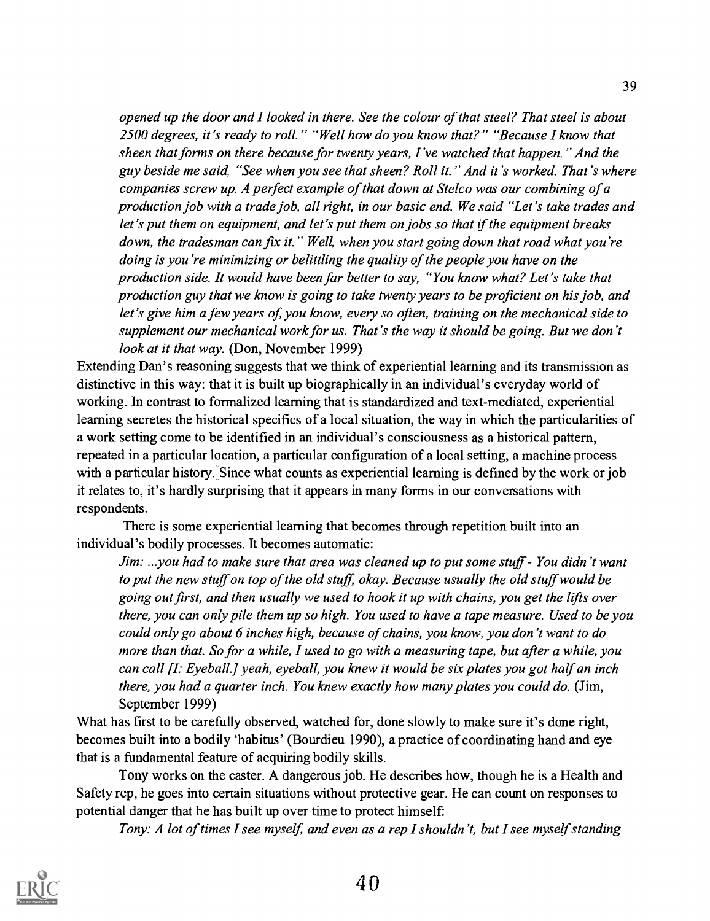*opened up the door and I looked in there. See the colour of that steel? That steel is about 2500 degrees, it's ready to roll." "Well how do you know that?" "Because I know that sheen that forms on there because for twenty years, I've watched that happen." And the guy beside me said, "See when you see that sheen? Roll it." And it's worked. That's where companies screw up. A perfect example of that down at Stelco was our combining of a production job with a trade job, all right, in our basic end. We said "Let's take trades and let's put them on equipment, and let's put them on jobs so that if the equipment breaks down, the tradesman can fix it." Well, when you start going down that road what you're doing is you're minimizing or belittling the quality of the people you have on the production side. It would have been far better to say, "You know what? Let's take that production guy that we know is going to take twenty years to be proficient on his job, and let's give him a few years of, you know, every so often, training on the mechanical side to supplement our mechanical work for us. That's the way it should be going. But we don't look at it that way.* (Don, November 1999)

Extending Dan's reasoning suggests that we think of experiential learning and its transmission as distinctive in this way: that it is built up biographically in an individual's everyday world of working. In contrast to formalized learning that is standardized and text-mediated, experiential learning secretes the historical specifics of a local situation, the way in which the particularities of a work setting come to be identified in an individual's consciousness as a historical pattern, repeated in a particular location, a particular configuration of a local setting, a machine process with a particular history. Since what counts as experiential learning is defined by the work or job it relates to, it's hardly surprising that it appears in many forms in our conversations with respondents.

There is some experiential learning that becomes through repetition built into an individual's bodily processes. It becomes automatic:

*Jim: ...you had to make sure that area was cleaned up to put some stuff - You didn't want to put the new stuff on top of the old stuff, okay. Because usually the old stuff would be going out first, and then usually we used to hook it up with chains, you get the lifts over there, you can only pile them up so high. You used to have a tape measure. Used to be you could only go about 6 inches high, because of chains, you know, you don't want to do more than that. So for a while, I used to go with a measuring tape, but after a while, you can call [I: Eyeball.] yeah, eyeball, you knew it would be six plates you got half an inch there, you had a quarter inch. You knew exactly how many plates you could do.* (Jim, September 1999)

What has first to be carefully observed, watched for, done slowly to make sure it's done right, becomes built into a bodily 'habitus' (Bourdieu 1990), a practice of coordinating hand and eye that is a fundamental feature of acquiring bodily skills.

Tony works on the caster. A dangerous job. He describes how, though he is a Health and Safety rep, he goes into certain situations without protective gear. He can count on responses to potential danger that he has built up over time to protect himself:

*Tony: A lot of times I see myself, and even as a rep I shouldn't, but I see myself standing*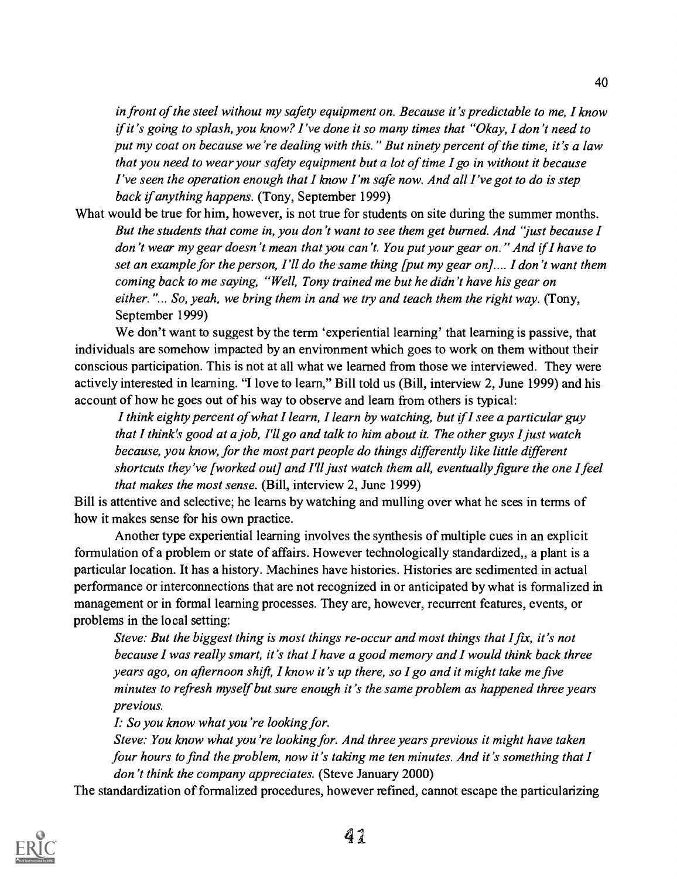*in front of the steel without my safety equipment on. Because it's predictable to me, I know if it's going to splash, you know? I've done it so many times that "Okay, I don't need to put my coat on because we're dealing with this." But ninety percent of the time, it's a law that you need to wear your safety equipment but a lot of time I go in without it because I've seen the operation enough that I know I'm safe now. And all I've got to do is step back if anything happens.* (Tony, September 1999)

What would be true for him, however, is not true for students on site during the summer months.

> *But the students that come in, you don't want to see them get burned. And "just because I don't wear my gear doesn't mean that you can't. You put your gear on." And if I have to set an example for the person, I'll do the same thing [put my gear on].... I don't want them coming back to me saying, "Well, Tony trained me but he didn't have his gear on either."... So, yeah, we bring them in and we try and teach them the right way.* (Tony, September 1999)

We don't want to suggest by the term 'experiential learning' that learning is passive, that individuals are somehow impacted by an environment which goes to work on them without their conscious participation. This is not at all what we learned from those we interviewed. They were actively interested in learning. "I love to learn," Bill told us (Bill, interview 2, June 1999) and his account of how he goes out of his way to observe and learn from others is typical:

> *I think eighty percent of what I learn, I learn by watching, but if I see a particular guy that I think's good at a job, I'll go and talk to him about it. The other guys I just watch because, you know, for the most part people do things differently like little different shortcuts they've [worked out] and I'll just watch them all, eventually figure the one I feel that makes the most sense.* (Bill, interview 2, June 1999)

Bill is attentive and selective; he learns by watching and mulling over what he sees in terms of how it makes sense for his own practice.

Another type experiential learning involves the synthesis of multiple cues in an explicit formulation of a problem or state of affairs. However technologically standardized,, a plant is a particular location. It has a history. Machines have histories. Histories are sedimented in actual performance or interconnections that are not recognized in or anticipated by what is formalized in management or in formal learning processes. They are, however, recurrent features, events, or problems in the local setting:

> *Steve: But the biggest thing is most things re-occur and most things that I fix, it's not because I was really smart, it's that I have a good memory and I would think back three years ago, on afternoon shift, I know it's up there, so I go and it might take me five minutes to refresh myself but sure enough it's the same problem as happened three years previous.*
>
> *I: So you know what you're looking for.*
>
> *Steve: You know what you're looking for. And three years previous it might have taken four hours to find the problem, now it's taking me ten minutes. And it's something that I don't think the company appreciates.* (Steve January 2000)

The standardization of formalized procedures, however refined, cannot escape the particularizing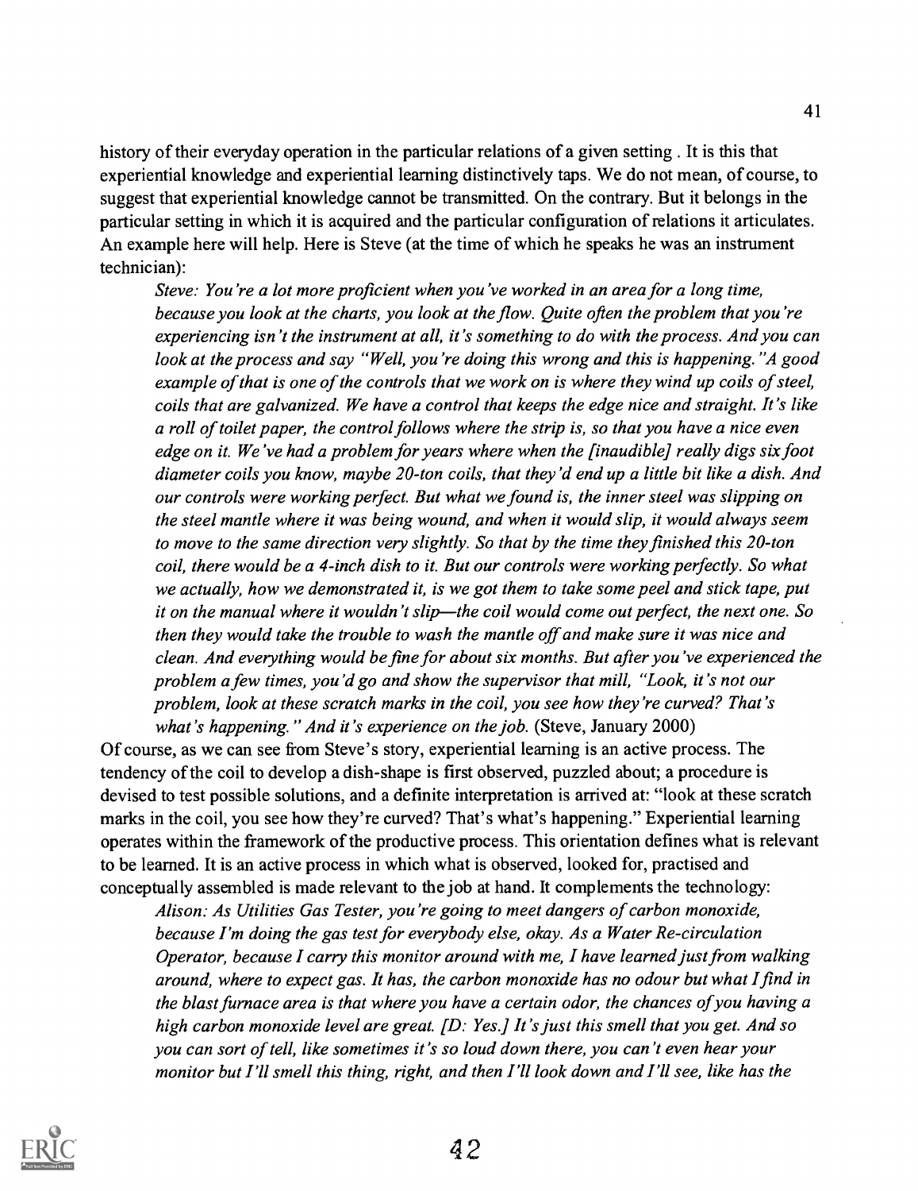history of their everyday operation in the particular relations of a given setting . It is this that experiential knowledge and experiential learning distinctively taps. We do not mean, of course, to suggest that experiential knowledge cannot be transmitted. On the contrary. But it belongs in the particular setting in which it is acquired and the particular configuration of relations it articulates. An example here will help. Here is Steve (at the time of which he speaks he was an instrument technician):

> *Steve: You're a lot more proficient when you've worked in an area for a long time, because you look at the charts, you look at the flow. Quite often the problem that you're experiencing isn't the instrument at all, it's something to do with the process. And you can look at the process and say "Well, you're doing this wrong and this is happening." A good example of that is one of the controls that we work on is where they wind up coils of steel, coils that are galvanized. We have a control that keeps the edge nice and straight. It's like a roll of toilet paper, the control follows where the strip is, so that you have a nice even edge on it. We've had a problem for years where when the [inaudible] really digs six foot diameter coils you know, maybe 20-ton coils, that they'd end up a little bit like a dish. And our controls were working perfect. But what we found is, the inner steel was slipping on the steel mantle where it was being wound, and when it would slip, it would always seem to move to the same direction very slightly. So that by the time they finished this 20-ton coil, there would be a 4-inch dish to it. But our controls were working perfectly. So what we actually, how we demonstrated it, is we got them to take some peel and stick tape, put it on the manual where it wouldn't slip—the coil would come out perfect, the next one. So then they would take the trouble to wash the mantle off and make sure it was nice and clean. And everything would be fine for about six months. But after you've experienced the problem a few times, you'd go and show the supervisor that mill, "Look, it's not our problem, look at these scratch marks in the coil, you see how they're curved? That's what's happening." And it's experience on the job.* (Steve, January 2000)

Of course, as we can see from Steve's story, experiential learning is an active process. The tendency of the coil to develop a dish-shape is first observed, puzzled about; a procedure is devised to test possible solutions, and a definite interpretation is arrived at: "look at these scratch marks in the coil, you see how they're curved? That's what's happening." Experiential learning operates within the framework of the productive process. This orientation defines what is relevant to be learned. It is an active process in which what is observed, looked for, practised and conceptually assembled is made relevant to the job at hand. It complements the technology:

> *Alison: As Utilities Gas Tester, you're going to meet dangers of carbon monoxide, because I'm doing the gas test for everybody else, okay. As a Water Re-circulation Operator, because I carry this monitor around with me, I have learned just from walking around, where to expect gas. It has, the carbon monoxide has no odour but what I find in the blast furnace area is that where you have a certain odor, the chances of you having a high carbon monoxide level are great. [D: Yes.] It's just this smell that you get. And so you can sort of tell, like sometimes it's so loud down there, you can't even hear your monitor but I'll smell this thing, right, and then I'll look down and I'll see, like has the*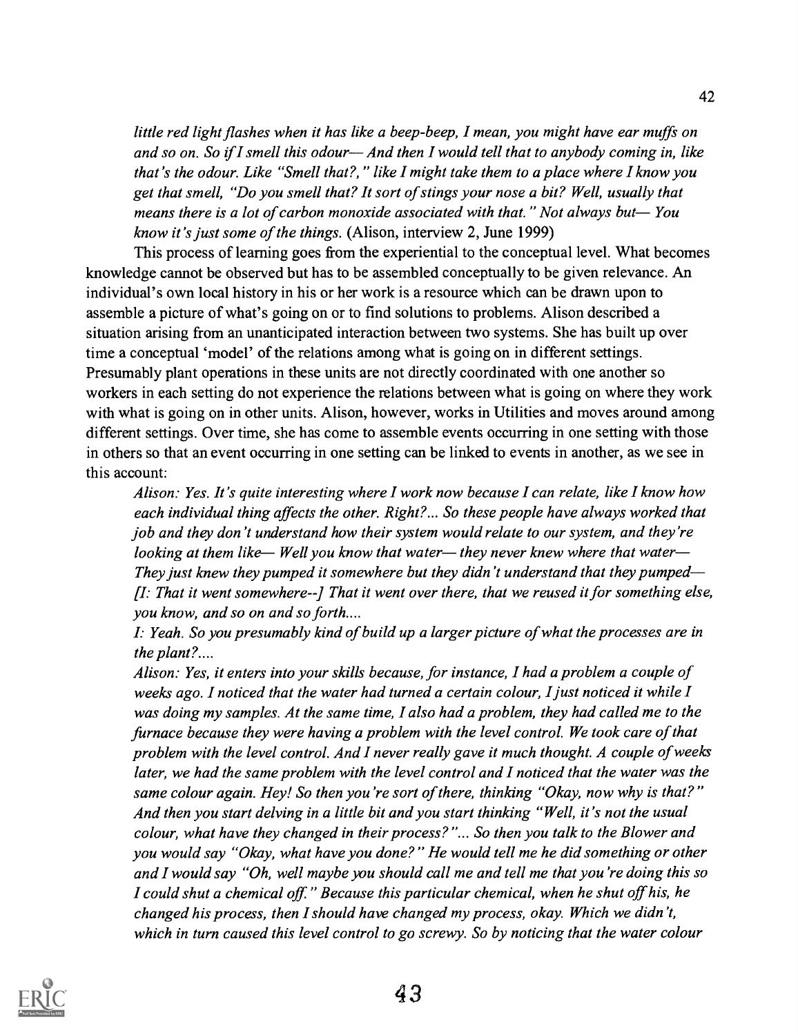*little red light flashes when it has like a beep-beep, I mean, you might have ear muffs on and so on. So if I smell this odour— And then I would tell that to anybody coming in, like that's the odour. Like "Smell that?," like I might take them to a place where I know you get that smell, "Do you smell that? It sort of stings your nose a bit? Well, usually that means there is a lot of carbon monoxide associated with that." Not always but— You know it's just some of the things.* (Alison, interview 2, June 1999)

This process of learning goes from the experiential to the conceptual level. What becomes knowledge cannot be observed but has to be assembled conceptually to be given relevance. An individual's own local history in his or her work is a resource which can be drawn upon to assemble a picture of what's going on or to find solutions to problems. Alison described a situation arising from an unanticipated interaction between two systems. She has built up over time a conceptual 'model' of the relations among what is going on in different settings. Presumably plant operations in these units are not directly coordinated with one another so workers in each setting do not experience the relations between what is going on where they work with what is going on in other units. Alison, however, works in Utilities and moves around among different settings. Over time, she has come to assemble events occurring in one setting with those in others so that an event occurring in one setting can be linked to events in another, as we see in this account:

*Alison: Yes. It's quite interesting where I work now because I can relate, like I know how each individual thing affects the other. Right?... So these people have always worked that job and they don't understand how their system would relate to our system, and they're looking at them like— Well you know that water— they never knew where that water— They just knew they pumped it somewhere but they didn't understand that they pumped— [I: That it went somewhere--] That it went over there, that we reused it for something else, you know, and so on and so forth....*

*I: Yeah. So you presumably kind of build up a larger picture of what the processes are in the plant?....*

*Alison: Yes, it enters into your skills because, for instance, I had a problem a couple of weeks ago. I noticed that the water had turned a certain colour, I just noticed it while I was doing my samples. At the same time, I also had a problem, they had called me to the furnace because they were having a problem with the level control. We took care of that problem with the level control. And I never really gave it much thought. A couple of weeks later, we had the same problem with the level control and I noticed that the water was the same colour again. Hey! So then you're sort of there, thinking "Okay, now why is that?" And then you start delving in a little bit and you start thinking "Well, it's not the usual colour, what have they changed in their process?"... So then you talk to the Blower and you would say "Okay, what have you done?" He would tell me he did something or other and I would say "Oh, well maybe you should call me and tell me that you're doing this so I could shut a chemical off." Because this particular chemical, when he shut off his, he changed his process, then I should have changed my process, okay. Which we didn't, which in turn caused this level control to go screwy. So by noticing that the water colour*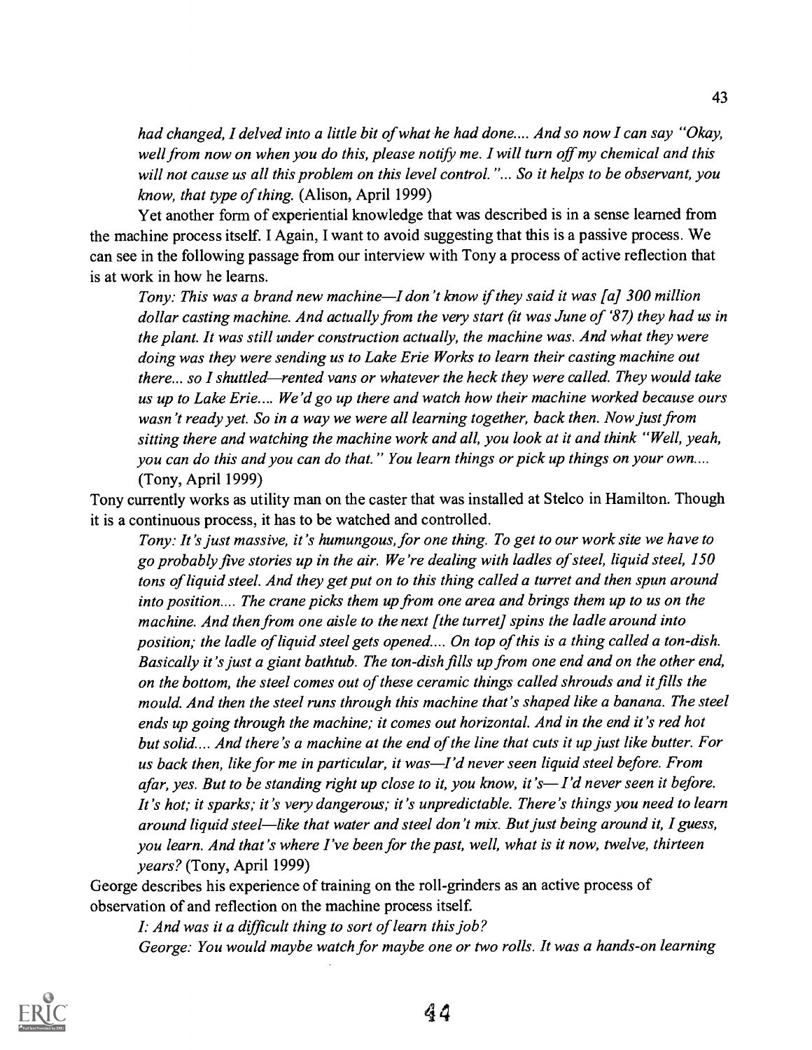*had changed, I delved into a little bit of what he had done.... And so now I can say "Okay, well from now on when you do this, please notify me. I will turn off my chemical and this will not cause us all this problem on this level control."... So it helps to be observant, you know, that type of thing.* (Alison, April 1999)

Yet another form of experiential knowledge that was described is in a sense learned from the machine process itself. I Again, I want to avoid suggesting that this is a passive process. We can see in the following passage from our interview with Tony a process of active reflection that is at work in how he learns.

> *Tony: This was a brand new machine—I don't know if they said it was [a] 300 million dollar casting machine. And actually from the very start (it was June of '87) they had us in the plant. It was still under construction actually, the machine was. And what they were doing was they were sending us to Lake Erie Works to learn their casting machine out there... so I shuttled—rented vans or whatever the heck they were called. They would take us up to Lake Erie.... We'd go up there and watch how their machine worked because ours wasn't ready yet. So in a way we were all learning together, back then. Now just from sitting there and watching the machine work and all, you look at it and think "Well, yeah, you can do this and you can do that." You learn things or pick up things on your own....* (Tony, April 1999)

Tony currently works as utility man on the caster that was installed at Stelco in Hamilton. Though it is a continuous process, it has to be watched and controlled.

> *Tony: It's just massive, it's humungous, for one thing. To get to our work site we have to go probably five stories up in the air. We're dealing with ladles of steel, liquid steel, 150 tons of liquid steel. And they get put on to this thing called a turret and then spun around into position.... The crane picks them up from one area and brings them up to us on the machine. And then from one aisle to the next [the turret] spins the ladle around into position; the ladle of liquid steel gets opened.... On top of this is a thing called a ton-dish. Basically it's just a giant bathtub. The ton-dish fills up from one end and on the other end, on the bottom, the steel comes out of these ceramic things called shrouds and it fills the mould. And then the steel runs through this machine that's shaped like a banana. The steel ends up going through the machine; it comes out horizontal. And in the end it's red hot but solid.... And there's a machine at the end of the line that cuts it up just like butter. For us back then, like for me in particular, it was—I'd never seen liquid steel before. From afar, yes. But to be standing right up close to it, you know, it's— I'd never seen it before. It's hot; it sparks; it's very dangerous; it's unpredictable. There's things you need to learn around liquid steel—like that water and steel don't mix. But just being around it, I guess, you learn. And that's where I've been for the past, well, what is it now, twelve, thirteen years?* (Tony, April 1999)

George describes his experience of training on the roll-grinders as an active process of observation of and reflection on the machine process itself.

> *I: And was it a difficult thing to sort of learn this job?*
> *George: You would maybe watch for maybe one or two rolls. It was a hands-on learning*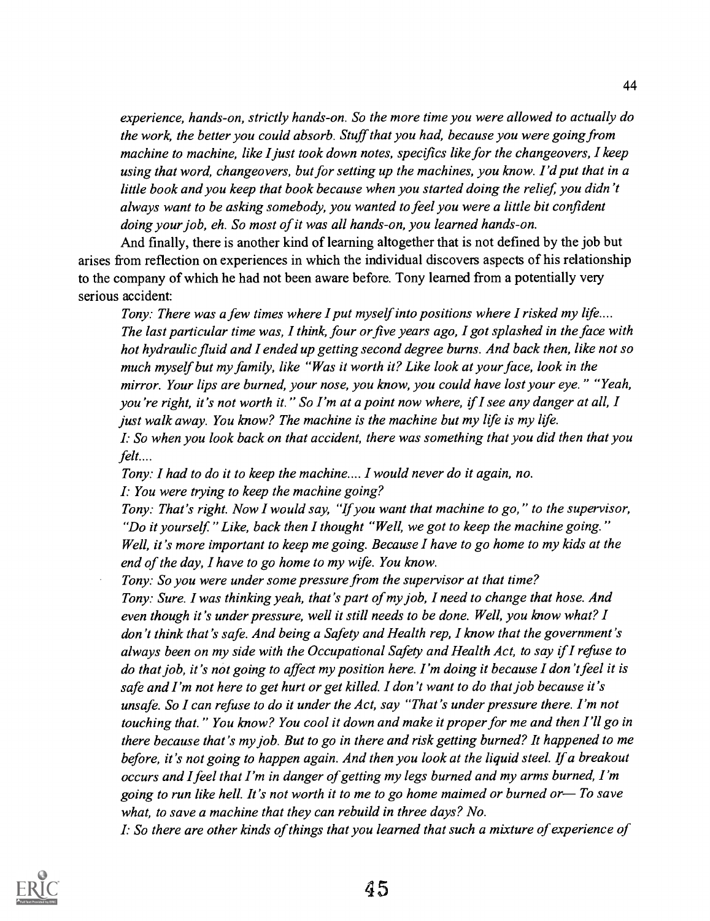*experience, hands-on, strictly hands-on. So the more time you were allowed to actually do the work, the better you could absorb. Stuff that you had, because you were going from machine to machine, like I just took down notes, specifics like for the changeovers, I keep using that word, changeovers, but for setting up the machines, you know. I'd put that in a little book and you keep that book because when you started doing the relief, you didn't always want to be asking somebody, you wanted to feel you were a little bit confident doing your job, eh. So most of it was all hands-on, you learned hands-on.*

And finally, there is another kind of learning altogether that is not defined by the job but arises from reflection on experiences in which the individual discovers aspects of his relationship to the company of which he had not been aware before. Tony learned from a potentially very serious accident:

*Tony: There was a few times where I put myself into positions where I risked my life.... The last particular time was, I think, four or five years ago, I got splashed in the face with hot hydraulic fluid and I ended up getting second degree burns. And back then, like not so much myself but my family, like "Was it worth it? Like look at your face, look in the mirror. Your lips are burned, your nose, you know, you could have lost your eye." "Yeah, you're right, it's not worth it." So I'm at a point now where, if I see any danger at all, I just walk away. You know? The machine is the machine but my life is my life.*

*I: So when you look back on that accident, there was something that you did then that you felt....*

*Tony: I had to do it to keep the machine.... I would never do it again, no.*

*I: You were trying to keep the machine going?*

*Tony: That's right. Now I would say, "If you want that machine to go," to the supervisor, "Do it yourself." Like, back then I thought "Well, we got to keep the machine going." Well, it's more important to keep me going. Because I have to go home to my kids at the end of the day, I have to go home to my wife. You know.*

*Tony: So you were under some pressure from the supervisor at that time?*

*Tony: Sure. I was thinking yeah, that's part of my job, I need to change that hose. And even though it's under pressure, well it still needs to be done. Well, you know what? I don't think that's safe. And being a Safety and Health rep, I know that the government's always been on my side with the Occupational Safety and Health Act, to say if I refuse to do that job, it's not going to affect my position here. I'm doing it because I don't feel it is safe and I'm not here to get hurt or get killed. I don't want to do that job because it's unsafe. So I can refuse to do it under the Act, say "That's under pressure there. I'm not touching that." You know? You cool it down and make it proper for me and then I'll go in there because that's my job. But to go in there and risk getting burned? It happened to me before, it's not going to happen again. And then you look at the liquid steel. If a breakout occurs and I feel that I'm in danger of getting my legs burned and my arms burned, I'm going to run like hell. It's not worth it to me to go home maimed or burned or— To save what, to save a machine that they can rebuild in three days? No.*

*I: So there are other kinds of things that you learned that such a mixture of experience of*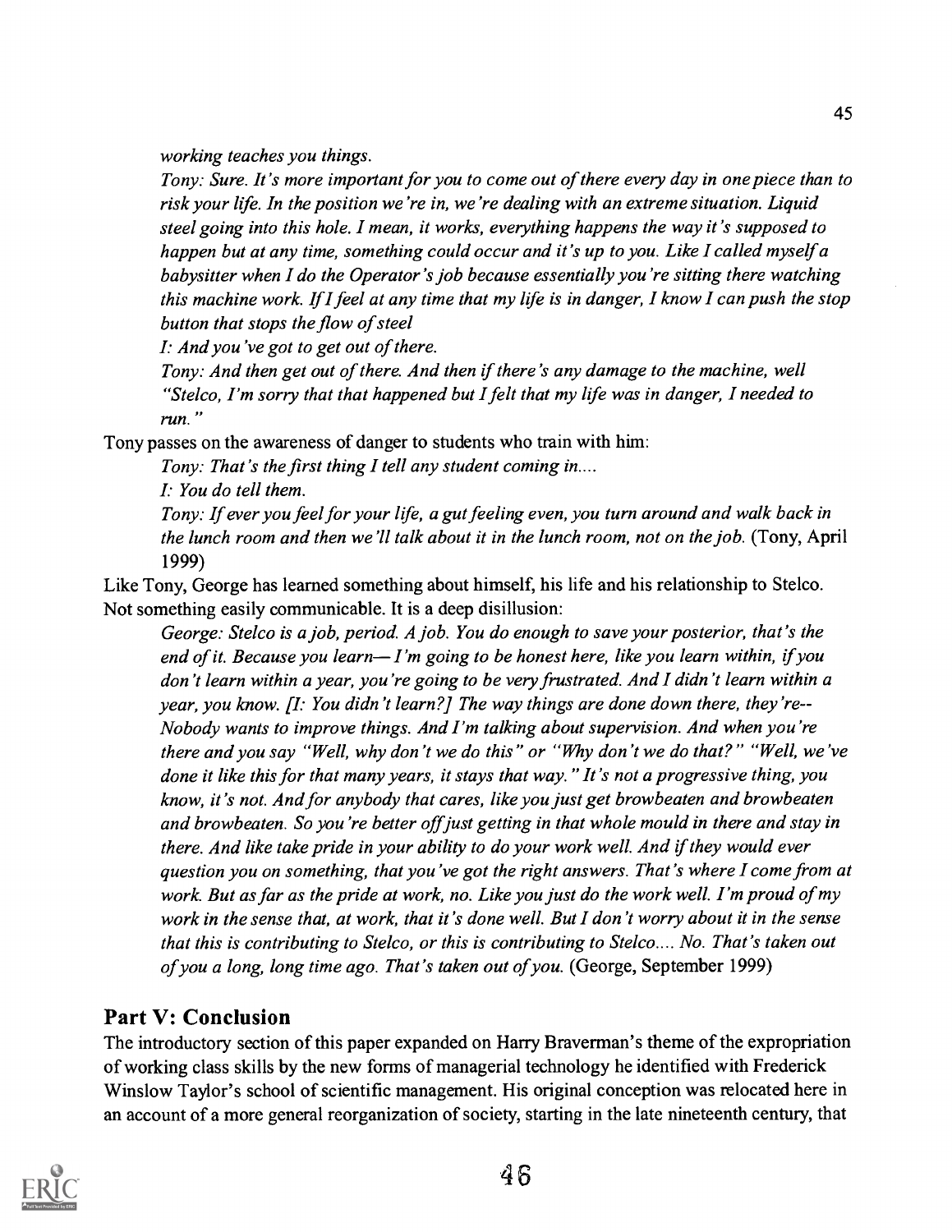*working teaches you things.*

*Tony: Sure. It's more important for you to come out of there every day in one piece than to risk your life. In the position we're in, we're dealing with an extreme situation. Liquid steel going into this hole. I mean, it works, everything happens the way it's supposed to happen but at any time, something could occur and it's up to you. Like I called myself a babysitter when I do the Operator's job because essentially you're sitting there watching this machine work. If I feel at any time that my life is in danger, I know I can push the stop button that stops the flow of steel*

*I: And you've got to get out of there.*

*Tony: And then get out of there. And then if there's any damage to the machine, well "Stelco, I'm sorry that that happened but I felt that my life was in danger, I needed to run."*

Tony passes on the awareness of danger to students who train with him:

*Tony: That's the first thing I tell any student coming in....*

*I: You do tell them.*

*Tony: If ever you feel for your life, a gut feeling even, you turn around and walk back in the lunch room and then we'll talk about it in the lunch room, not on the job.* (Tony, April 1999)

Like Tony, George has learned something about himself, his life and his relationship to Stelco. Not something easily communicable. It is a deep disillusion:

*George: Stelco is a job, period. A job. You do enough to save your posterior, that's the end of it. Because you learn— I'm going to be honest here, like you learn within, if you don't learn within a year, you're going to be very frustrated. And I didn't learn within a year, you know. [I: You didn't learn?] The way things are done down there, they're-- Nobody wants to improve things. And I'm talking about supervision. And when you're there and you say "Well, why don't we do this" or "Why don't we do that?" "Well, we've done it like this for that many years, it stays that way." It's not a progressive thing, you know, it's not. And for anybody that cares, like you just get browbeaten and browbeaten and browbeaten. So you're better off just getting in that whole mould in there and stay in there. And like take pride in your ability to do your work well. And if they would ever question you on something, that you've got the right answers. That's where I come from at work. But as far as the pride at work, no. Like you just do the work well. I'm proud of my work in the sense that, at work, that it's done well. But I don't worry about it in the sense that this is contributing to Stelco, or this is contributing to Stelco.... No. That's taken out of you a long, long time ago. That's taken out of you.* (George, September 1999)

## Part V: Conclusion

The introductory section of this paper expanded on Harry Braverman's theme of the expropriation of working class skills by the new forms of managerial technology he identified with Frederick Winslow Taylor's school of scientific management. His original conception was relocated here in an account of a more general reorganization of society, starting in the late nineteenth century, that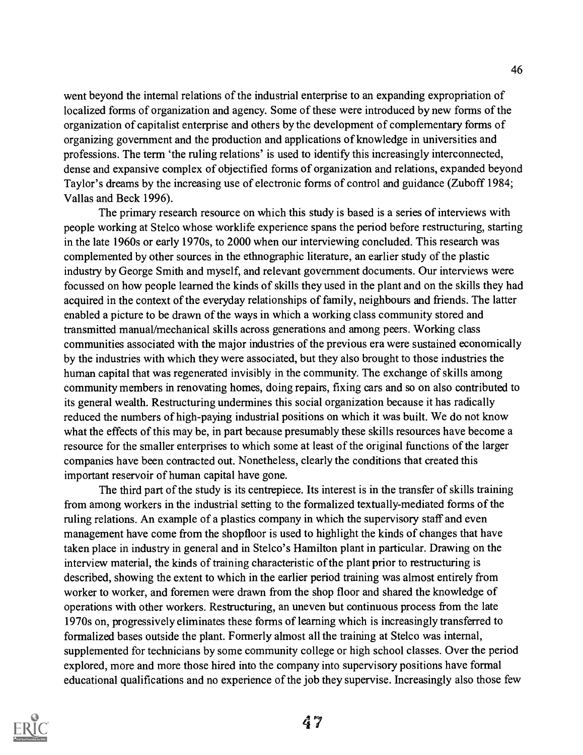went beyond the internal relations of the industrial enterprise to an expanding expropriation of localized forms of organization and agency. Some of these were introduced by new forms of the organization of capitalist enterprise and others by the development of complementary forms of organizing government and the production and applications of knowledge in universities and professions. The term 'the ruling relations' is used to identify this increasingly interconnected, dense and expansive complex of objectified forms of organization and relations, expanded beyond Taylor's dreams by the increasing use of electronic forms of control and guidance (Zuboff 1984; Vallas and Beck 1996).

The primary research resource on which this study is based is a series of interviews with people working at Stelco whose worklife experience spans the period before restructuring, starting in the late 1960s or early 1970s, to 2000 when our interviewing concluded. This research was complemented by other sources in the ethnographic literature, an earlier study of the plastic industry by George Smith and myself, and relevant government documents. Our interviews were focussed on how people learned the kinds of skills they used in the plant and on the skills they had acquired in the context of the everyday relationships of family, neighbours and friends. The latter enabled a picture to be drawn of the ways in which a working class community stored and transmitted manual/mechanical skills across generations and among peers. Working class communities associated with the major industries of the previous era were sustained economically by the industries with which they were associated, but they also brought to those industries the human capital that was regenerated invisibly in the community. The exchange of skills among community members in renovating homes, doing repairs, fixing cars and so on also contributed to its general wealth. Restructuring undermines this social organization because it has radically reduced the numbers of high-paying industrial positions on which it was built. We do not know what the effects of this may be, in part because presumably these skills resources have become a resource for the smaller enterprises to which some at least of the original functions of the larger companies have been contracted out. Nonetheless, clearly the conditions that created this important reservoir of human capital have gone.

The third part of the study is its centrepiece. Its interest is in the transfer of skills training from among workers in the industrial setting to the formalized textually-mediated forms of the ruling relations. An example of a plastics company in which the supervisory staff and even management have come from the shopfloor is used to highlight the kinds of changes that have taken place in industry in general and in Stelco's Hamilton plant in particular. Drawing on the interview material, the kinds of training characteristic of the plant prior to restructuring is described, showing the extent to which in the earlier period training was almost entirely from worker to worker, and foremen were drawn from the shop floor and shared the knowledge of operations with other workers. Restructuring, an uneven but continuous process from the late 1970s on, progressively eliminates these forms of learning which is increasingly transferred to formalized bases outside the plant. Formerly almost all the training at Stelco was internal, supplemented for technicians by some community college or high school classes. Over the period explored, more and more those hired into the company into supervisory positions have formal educational qualifications and no experience of the job they supervise. Increasingly also those few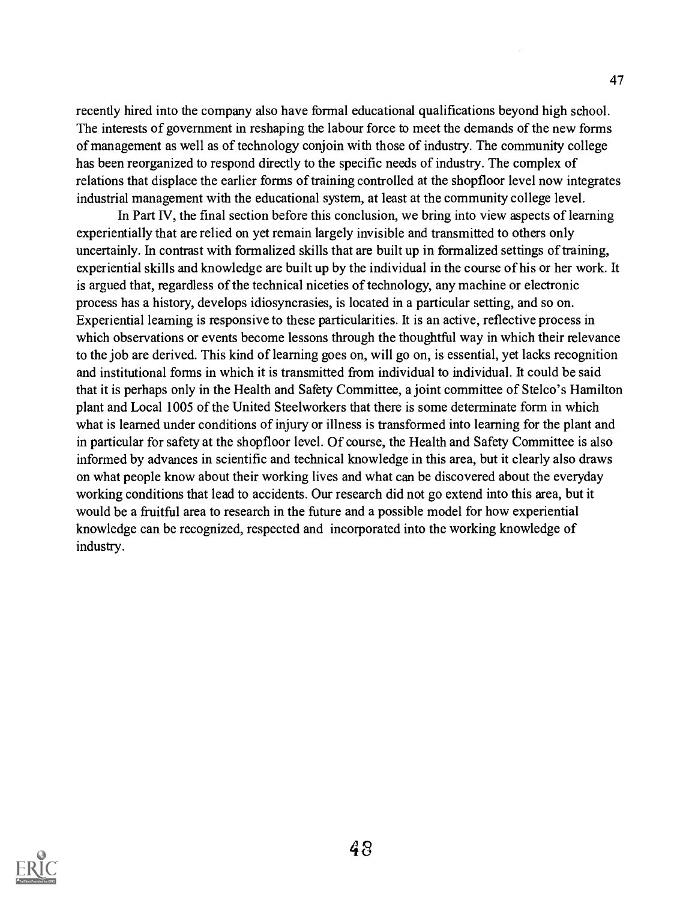recently hired into the company also have formal educational qualifications beyond high school. The interests of government in reshaping the labour force to meet the demands of the new forms of management as well as of technology conjoin with those of industry. The community college has been reorganized to respond directly to the specific needs of industry. The complex of relations that displace the earlier forms of training controlled at the shopfloor level now integrates industrial management with the educational system, at least at the community college level.

In Part IV, the final section before this conclusion, we bring into view aspects of learning experientially that are relied on yet remain largely invisible and transmitted to others only uncertainly. In contrast with formalized skills that are built up in formalized settings of training, experiential skills and knowledge are built up by the individual in the course of his or her work. It is argued that, regardless of the technical niceties of technology, any machine or electronic process has a history, develops idiosyncrasies, is located in a particular setting, and so on. Experiential learning is responsive to these particularities. It is an active, reflective process in which observations or events become lessons through the thoughtful way in which their relevance to the job are derived. This kind of learning goes on, will go on, is essential, yet lacks recognition and institutional forms in which it is transmitted from individual to individual. It could be said that it is perhaps only in the Health and Safety Committee, a joint committee of Stelco's Hamilton plant and Local 1005 of the United Steelworkers that there is some determinate form in which what is learned under conditions of injury or illness is transformed into learning for the plant and in particular for safety at the shopfloor level. Of course, the Health and Safety Committee is also informed by advances in scientific and technical knowledge in this area, but it clearly also draws on what people know about their working lives and what can be discovered about the everyday working conditions that lead to accidents. Our research did not go extend into this area, but it would be a fruitful area to research in the future and a possible model for how experiential knowledge can be recognized, respected and incorporated into the working knowledge of industry.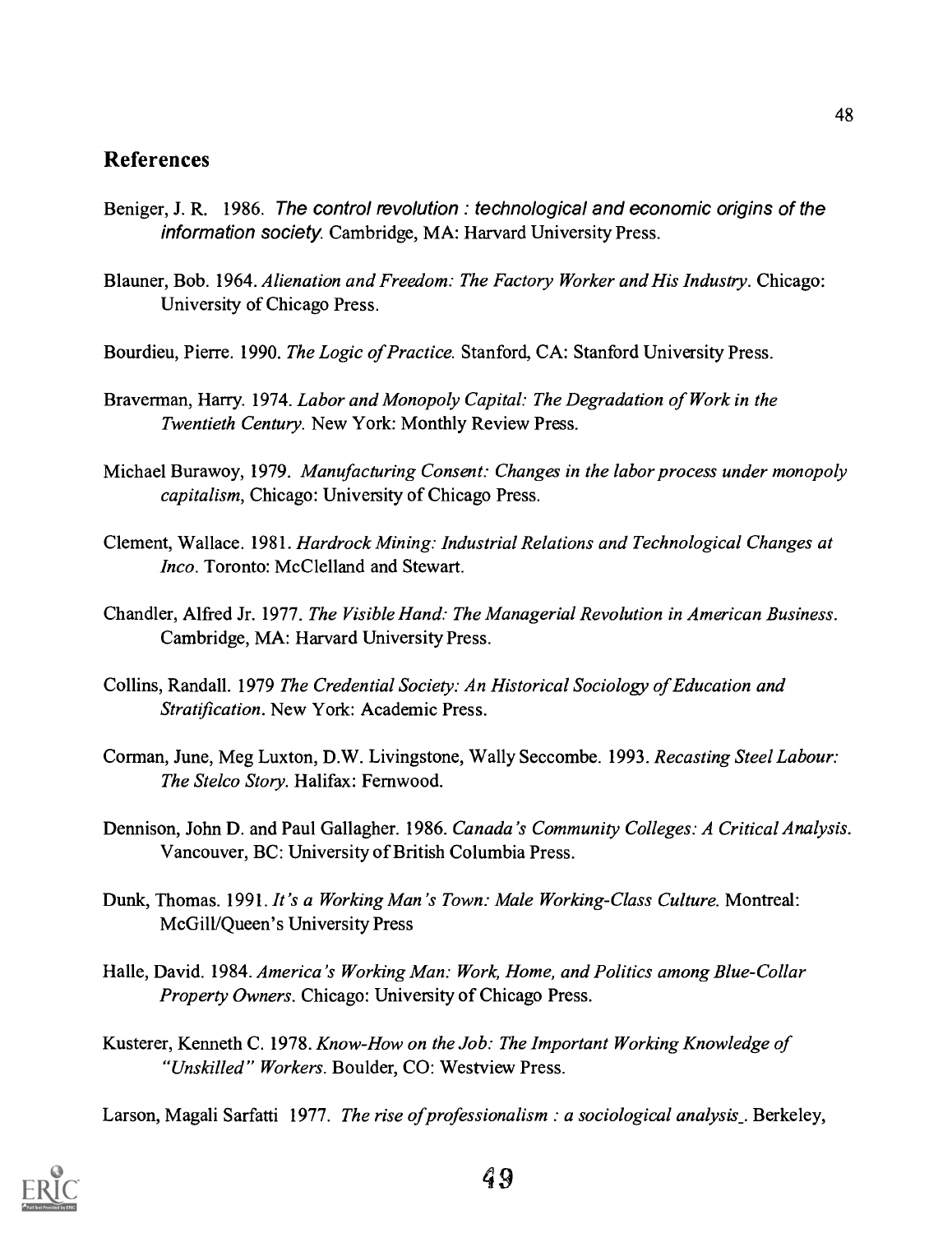## References

Beniger, J. R. 1986. *The control revolution : technological and economic origins of the information society*. Cambridge, MA: Harvard University Press.

Blauner, Bob. 1964. *Alienation and Freedom: The Factory Worker and His Industry*. Chicago: University of Chicago Press.

Bourdieu, Pierre. 1990. *The Logic of Practice.* Stanford, CA: Stanford University Press.

Braverman, Harry. 1974. *Labor and Monopoly Capital: The Degradation of Work in the Twentieth Century.* New York: Monthly Review Press.

Michael Burawoy, 1979. *Manufacturing Consent: Changes in the labor process under monopoly capitalism*, Chicago: University of Chicago Press.

Clement, Wallace. 1981. *Hardrock Mining: Industrial Relations and Technological Changes at Inco*. Toronto: McClelland and Stewart.

Chandler, Alfred Jr. 1977. *The Visible Hand: The Managerial Revolution in American Business*. Cambridge, MA: Harvard University Press.

Collins, Randall. 1979 *The Credential Society: An Historical Sociology of Education and Stratification*. New York: Academic Press.

Corman, June, Meg Luxton, D.W. Livingstone, Wally Seccombe. 1993. *Recasting Steel Labour: The Stelco Story*. Halifax: Fernwood.

Dennison, John D. and Paul Gallagher. 1986. *Canada's Community Colleges: A Critical Analysis*. Vancouver, BC: University of British Columbia Press.

Dunk, Thomas. 1991. *It's a Working Man's Town: Male Working-Class Culture.* Montreal: McGill/Queen's University Press

Halle, David. 1984. *America's Working Man: Work, Home, and Politics among Blue-Collar Property Owners*. Chicago: University of Chicago Press.

Kusterer, Kenneth C. 1978. *Know-How on the Job: The Important Working Knowledge of "Unskilled" Workers*. Boulder, CO: Westview Press.

Larson, Magali Sarfatti 1977. *The rise of professionalism : a sociological analysis*. Berkeley,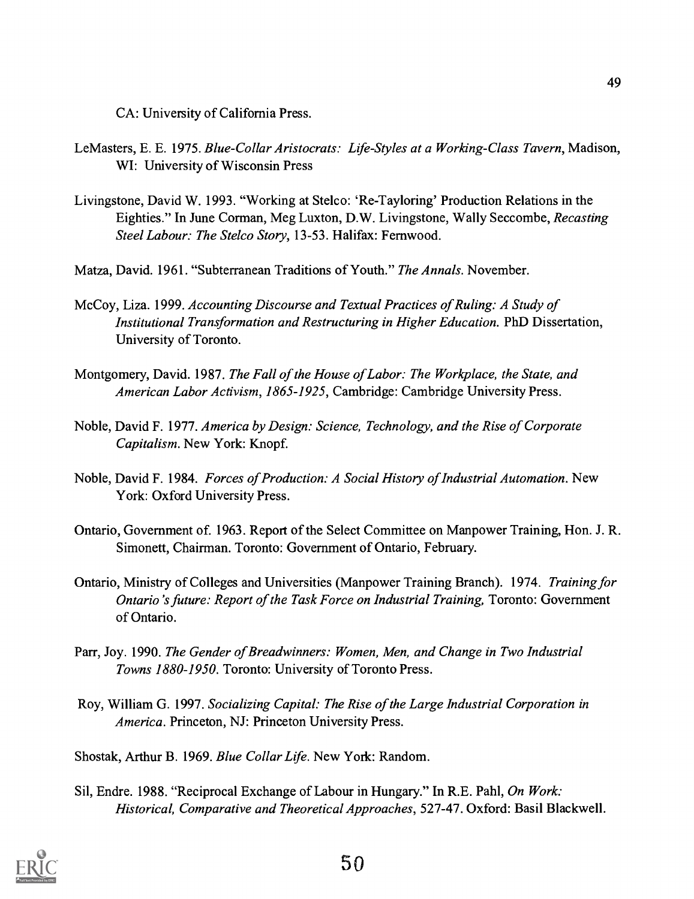CA: University of California Press.

LeMasters, E. E. 1975. *Blue-Collar Aristocrats: Life-Styles at a Working-Class Tavern*, Madison, WI: University of Wisconsin Press

Livingstone, David W. 1993. "Working at Stelco: 'Re-Tayloring' Production Relations in the Eighties." In June Corman, Meg Luxton, D.W. Livingstone, Wally Seccombe, *Recasting Steel Labour: The Stelco Story*, 13-53. Halifax: Fernwood.

Matza, David. 1961. "Subterranean Traditions of Youth." *The Annals*. November.

McCoy, Liza. 1999. *Accounting Discourse and Textual Practices of Ruling: A Study of Institutional Transformation and Restructuring in Higher Education.* PhD Dissertation, University of Toronto.

Montgomery, David. 1987. *The Fall of the House of Labor: The Workplace, the State, and American Labor Activism, 1865-1925*, Cambridge: Cambridge University Press.

Noble, David F. 1977. *America by Design: Science, Technology, and the Rise of Corporate Capitalism*. New York: Knopf.

Noble, David F. 1984. *Forces of Production: A Social History of Industrial Automation*. New York: Oxford University Press.

Ontario, Government of. 1963. Report of the Select Committee on Manpower Training, Hon. J. R. Simonett, Chairman. Toronto: Government of Ontario, February.

Ontario, Ministry of Colleges and Universities (Manpower Training Branch). 1974. *Training for Ontario's future: Report of the Task Force on Industrial Training,* Toronto: Government of Ontario.

Parr, Joy. 1990. *The Gender of Breadwinners: Women, Men, and Change in Two Industrial Towns 1880-1950*. Toronto: University of Toronto Press.

Roy, William G. 1997. *Socializing Capital: The Rise of the Large Industrial Corporation in America*. Princeton, NJ: Princeton University Press.

Shostak, Arthur B. 1969. *Blue Collar Life*. New York: Random.

Sil, Endre. 1988. "Reciprocal Exchange of Labour in Hungary." In R.E. Pahl, *On Work: Historical, Comparative and Theoretical Approaches*, 527-47. Oxford: Basil Blackwell.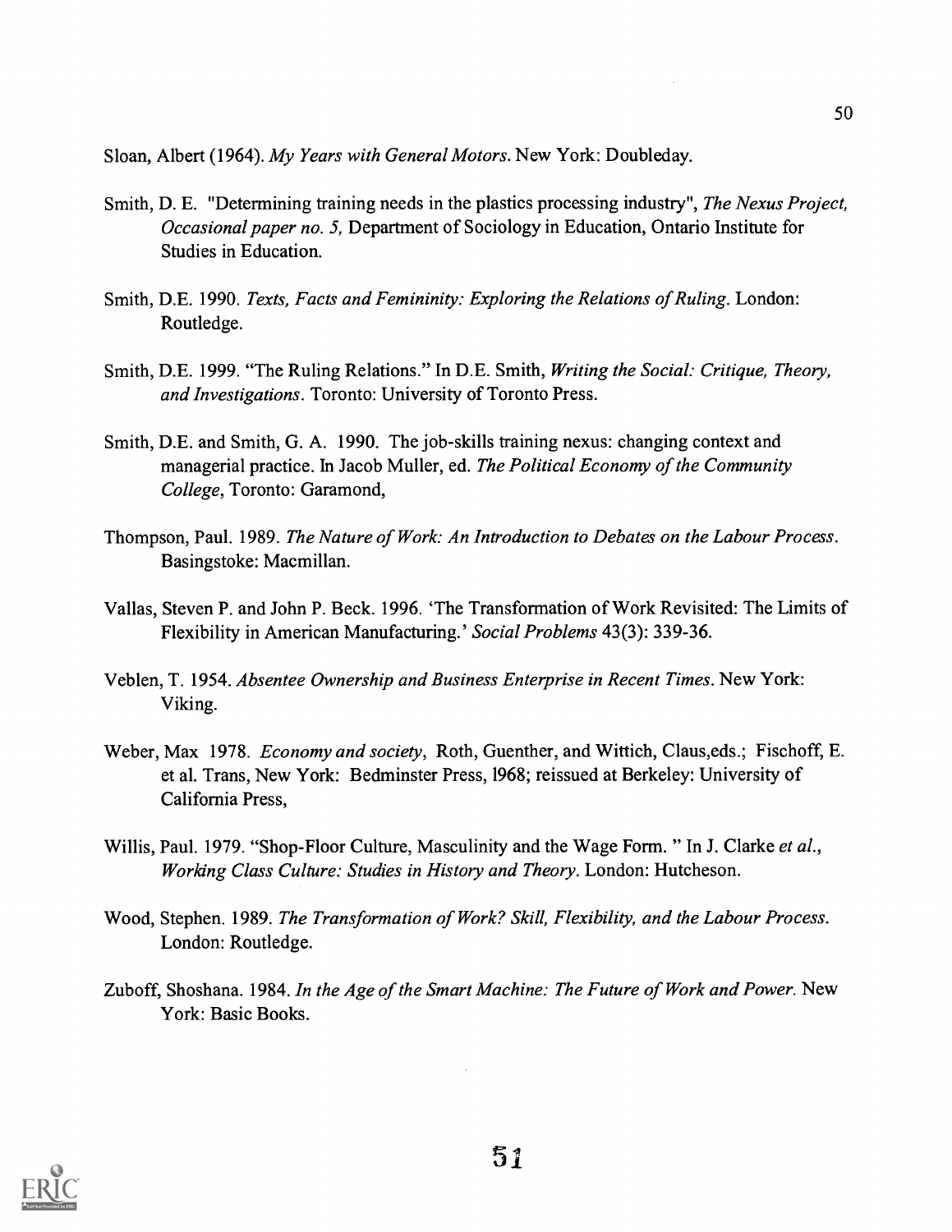Sloan, Albert (1964). *My Years with General Motors*. New York: Doubleday.

Smith, D. E. "Determining training needs in the plastics processing industry", *The Nexus Project, Occasional paper no. 5,* Department of Sociology in Education, Ontario Institute for Studies in Education.

Smith, D.E. 1990. *Texts, Facts and Femininity: Exploring the Relations of Ruling*. London: Routledge.

Smith, D.E. 1999. "The Ruling Relations." In D.E. Smith, *Writing the Social: Critique, Theory, and Investigations*. Toronto: University of Toronto Press.

Smith, D.E. and Smith, G. A. 1990. The job-skills training nexus: changing context and managerial practice. In Jacob Muller, ed. *The Political Economy of the Community College*, Toronto: Garamond,

Thompson, Paul. 1989. *The Nature of Work: An Introduction to Debates on the Labour Process*. Basingstoke: Macmillan.

Vallas, Steven P. and John P. Beck. 1996. 'The Transformation of Work Revisited: The Limits of Flexibility in American Manufacturing.' *Social Problems* 43(3): 339-36.

Veblen, T. 1954. *Absentee Ownership and Business Enterprise in Recent Times*. New York: Viking.

Weber, Max 1978. *Economy and society*, Roth, Guenther, and Wittich, Claus,eds.; Fischoff, E. et al. Trans, New York: Bedminster Press, 1968; reissued at Berkeley: University of California Press,

Willis, Paul. 1979. "Shop-Floor Culture, Masculinity and the Wage Form. " In J. Clarke *et al.*, *Working Class Culture: Studies in History and Theory*. London: Hutcheson.

Wood, Stephen. 1989. *The Transformation of Work? Skill, Flexibility, and the Labour Process*. London: Routledge.

Zuboff, Shoshana. 1984. *In the Age of the Smart Machine: The Future of Work and Power.* New York: Basic Books.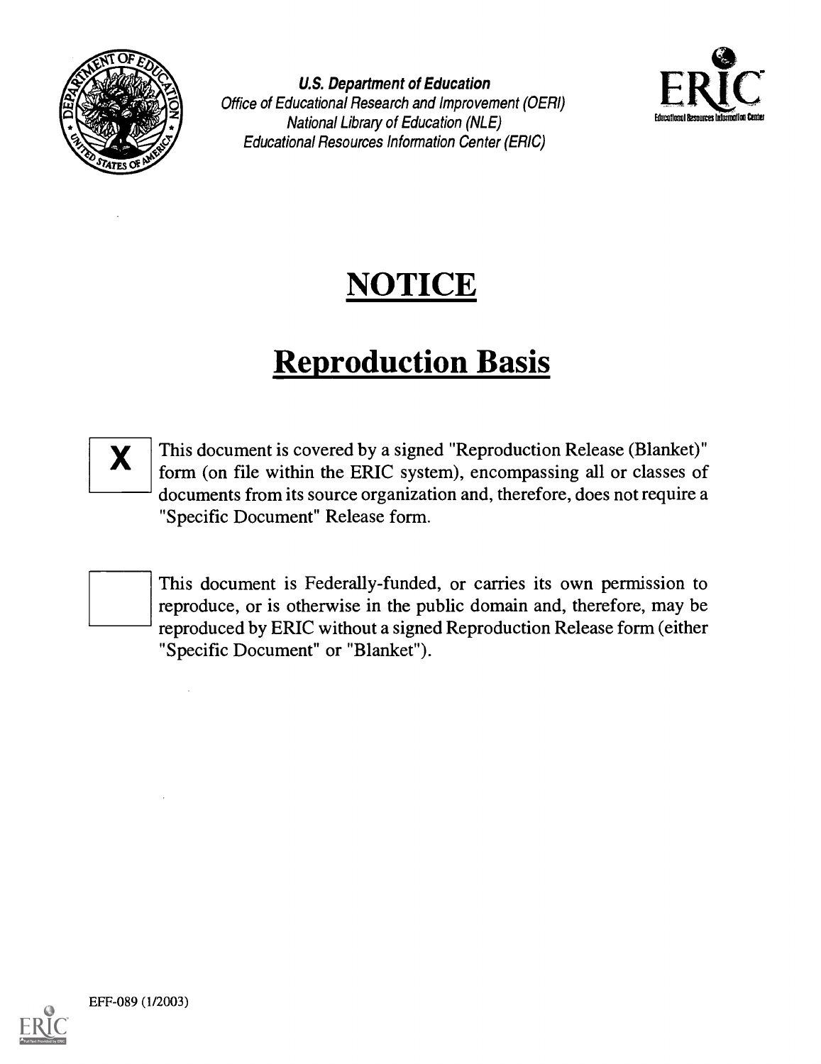**U.S. Department of Education**
*Office of Educational Research and Improvement (OERI)*
*National Library of Education (NLE)*
*Educational Resources Information Center (ERIC)*

# NOTICE

# Reproduction Basis

[X] This document is covered by a signed "Reproduction Release (Blanket)" form (on file within the ERIC system), encompassing all or classes of documents from its source organization and, therefore, does not require a "Specific Document" Release form.

[ ] This document is Federally-funded, or carries its own permission to reproduce, or is otherwise in the public domain and, therefore, may be reproduced by ERIC without a signed Reproduction Release form (either "Specific Document" or "Blanket").

EFF-089 (1/2003)